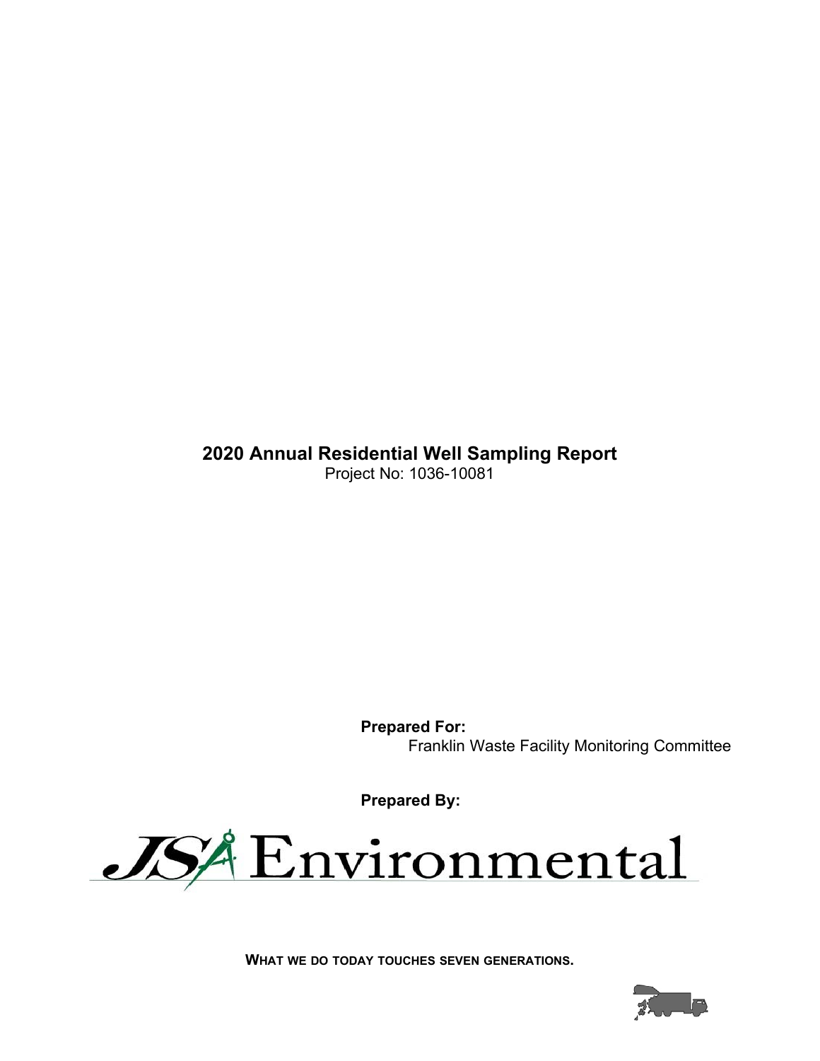# 2020 Annual Residential Well Sampling Report

Project No: 1036-10081

**Prepared For:**

Franklin Waste Facility Monitoring Committee

**Prepared By:**

JSA Environmental

**WHAT WE DO TODAY TOUCHES SEVEN GENERATIONS.**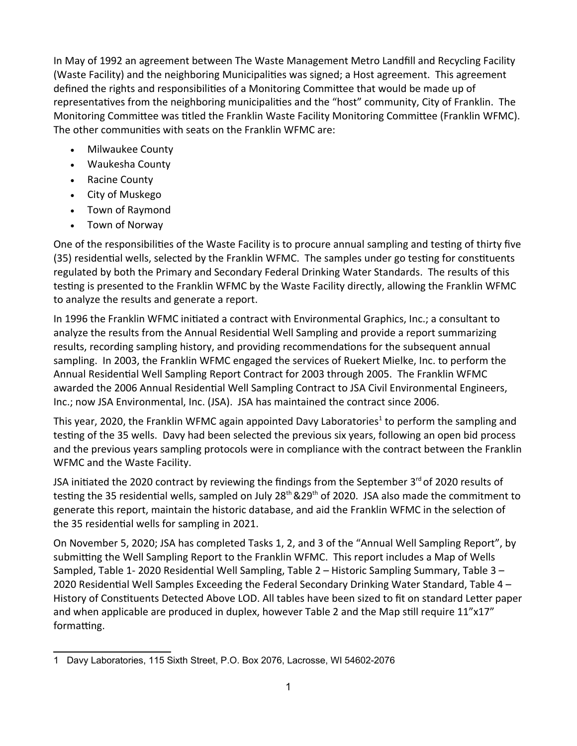In May of 1992 an agreement between The Waste Management Metro Landfill and Recycling Facility (Waste Facility) and the neighboring Municipalities was signed; a Host agreement. This agreement defined the rights and responsibilities of a Monitoring Committee that would be made up of representatives from the neighboring municipalities and the "host" community, City of Franklin. The Monitoring Committee was titled the Franklin Waste Facility Monitoring Committee (Franklin WFMC). The other communities with seats on the Franklin WFMC are:

- Milwaukee County
- Waukesha County
- Racine County
- City of Muskego
- Town of Raymond
- Town of Norway

One of the responsibilities of the Waste Facility is to procure annual sampling and testing of thirty five (35) residential wells, selected by the Franklin WFMC. The samples under go testing for constituents regulated by both the Primary and Secondary Federal Drinking Water Standards. The results of this testing is presented to the Franklin WFMC by the Waste Facility directly, allowing the Franklin WFMC to analyze the results and generate a report.

In 1996 the Franklin WFMC initiated a contract with Environmental Graphics, Inc.; a consultant to analyze the results from the Annual Residential Well Sampling and provide a report summarizing results, recording sampling history, and providing recommendations for the subsequent annual sampling. In 2003, the Franklin WFMC engaged the services of Ruekert Mielke, Inc. to perform the Annual Residential Well Sampling Report Contract for 2003 through 2005. The Franklin WFMC awarded the 2006 Annual Residential Well Sampling Contract to JSA Civil Environmental Engineers, Inc.; now JSA Environmental, Inc. (JSA). JSA has maintained the contract since 2006.

This year, 2020, the Franklin WFMC again appointed Davy Laboratories[1] to perform the sampling and testing of the 35 wells. Davy had been selected the previous six years, following an open bid process and the previous years sampling protocols were in compliance with the contract between the Franklin WFMC and the Waste Facility.

JSA initiated the 2020 contract by reviewing the findings from the September 3rd of 2020 results of testing the 35 residential wells, sampled on July 28th &29th of 2020. JSA also made the commitment to generate this report, maintain the historic database, and aid the Franklin WFMC in the selection of the 35 residential wells for sampling in 2021.

On November 5, 2020; JSA has completed Tasks 1, 2, and 3 of the "Annual Well Sampling Report", by submitting the Well Sampling Report to the Franklin WFMC. This report includes a Map of Wells Sampled, Table 1- 2020 Residential Well Sampling, Table 2 – Historic Sampling Summary, Table 3 – 2020 Residential Well Samples Exceeding the Federal Secondary Drinking Water Standard, Table 4 – History of Constituents Detected Above LOD. All tables have been sized to fit on standard Letter paper and when applicable are produced in duplex, however Table 2 and the Map still require 11"x17" formatting.

---

1 Davy Laboratories, 115 Sixth Street, P.O. Box 2076, Lacrosse, WI 54602-2076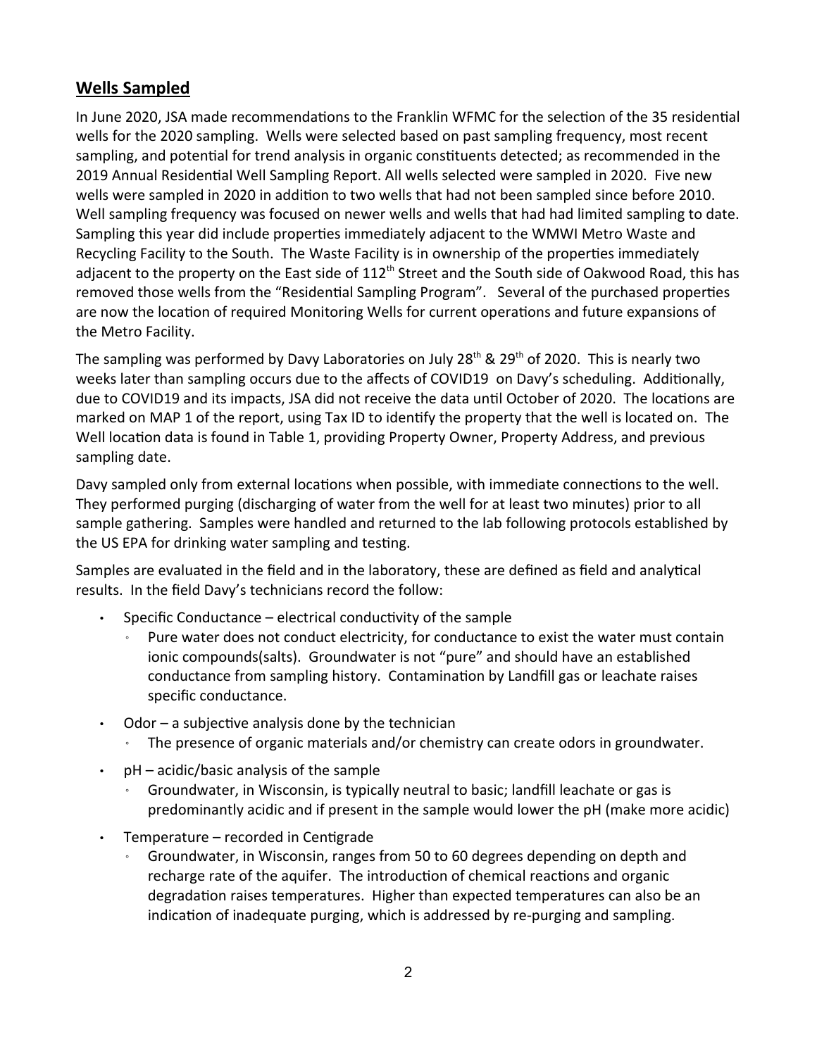## **Wells Sampled**

In June 2020, JSA made recommendations to the Franklin WFMC for the selection of the 35 residential wells for the 2020 sampling. Wells were selected based on past sampling frequency, most recent sampling, and potential for trend analysis in organic constituents detected; as recommended in the 2019 Annual Residential Well Sampling Report. All wells selected were sampled in 2020. Five new wells were sampled in 2020 in addition to two wells that had not been sampled since before 2010. Well sampling frequency was focused on newer wells and wells that had had limited sampling to date. Sampling this year did include properties immediately adjacent to the WMWI Metro Waste and Recycling Facility to the South. The Waste Facility is in ownership of the properties immediately adjacent to the property on the East side of 112th Street and the South side of Oakwood Road, this has removed those wells from the "Residential Sampling Program". Several of the purchased properties are now the location of required Monitoring Wells for current operations and future expansions of the Metro Facility.

The sampling was performed by Davy Laboratories on July 28th & 29th of 2020. This is nearly two weeks later than sampling occurs due to the affects of COVID19 on Davy's scheduling. Additionally, due to COVID19 and its impacts, JSA did not receive the data until October of 2020. The locations are marked on MAP 1 of the report, using Tax ID to identify the property that the well is located on. The Well location data is found in Table 1, providing Property Owner, Property Address, and previous sampling date.

Davy sampled only from external locations when possible, with immediate connections to the well. They performed purging (discharging of water from the well for at least two minutes) prior to all sample gathering. Samples were handled and returned to the lab following protocols established by the US EPA for drinking water sampling and testing.

Samples are evaluated in the field and in the laboratory, these are defined as field and analytical results. In the field Davy's technicians record the follow:

- Specific Conductance – electrical conductivity of the sample
  - Pure water does not conduct electricity, for conductance to exist the water must contain ionic compounds(salts). Groundwater is not "pure" and should have an established conductance from sampling history. Contamination by Landfill gas or leachate raises specific conductance.
- Odor – a subjective analysis done by the technician
  - The presence of organic materials and/or chemistry can create odors in groundwater.
- pH – acidic/basic analysis of the sample
  - Groundwater, in Wisconsin, is typically neutral to basic; landfill leachate or gas is predominantly acidic and if present in the sample would lower the pH (make more acidic)
- Temperature – recorded in Centigrade
  - Groundwater, in Wisconsin, ranges from 50 to 60 degrees depending on depth and recharge rate of the aquifer. The introduction of chemical reactions and organic degradation raises temperatures. Higher than expected temperatures can also be an indication of inadequate purging, which is addressed by re-purging and sampling.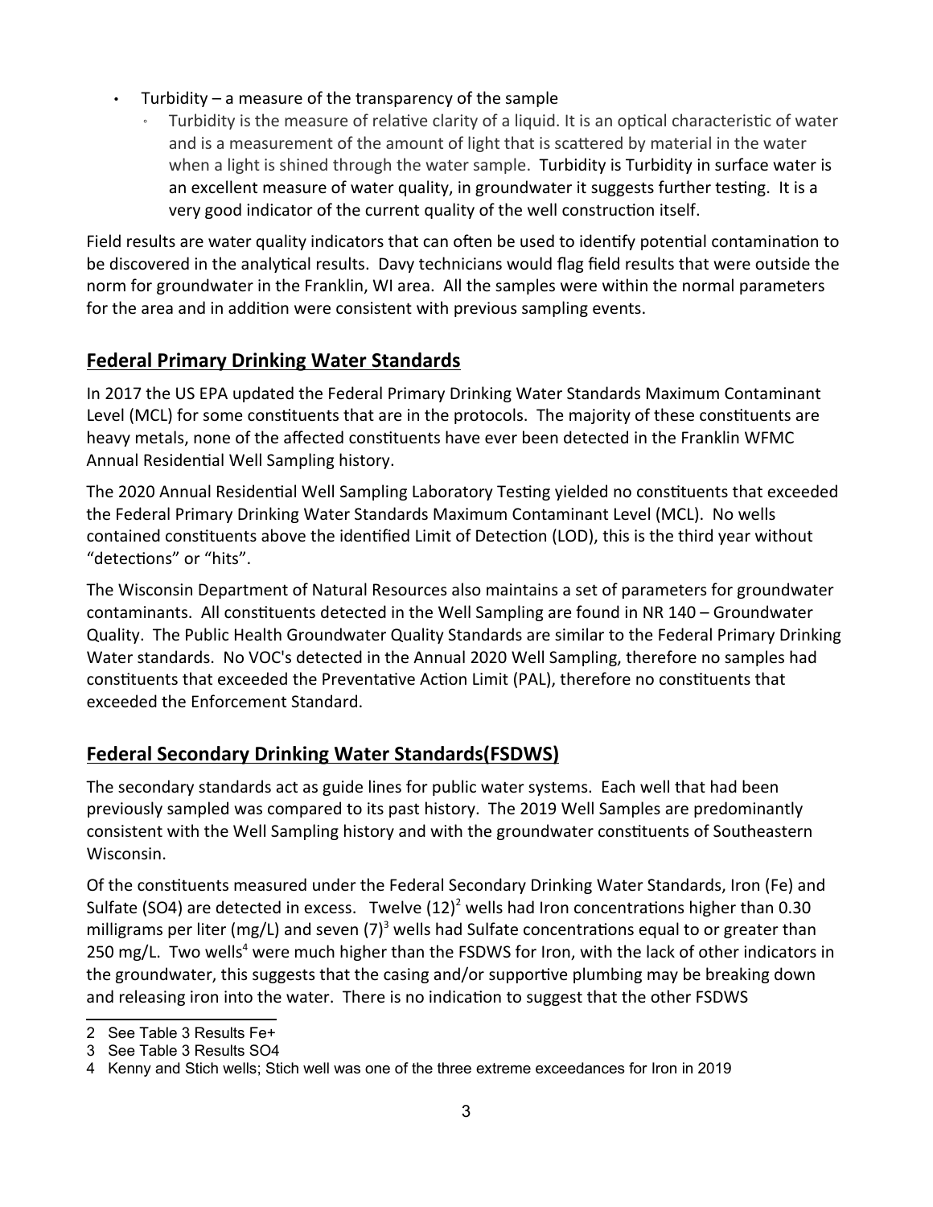- Turbidity – a measure of the transparency of the sample
  - Turbidity is the measure of relative clarity of a liquid. It is an optical characteristic of water and is a measurement of the amount of light that is scattered by material in the water when a light is shined through the water sample. Turbidity is Turbidity in surface water is an excellent measure of water quality, in groundwater it suggests further testing. It is a very good indicator of the current quality of the well construction itself.

Field results are water quality indicators that can often be used to identify potential contamination to be discovered in the analytical results. Davy technicians would flag field results that were outside the norm for groundwater in the Franklin, WI area. All the samples were within the normal parameters for the area and in addition were consistent with previous sampling events.

## Federal Primary Drinking Water Standards

In 2017 the US EPA updated the Federal Primary Drinking Water Standards Maximum Contaminant Level (MCL) for some constituents that are in the protocols. The majority of these constituents are heavy metals, none of the affected constituents have ever been detected in the Franklin WFMC Annual Residential Well Sampling history.

The 2020 Annual Residential Well Sampling Laboratory Testing yielded no constituents that exceeded the Federal Primary Drinking Water Standards Maximum Contaminant Level (MCL). No wells contained constituents above the identified Limit of Detection (LOD), this is the third year without "detections" or "hits".

The Wisconsin Department of Natural Resources also maintains a set of parameters for groundwater contaminants. All constituents detected in the Well Sampling are found in NR 140 – Groundwater Quality. The Public Health Groundwater Quality Standards are similar to the Federal Primary Drinking Water standards. No VOC's detected in the Annual 2020 Well Sampling, therefore no samples had constituents that exceeded the Preventative Action Limit (PAL), therefore no constituents that exceeded the Enforcement Standard.

## Federal Secondary Drinking Water Standards(FSDWS)

The secondary standards act as guide lines for public water systems. Each well that had been previously sampled was compared to its past history. The 2019 Well Samples are predominantly consistent with the Well Sampling history and with the groundwater constituents of Southeastern Wisconsin.

Of the constituents measured under the Federal Secondary Drinking Water Standards, Iron (Fe) and Sulfate ($SO_4$) are detected in excess. Twelve (12)[2] wells had Iron concentrations higher than 0.30 milligrams per liter (mg/L) and seven (7)[3] wells had Sulfate concentrations equal to or greater than 250 mg/L. Two wells[4] were much higher than the FSDWS for Iron, with the lack of other indicators in the groundwater, this suggests that the casing and/or supportive plumbing may be breaking down and releasing iron into the water. There is no indication to suggest that the other FSDWS

---

2 See Table 3 Results $Fe^{+}$

3 See Table 3 Results $SO_4$

4 Kenny and Stich wells; Stich well was one of the three extreme exceedances for Iron in 2019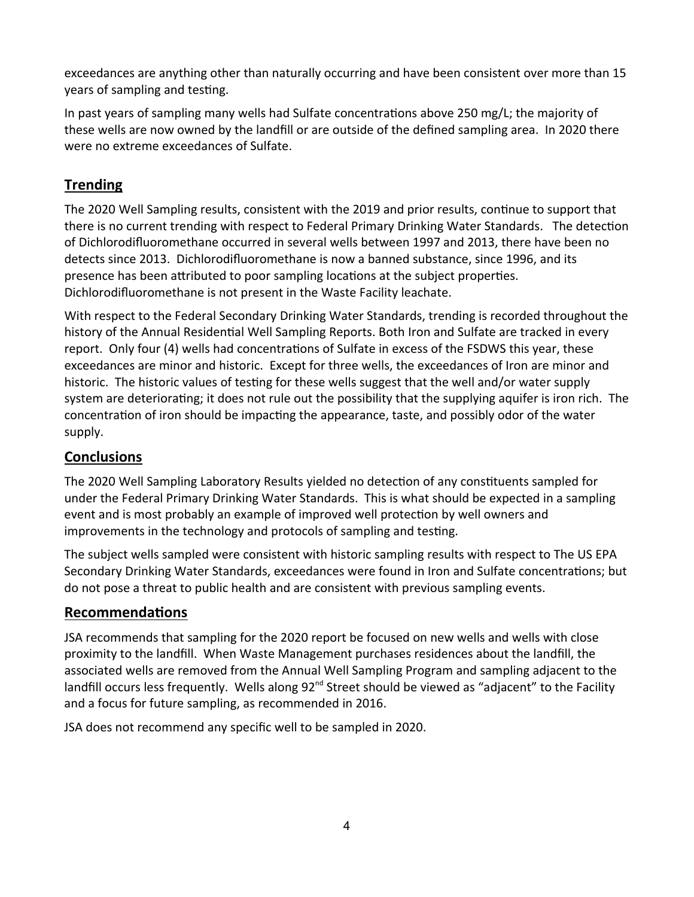exceedances are anything other than naturally occurring and have been consistent over more than 15 years of sampling and testing.

In past years of sampling many wells had Sulfate concentrations above 250 mg/L; the majority of these wells are now owned by the landfill or are outside of the defined sampling area. In 2020 there were no extreme exceedances of Sulfate.

## Trending

The 2020 Well Sampling results, consistent with the 2019 and prior results, continue to support that there is no current trending with respect to Federal Primary Drinking Water Standards. The detection of Dichlorodifluoromethane occurred in several wells between 1997 and 2013, there have been no detects since 2013. Dichlorodifluoromethane is now a banned substance, since 1996, and its presence has been attributed to poor sampling locations at the subject properties. Dichlorodifluoromethane is not present in the Waste Facility leachate.

With respect to the Federal Secondary Drinking Water Standards, trending is recorded throughout the history of the Annual Residential Well Sampling Reports. Both Iron and Sulfate are tracked in every report. Only four (4) wells had concentrations of Sulfate in excess of the FSDWS this year, these exceedances are minor and historic. Except for three wells, the exceedances of Iron are minor and historic. The historic values of testing for these wells suggest that the well and/or water supply system are deteriorating; it does not rule out the possibility that the supplying aquifer is iron rich. The concentration of iron should be impacting the appearance, taste, and possibly odor of the water supply.

## Conclusions

The 2020 Well Sampling Laboratory Results yielded no detection of any constituents sampled for under the Federal Primary Drinking Water Standards. This is what should be expected in a sampling event and is most probably an example of improved well protection by well owners and improvements in the technology and protocols of sampling and testing.

The subject wells sampled were consistent with historic sampling results with respect to The US EPA Secondary Drinking Water Standards, exceedances were found in Iron and Sulfate concentrations; but do not pose a threat to public health and are consistent with previous sampling events.

## Recommendations

JSA recommends that sampling for the 2020 report be focused on new wells and wells with close proximity to the landfill. When Waste Management purchases residences about the landfill, the associated wells are removed from the Annual Well Sampling Program and sampling adjacent to the landfill occurs less frequently. Wells along 92nd Street should be viewed as "adjacent" to the Facility and a focus for future sampling, as recommended in 2016.

JSA does not recommend any specific well to be sampled in 2020.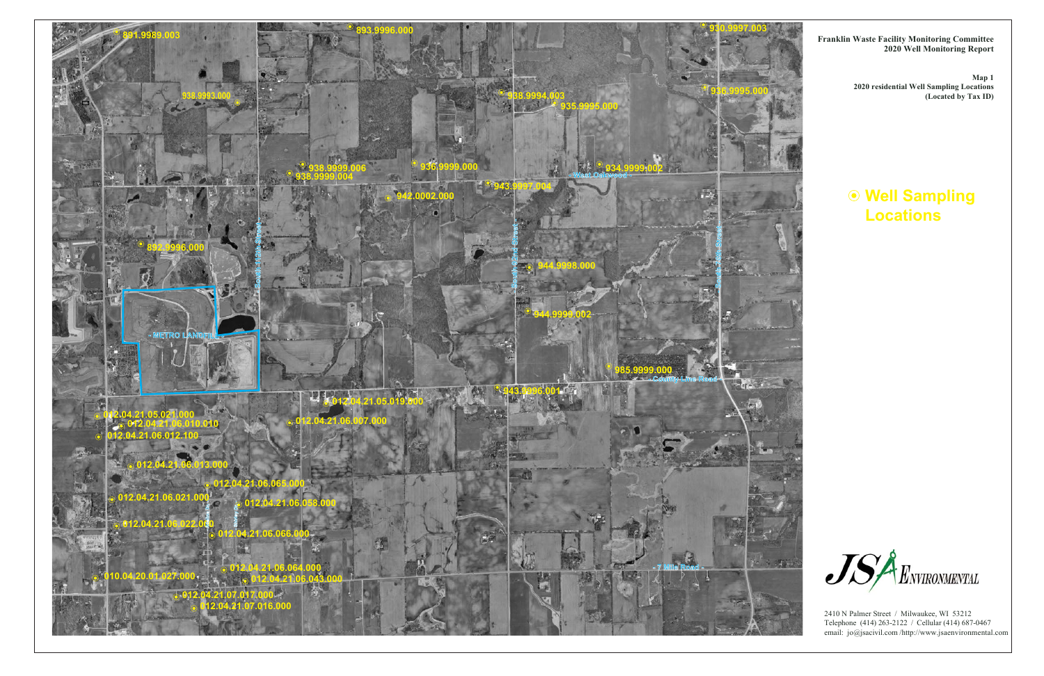**Franklin Waste Facility Monitoring Committee**
**2020 Well Monitoring Report**

**Map 1**
**2020 residential Well Sampling Locations**
**(Located by Tax ID)**

⦿ **Well Sampling Locations**

891.9989.003
893.9996.000
930.9997.003
938.9993.000
938.9994.003
936.9995.000
935.9995.000
938.9999.006
938.9999.004
936.9999.000
934.9999.002
943.9997.004
942.0002.000
892.9996.000
944.9998.000
944.9999.002
985.9999.000
943.9996.001
012.04.21.05.019.000
012.04.21.05.021.000
012.04.21.06.010.010
012.04.21.06.007.000
012.04.21.06.012.100
012.04.21.06.013.000
012.04.21.06.065.000
012.04.21.06.021.000
012.04.21.06.058.000
012.04.21.06.022.000
012.04.21.06.066.000
012.04.21.06.064.000
010.04.20.01.027.000
012.04.21.06.043.000
012.04.21.07.017.000
012.04.21.07.016.000

METRO LANDFILL
West Oakwood
County Line Road
7 Mile Road
South 112th Street
South 92nd Street
South 76th Street

JSA ENVIRONMENTAL

2410 N Palmer Street / Milwaukee, WI 53212
Telephone (414) 263-2122 / Cellular (414) 687-0467
email: jo@jsacivil.com /http://www.jsaenvironmental.com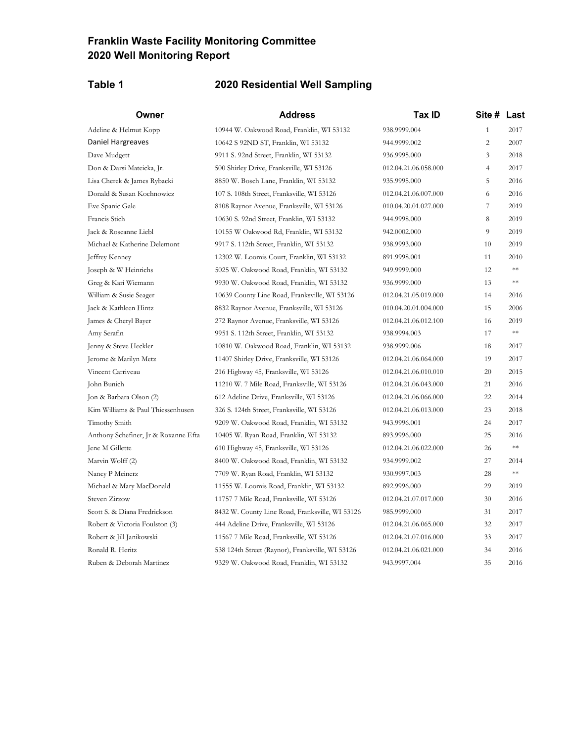# Franklin Waste Facility Monitoring Committee
# 2020 Well Monitoring Report

## Table 1 — 2020 Residential Well Sampling

| Owner | Address | Tax ID | Site # | Last |
|---|---|---|---|---|
| Adeline & Helmut Kopp | 10944 W. Oakwood Road, Franklin, WI 53132 | 938.9999.004 | 1 | 2017 |
| Daniel Hargreaves | 10642 S 92ND ST, Franklin, WI 53132 | 944.9999.002 | 2 | 2007 |
| Dave Mudgett | 9911 S. 92nd Street, Franklin, WI 53132 | 936.9995.000 | 3 | 2018 |
| Don & Darsi Mateicka, Jr. | 500 Shirley Drive, Franksville, WI 53126 | 012.04.21.06.058.000 | 4 | 2017 |
| Lisa Cherek & James Rybacki | 8850 W. Bosch Lane, Franklin, WI 53132 | 935.9995.000 | 5 | 2016 |
| Donald & Susan Kochnowicz | 107 S. 108th Street, Franksville, WI 53126 | 012.04.21.06.007.000 | 6 | 2016 |
| Eve Spanic Gale | 8108 Raynor Avenue, Franksville, WI 53126 | 010.04.20.01.027.000 | 7 | 2019 |
| Francis Stich | 10630 S. 92nd Street, Franklin, WI 53132 | 944.9998.000 | 8 | 2019 |
| Jack & Roseanne Liebl | 10155 W Oakwood Rd, Franklin, WI 53132 | 942.0002.000 | 9 | 2019 |
| Michael & Katherine Delemont | 9917 S. 112th Street, Franklin, WI 53132 | 938.9993.000 | 10 | 2019 |
| Jeffrey Kenney | 12302 W. Loomis Court, Franklin, WI 53132 | 891.9998.001 | 11 | 2010 |
| Joseph & W Heinrichs | 5025 W. Oakwood Road, Franklin, WI 53132 | 949.9999.000 | 12 | ** |
| Greg & Kari Wiemann | 9930 W. Oakwood Road, Franklin, WI 53132 | 936.9999.000 | 13 | ** |
| William & Susie Seager | 10639 County Line Road, Franksville, WI 53126 | 012.04.21.05.019.000 | 14 | 2016 |
| Jack & Kathleen Hintz | 8832 Raynor Avenue, Franksville, WI 53126 | 010.04.20.01.004.000 | 15 | 2006 |
| James & Cheryl Bayer | 272 Raynor Avenue, Franksville, WI 53126 | 012.04.21.06.012.100 | 16 | 2019 |
| Amy Serafin | 9951 S. 112th Street, Franklin, WI 53132 | 938.9994.003 | 17 | ** |
| Jenny & Steve Heckler | 10810 W. Oakwood Road, Franklin, WI 53132 | 938.9999.006 | 18 | 2017 |
| Jerome & Marilyn Metz | 11407 Shirley Drive, Franksville, WI 53126 | 012.04.21.06.064.000 | 19 | 2017 |
| Vincent Carriveau | 216 Highway 45, Franksville, WI 53126 | 012.04.21.06.010.010 | 20 | 2015 |
| John Bunich | 11210 W. 7 Mile Road, Franksville, WI 53126 | 012.04.21.06.043.000 | 21 | 2016 |
| Jon & Barbara Olson (2) | 612 Adeline Drive, Franksville, WI 53126 | 012.04.21.06.066.000 | 22 | 2014 |
| Kim Williams & Paul Thiessenhusen | 326 S. 124th Street, Franksville, WI 53126 | 012.04.21.06.013.000 | 23 | 2018 |
| Timothy Smith | 9209 W. Oakwood Road, Franklin, WI 53132 | 943.9996.001 | 24 | 2017 |
| Anthony Schefiner, Jr & Roxanne Efta | 10405 W. Ryan Road, Franklin, WI 53132 | 893.9996.000 | 25 | 2016 |
| Jene M Gillette | 610 Highway 45, Franksville, WI 53126 | 012.04.21.06.022.000 | 26 | ** |
| Marvin Wolff (2) | 8400 W. Oakwood Road, Franklin, WI 53132 | 934.9999.002 | 27 | 2014 |
| Nancy P Meinerz | 7709 W. Ryan Road, Franklin, WI 53132 | 930.9997.003 | 28 | ** |
| Michael & Mary MacDonald | 11555 W. Loomis Road, Franklin, WI 53132 | 892.9996.000 | 29 | 2019 |
| Steven Zirzow | 11757 7 Mile Road, Franksville, WI 53126 | 012.04.21.07.017.000 | 30 | 2016 |
| Scott S. & Diana Fredrickson | 8432 W. County Line Road, Franksville, WI 53126 | 985.9999.000 | 31 | 2017 |
| Robert & Victoria Foulston (3) | 444 Adeline Drive, Franksville, WI 53126 | 012.04.21.06.065.000 | 32 | 2017 |
| Robert & Jill Janikowski | 11567 7 Mile Road, Franksville, WI 53126 | 012.04.21.07.016.000 | 33 | 2017 |
| Ronald R. Heritz | 538 124th Street (Raynor), Franksville, WI 53126 | 012.04.21.06.021.000 | 34 | 2016 |
| Ruben & Deborah Martinez | 9329 W. Oakwood Road, Franklin, WI 53132 | 943.9997.004 | 35 | 2016 |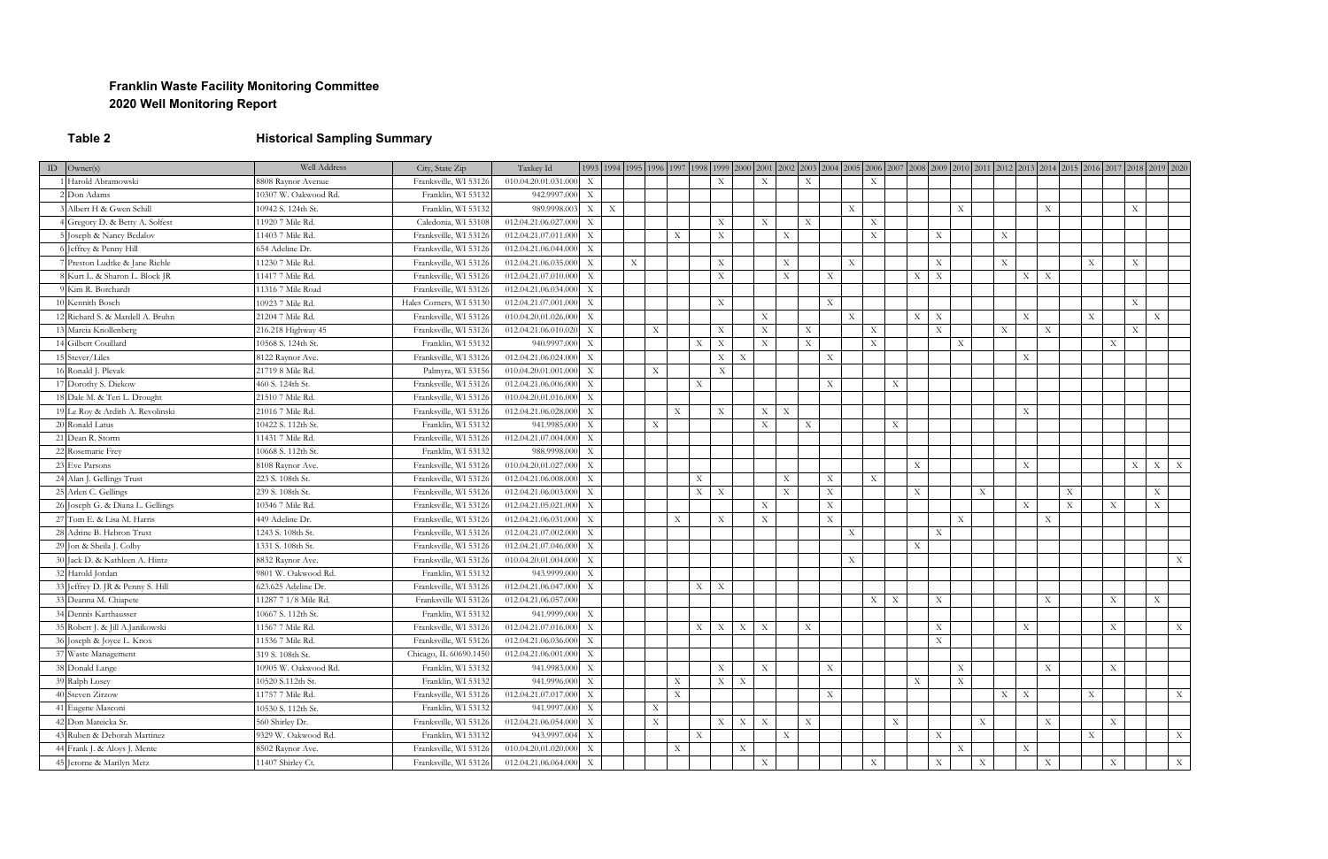**Franklin Waste Facility Monitoring Committee**
**2020 Well Monitoring Report**

**Table 2** **Historical Sampling Summary**

| ID | Owner(s) | Well Address | City, State Zip | Taxkey Id | 1993 | 1994 | 1995 | 1996 | 1997 | 1998 | 1999 | 2000 | 2001 | 2002 | 2003 | 2004 | 2005 | 2006 | 2007 | 2008 | 2009 | 2010 | 2011 | 2012 | 2013 | 2014 | 2015 | 2016 | 2017 | 2018 | 2019 | 2020 |
|---|---|---|---|---|---|---|---|---|---|---|---|---|---|---|---|---|---|---|---|---|---|---|---|---|---|---|---|---|---|---|---|---|
| 1 | Harold Abramowski | 8808 Raynor Avenue | Franksville, WI 53126 | 010.04.20.01.031.000 | X | | | | | | X | | X | | X | | | X | | | | | | | | | | | | | | |
| 2 | Don Adams | 10307 W. Oakwood Rd. | Franklin, WI 53132 | 942.9997.000 | X | | | | | | | | | | | | | | | | | | | | | | | | | | | |
| 3 | Albert H & Gwen Schill | 10942 S. 124th St. | Franklin, WI 53132 | 989.9998.003 | X | X | | | | | | | | | | | X | | | | | X | | | X | | | | | X | | |
| 4 | Gregory D. & Betty A. Solfest | 11920 7 Mile Rd. | Caledonia, WI 53108 | 012.04.21.06.027.000 | X | | | | | | X | | X | | X | | | X | | | | | | | | | | | | | | |
| 5 | Joseph & Nancy Bedalov | 11403 7 Mile Rd. | Franksville, WI 53126 | 012.04.21.07.011.000 | X | | | | X | | X | | | X | | | | X | | | X | | | X | | | | | | | | |
| 6 | Jeffrey & Penny Hill | 654 Adeline Dr. | Franksville, WI 53126 | 012.04.21.06.044.000 | X | | | | | | | | | | | | | | | | | | | | | | | | | | | |
| 7 | Preston Ludtke & Jane Riehle | 11230 7 Mile Rd. | Franksville, WI 53126 | 012.04.21.06.035.000 | X | | X | | | | X | | | X | | | X | | | | X | | | X | | | | X | | X | | |
| 8 | Kurt L. & Sharon L. Block JR | 11417 7 Mile Rd. | Franksville, WI 53126 | 012.04.21.07.010.000 | X | | | | | | X | | | X | | X | | | | X | X | | | | X | X | | | | | | |
| 9 | Kim R. Borchardt | 11316 7 Mile Road | Franksville, WI 53126 | 012.04.21.06.034.000 | X | | | | | | | | | | | | | | | | | | | | | | | | | | | |
| 10 | Kennith Bosch | 10923 7 Mile Rd. | Hales Corners, WI 53130 | 012.04.21.07.001.000 | X | | | | | | X | | | | | X | | | | | | | | | | | | | | X | | |
| 12 | Richard S. & Mardell A. Bruhn | 21204 7 Mile Rd. | Franksville, WI 53126 | 010.04.20.01.026.000 | X | | | | | | | | X | | | | X | | | X | X | | | | X | | | X | | | X | |
| 13 | Marcia Knollenberg | 216.218 Highway 45 | Franksville, WI 53126 | 012.04.21.06.010.020 | X | | | X | | | X | | X | | X | | | X | | | X | | | X | | X | | | | X | | |
| 14 | Gilbert Couillard | 10568 S. 124th St. | Franklin, WI 53132 | 940.9997.000 | X | | | | | X | X | | X | | X | | | X | | | | X | | | | | | | X | | | |
| 15 | Stever/Liles | 8122 Raynor Ave. | Franksville, WI 53126 | 012.04.21.06.024.000 | X | | | | | | X | X | | | | X | | | | | | | | | X | | | | | | | |
| 16 | Ronald J. Plevak | 21719 8 Mile Rd. | Palmyra, WI 53156 | 010.04.20.01.001.000 | X | | | X | | | X | | | | | | | | | | | | | | | | | | | | | |
| 17 | Dorothy S. Diekow | 460 S. 124th St. | Franksville, WI 53126 | 012.04.21.06.006.000 | X | | | | | X | | | | | | X | | | X | | | | | | | | | | | | | |
| 18 | Dale M. & Teri L. Drought | 21510 7 Mile Rd. | Franksville, WI 53126 | 010.04.20.01.016.000 | X | | | | | | | | | | | | | | | | | | | | | | | | | | | |
| 19 | Le Roy & Ardith A. Revolinski | 21016 7 Mile Rd. | Franksville, WI 53126 | 012.04.21.06.028.000 | X | | | | X | | X | | X | X | | | | | | | | | | | X | | | | | | | |
| 20 | Ronald Latus | 10422 S. 112th St. | Franklin, WI 53132 | 941.9985.000 | X | | | X | | | | | X | | X | | | | X | | | | | | | | | | | | | |
| 21 | Dean R. Storm | 11431 7 Mile Rd. | Franksville, WI 53126 | 012.04.21.07.004.000 | X | | | | | | | | | | | | | | | | | | | | | | | | | | | |
| 22 | Rosemarie Frey | 10668 S. 112th St. | Franklin, WI 53132 | 988.9998.000 | X | | | | | | | | | | | | | | | | | | | | | | | | | | | |
| 23 | Eve Parsons | 8108 Raynor Ave. | Franksville, WI 53126 | 010.04.20.01.027.000 | X | | | | | | | | | | | | | | | X | | | | | X | | | | | X | X | X |
| 24 | Alan J. Gellings Trust | 223 S. 108th St. | Franksville, WI 53126 | 012.04.21.06.008.000 | X | | | | | X | | | | X | | X | | X | | | | | | | | | | | | | | |
| 25 | Arlen C. Gellings | 239 S. 108th St. | Franksville, WI 53126 | 012.04.21.06.003.000 | X | | | | | X | X | | | X | | X | | | | X | | | X | | | | X | | | | X | |
| 26 | Joseph G. & Diana L. Gellings | 10346 7 Mile Rd. | Franksville, WI 53126 | 012.04.21.05.021.000 | X | | | | | | | | X | | | X | | | | | | | | | X | | X | | X | | X | |
| 27 | Tom E. & Lisa M. Harris | 449 Adeline Dr. | Franksville, WI 53126 | 012.04.21.06.031.000 | X | | | | X | | X | | X | | | X | | | | | | X | | | | X | | | | | | |
| 28 | Adrine B. Hebron Trust | 1243 S. 108th St. | Franksville, WI 53126 | 012.04.21.07.002.000 | X | | | | | | | | | | | | X | | | | X | | | | | | | | | | | |
| 29 | Jon & Sheila J. Colby | 1331 S. 108th St. | Franksville, WI 53126 | 012.04.21.07.046.000 | X | | | | | | | | | | | | | | | X | | | | | | | | | | | | |
| 30 | Jack D. & Kathleen A. Hintz | 8832 Raynor Ave. | Franksville, WI 53126 | 010.04.20.01.004.000 | X | | | | | | | | | | | | X | | | | | | | | | | | | | | | X |
| 32 | Harold Jordan | 9801 W. Oakwood Rd. | Franklin, WI 53132 | 943.9999.000 | X | | | | | | | | | | | | | | | | | | | | | | | | | | | |
| 33 | Jeffrey D. JR & Penny S. Hill | 623.625 Adeline Dr. | Franksville, WI 53126 | 012.04.21.06.047.000 | X | | | | | X | X | | | | | | | | | | | | | | | | | | | | | |
| 33 | Deanna M. Chiapete | 11287 7 1/8 Mile Rd. | Franksville WI 53126 | 012.04.21.06.057.000 | | | | | | | | | | | | | | X | X | | X | | | | | X | | | X | | X | |
| 34 | Dennis Karthausser | 10667 S. 112th St. | Franklin, WI 53132 | 941.9999.000 | X | | | | | | | | | | | | | | | | | | | | | | | | | | | |
| 35 | Robert J. & Jill A.Janikowski | 11567 7 Mile Rd. | Franksville, WI 53126 | 012.04.21.07.016.000 | X | | | | | X | X | X | X | | X | | | | | | X | | | | X | | | | X | | | X |
| 36 | Joseph & Joyce L. Knox | 11536 7 Mile Rd. | Franksville, WI 53126 | 012.04.21.06.036.000 | X | | | | | | | | | | | | | | | | X | | | | | | | | | | | |
| 37 | Waste Management | 319 S. 108th St. | Chicago, IL 60690.1450 | 012.04.21.06.001.000 | X | | | | | | | | | | | | | | | | | | | | | | | | | | | |
| 38 | Donald Lange | 10905 W. Oakwood Rd. | Franklin, WI 53132 | 941.9983.000 | X | | | | | | X | | X | | | X | | | | | | X | | | | X | | | X | | | |
| 39 | Ralph Losey | 10520 S.112th St. | Franklin, WI 53132 | 941.9996.000 | X | | | | X | | X | X | | | | | | | | X | | X | | | | | | | | | | |
| 40 | Steven Zirzow | 11757 7 Mile Rd. | Franksville, WI 53126 | 012.04.21.07.017.000 | X | | | | X | | | | | | | X | | | | | | | | X | X | | | X | | | | X |
| 41 | Eugene Masconi | 10530 S. 112th St. | Franklin, WI 53132 | 941.9997.000 | X | | | X | | | | | | | | | | | | | | | | | | | | | | | | |
| 42 | Don Mateicka Sr. | 560 Shirley Dr. | Franksville, WI 53126 | 012.04.21.06.054.000 | X | | | X | | | X | X | X | | X | | | | X | | | | X | | | X | | | X | | | |
| 43 | Ruben & Deborah Martinez | 9329 W. Oakwood Rd. | Franklin, WI 53132 | 943.9997.004 | X | | | | | X | | | | X | | | | | | | X | | | | | | | X | | | | X |
| 44 | Frank J. & Aloys J. Mente | 8502 Raynor Ave. | Franksville, WI 53126 | 010.04.20.01.020.000 | X | | | | X | | | X | | | | | | | | | | X | | | X | | | | | | | |
| 45 | Jerome & Marilyn Metz | 11407 Shirley Ct. | Franksville, WI 53126 | 012.04.21.06.064.000 | X | | | | | | | | X | | | | | X | | | X | | X | | | X | | | X | | | X |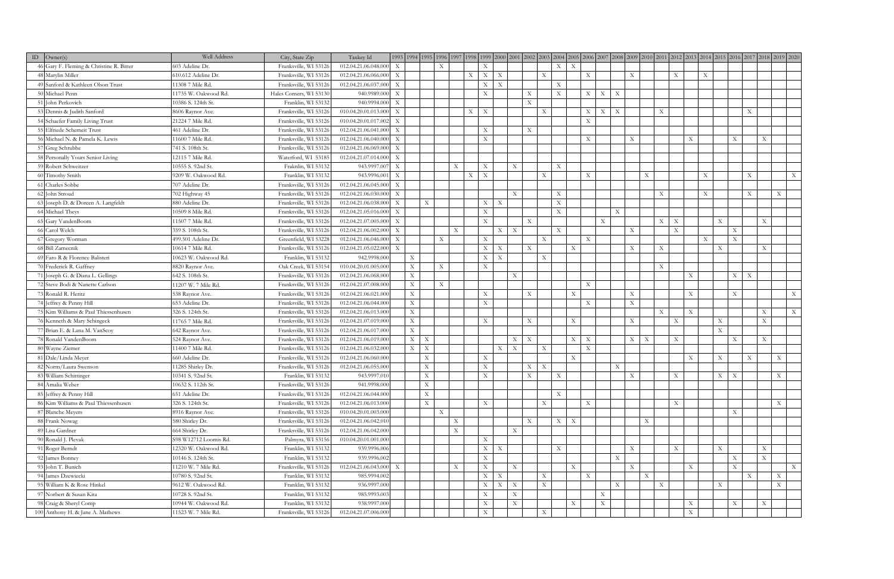| ID | Owner(s) | Well Address | City, State Zip | Taxkey Id | 1993 | 1994 | 1995 | 1996 | 1997 | 1998 | 1999 | 2000 | 2001 | 2002 | 2003 | 2004 | 2005 | 2006 | 2007 | 2008 | 2009 | 2010 | 2011 | 2012 | 2013 | 2014 | 2015 | 2016 | 2017 | 2018 | 2019 | 2020 |
|---|---|---|---|---|---|---|---|---|---|---|---|---|---|---|---|---|---|---|---|---|---|---|---|---|---|---|---|---|---|---|---|---|
| 46 | Gary F. Fleming & Christine R. Bitter | 603 Adeline Dr. | Franksville, WI 53126 | 012.04.21.06.048.000 | X | | | X | | | X | | | | | X | X | | | | | | | | | | | | | | | |
| 48 | Marylin Miller | 610.612 Adeline Dr. | Franksville, WI 53126 | 012.04.21.06.066.000 | X | | | | | X | X | X | | | X | | | X | | | X | | | X | | X | | | | | | |
| 49 | Sanford & Kathleen Olson Trust | 11308 7 Mile Rd. | Franksville, WI 53126 | 012.04.21.06.037.000 | X | | | | | | X | X | | | | X | | | | | | | | | | | | | | | | |
| 50 | Michael Penn | 11735 W. Oakwood Rd. | Hales Corners, WI 53130 | 940.9989.000 | X | | | | | | X | | | X | | X | | X | X | X | | | | | | | | | | | | |
| 51 | John Perkovich | 10386 S. 124th St. | Franklin, WI 53132 | 940.9994.000 | X | | | | | | | | | X | | | | | | | | | | | | | | | | | | |
| 53 | Dennis & Judith Sanford | 8606 Raynor Ave. | Franksville, WI 53126 | 010.04.20.01.013.000 | X | | | | | X | X | | | | X | | | X | X | X | | | X | | | | | | X | | | |
| 54 | Schaefer Family Living Trust | 21224 7 Mile Rd. | Franksville, WI 53126 | 010.04.20.01.017.002 | X | | | | | | | | | | | | | X | | | | | | | | | | | | | | |
| 55 | Elfriede Schemeit Trust | 461 Adeline Dr. | Franksville, WI 53126 | 012.04.21.06.041.000 | X | | | | | | X | | | X | | | | | | | | | | | | | | | | | | |
| 56 | Michael N. & Pamela K. Lewis | 11600 7 Mile Rd. | Franksville, WI 53126 | 012.04.21.06.040.000 | X | | | | | | X | | | | | | | X | | | X | | | | X | | | X | | X | | |
| 57 | Greg Schrubbe | 741 S. 108th St. | Franksville, WI 53126 | 012.04.21.06.069.000 | X | | | | | | | | | | | | | | | | | | | | | | | | | | | |
| 58 | Personally Yours Senior Living | 12115 7 Mile Rd. | Waterford, WI 53185 | 012.04.21.07.014.000 | X | | | | | | | | | | | | | | | | | | | | | | | | | | | |
| 59 | Robert Schweitzer | 10555 S. 92nd St. | Fraknlin, WI 53132 | 943.9997.007 | X | | | | X | | X | | X | | | X | | | | | | | | | | | | | | | | |
| 60 | Timothy Smith | 9209 W. Oakwood Rd. | Franklin, WI 53132 | 943.9996.001 | X | | | | | X | X | | | | X | | | X | | | | X | | | | X | | | X | | | X |
| 61 | Charles Sobbe | 707 Adeline Dr. | Franksville, WI 53126 | 012.04.21.06.045.000 | X | | | | | | | | | | | | | | | | | | | | | | | | | | | |
| 62 | John Stroud | 702 Highway 45 | Franksville, WI 53126 | 012.04.21.06.030.000 | X | | | | | | | | X | | | X | | | | | | | X | | | X | | | X | | X | |
| 63 | Joseph D. & Doreen A. Langfeldt | 880 Adeline Dr. | Franksville, WI 53126 | 012.04.21.06.038.000 | X | | X | | | | X | X | | | | X | | | | | | | | | | | | | | | | |
| 64 | Michael Theys | 10509 8 Mile Rd. | Franksville, WI 53126 | 012.04.21.05.016.000 | X | | | | | | X | | | | | X | | | | X | | | | | | | | | | | | |
| 65 | Gary VandenBoom | 11507 7 Mile Rd. | Franksville, WI 53126 | 012.04.21.07.005.000 | X | | | | | | X | | | X | | | | | X | | | | X | X | | | X | | | X | | |
| 66 | Carol Welch | 359 S. 108th St. | Franksville, WI 53126 | 012.04.21.06.002.000 | X | | | | X | | | X | X | | | X | | | | | X | | | X | | | | X | | | | |
| 67 | Gregory Wortman | 499.501 Adeline Dr. | Greenfield, WI 53228 | 012.04.21.06.046.000 | X | | | X | | | X | | | | X | | | X | | | | | | | | X | | X | | | | |
| 68 | Bill Zarnecnik | 10614 7 Mile Rd. | Franksville, WI 53126 | 012.04.21.05.022.000 | X | | | | | | X | X | | X | | | X | | | | X | | X | | | | X | | | X | | |
| 69 | Faro R & Florence Balisteri | 10623 W. Oakwood Rd. | Franklin, WI 53132 | 942.9998.000 | | X | | | | | X | X | | | X | | | | | | | | | | | | | | | | | |
| 70 | Frederick R. Gaffney | 8820 Raynor Ave. | Oak Creek, WI 53154 | 010.04.20.01.005.000 | | X | | X | | | X | | | | | | | | | | | | X | | | | | | | | | |
| 71 | Joseph G. & Diana L. Gellings | 642 S. 108th St. | Franksville, WI 53126 | 012.04.21.06.068.000 | | X | | | | | | | X | | | | | | | | | | | | X | | | X | X | | | |
| 72 | Steve Bodi & Nanette Carlson | 11207 W. 7 Mile Rd. | Franksville, WI 53126 | 012.04.21.07.008.000 | | X | | X | | | | | | | | | | X | | | | | | | | | | | | | | |
| 73 | Ronald R. Heritz | 538 Raynor Ave. | Franksville, WI 53126 | 012.04.21.06.021.000 | | X | | | | | X | | | X | | | X | | | | X | | | | X | | | X | | | | X |
| 74 | Jeffrey & Penny Hill | 653 Adeline Dr. | Franksville, WI 53126 | 012.04.21.06.044.000 | | X | | | | | X | | | | | | | X | | | X | | | | | | | | | | | |
| 75 | Kim Williams & Paul Thiessenhusen | 326 S. 124th St. | Franksville, WI 53126 | 012.04.21.06.013.000 | | X | | | | | | | | | | | | | | | | | X | | X | | | | | X | | X |
| 76 | Kenneth & Mary Schingeck | 11765 7 Mile Rd. | Franksville, WI 53126 | 012.04.21.07.019.000 | | X | | | | | X | | | X | | | X | | | | X | | | X | | | X | | | X | | |
| 77 | Brian E. & Lana M. VanScoy | 642 Raynor Ave. | Franksville, WI 53126 | 012.04.21.06.017.000 | | X | | | | | | | | | | | | | | | | | | | | | X | | | | | |
| 78 | Ronald VandenBoom | 524 Raynor Ave. | Franksville, WI 53126 | 012.04.21.06.019.000 | | X | X | | | | | | X | X | | | X | X | | | X | X | | X | | | | X | | X | | |
| 80 | Wayne Ziemer | 11400 7 Mile Rd. | Franksville, WI 53126 | 012.04.21.06.032.000 | | X | X | | | | | X | X | | X | | | X | | | | | | | | | | | | | | |
| 81 | Dale/Linda Meyer | 660 Adeline Dr. | Franksville, WI 53126 | 012.04.21.06.060.000 | | | X | | | | X | | | | | | X | | | | | | | | X | | X | | X | | X | |
| 82 | Norm/Laura Swenson | 11285 Shirley Dr. | Franksville, WI 53126 | 012.04.21.06.055.000 | | | X | | | | X | | | X | X | | | | | X | | | | | | | | | | | | |
| 83 | William Schittinger | 10341 S. 92nd St. | Franklin, WI 53132 | 943.9997.010 | | | X | | | | X | | | X | | X | | | | | X | | | X | | | X | X | | | X | |
| 84 | Amalia Weber | 10632 S. 112th St. | Franksville, WI 53126 | 941.9998.000 | | | X | | | | | | | | | | | | | | | | | | | | | | | | | |
| 85 | Jeffrey & Penny Hill | 651 Adeline Dr. | Franksville, WI 53126 | 012.04.21.06.044.000 | | | X | | | | | | | | | X | | | | | | | | | | | | | | | | |
| 86 | Kim Williams & Paul Thiessenhusen | 326 S. 124th St. | Franksville, WI 53126 | 012.04.21.06.013.000 | | | X | | | | X | | | | X | | | X | | | | | | X | | | | | | | X | |
| 87 | Blanche Meyers | 8916 Raynor Ave. | Franksville, WI 53126 | 010.04.20.01.003.000 | | | | X | | | | | | | | | | | | | | | | | | | | X | | | | |
| 88 | Frank Nowag | 580 Shirley Dr. | Franksville, WI 53126 | 012.04.21.06.042.010 | | | | | X | | | | | X | | X | X | | | | | X | | | | | | | | | | |
| 89 | Lisa Gardner | 664 Shirley Dr. | Franksville, WI 53126 | 012.04.21.06.042.000 | | | | | X | | | | X | | | | | | | | | | | | | | | | | | | |
| 90 | Ronald J. Plevak | S98 W12712 Loomis Rd. | Palmyra, WI 53156 | 010.04.20.01.001.000 | | | | | | | X | | | | | | | | | | | | | | | | | | | | | |
| 91 | Roger Berndt | 12320 W. Oakwood Rd. | Franklin, WI 53132 | 939.9996.006 | | | | | | | X | X | | | | X | | | | | X | | | X | | | X | | | X | | |
| 92 | James Bonney | 10146 S. 124th St. | Franklin, WI 53132 | 939.9996.002 | | | | | | | X | | | | | | | | | X | | | | | | | | X | | X | | |
| 93 | John T. Bunich | 11210 W. 7 Mile Rd. | Franksville, WI 53126 | 012.04.21.06.043.000 | X | | | | X | | X | | X | | | | X | | | | X | | | | X | | | X | | | | X |
| 94 | James Dzewiecki | 10780 S. 92nd St. | Franklin, WI 53132 | 985.9994.002 | | | | | | | X | X | | | X | | | X | | | | X | | | | | | | X | | X | |
| 95 | William K & Rose Hinkel | 9612 W. Oakwood Rd. | Franklin, WI 53132 | 936.9997.000 | | | | | | | X | X | X | | X | | | | | X | | | X | | | | X | | | | X | |
| 97 | Norbert & Susan Kita | 10728 S. 92nd St. | Franklin, WI 53132 | 985.9993.003 | | | | | | | X | | X | | | | | | X | | | | | | | | | | | | | |
| 98 | Craig & Sheryl Comp | 10944 W. Oakwood Rd. | Franklin, WI 53132 | 938.9997.000 | | | | | | | X | | X | | | | X | | X | | | | | | X | | | X | | X | | |
| 100 | Anthony H. & Jane A. Mathews | 11523 W. 7 Mile Rd. | Franksville, WI 53126 | 012.04.21.07.006.000 | | | | | | | X | | | | X | | | | | | | | | | X | | | | | | | |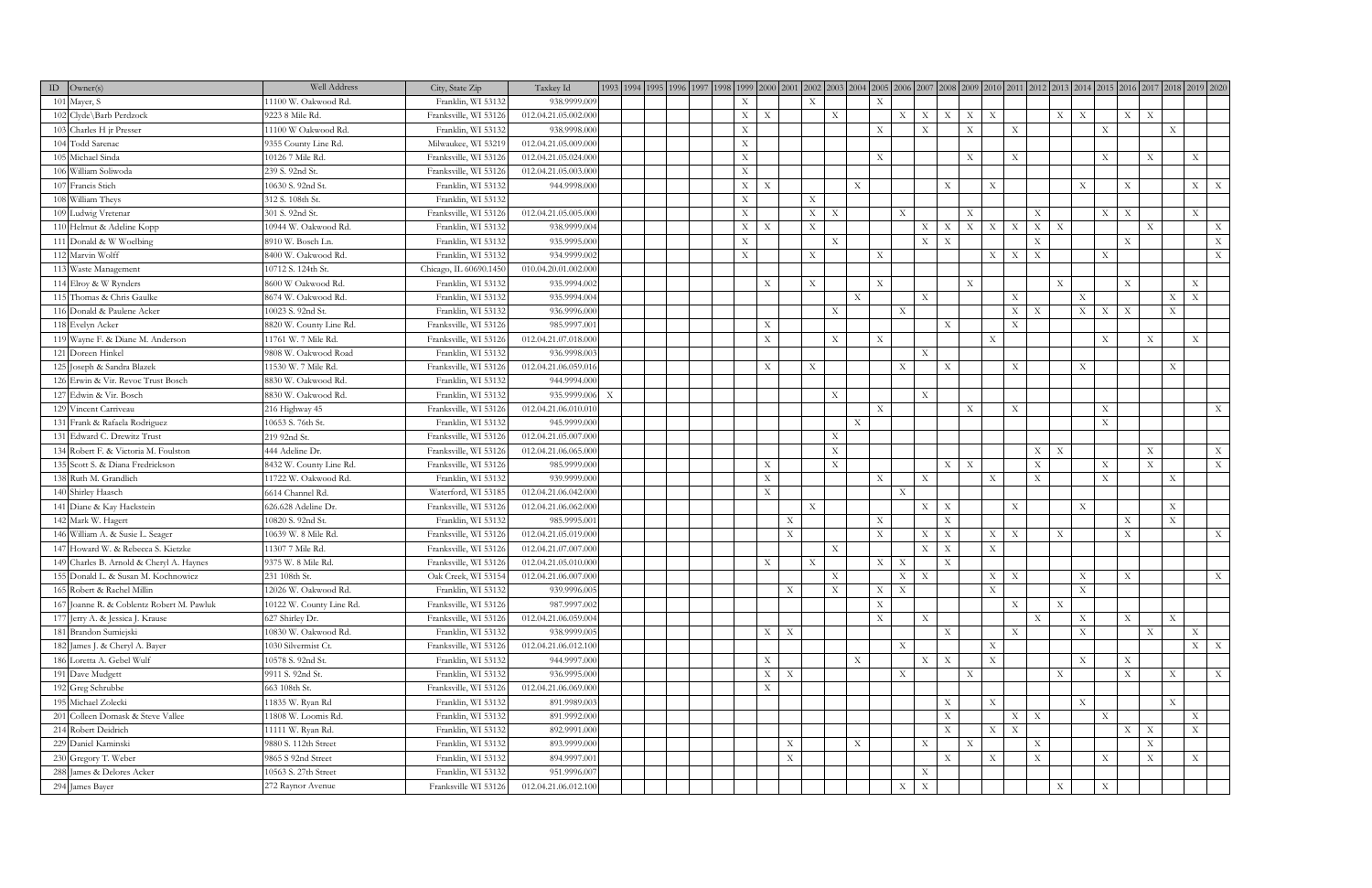| ID | Owner(s) | Well Address | City, State Zip | Taxkey Id | 1993 | 1994 | 1995 | 1996 | 1997 | 1998 | 1999 | 2000 | 2001 | 2002 | 2003 | 2004 | 2005 | 2006 | 2007 | 2008 | 2009 | 2010 | 2011 | 2012 | 2013 | 2014 | 2015 | 2016 | 2017 | 2018 | 2019 | 2020 |
|---|---|---|---|---|---|---|---|---|---|---|---|---|---|---|---|---|---|---|---|---|---|---|---|---|---|---|---|---|---|---|---|---|
| 101 | Mayer, S | 11100 W. Oakwood Rd. | Franklin, WI 53132 | 938.9999.009 | | | | | | | X | | | X | | | X | | | | | | | | | | | | | | | |
| 102 | Clyde\Barb Perdzock | 9223 S Mile Rd. | Franksville, WI 53126 | 012.04.21.05.002.000 | | | | | | | X | X | | | X | | | X | X | X | X | X | | | X | X | | X | X | | | |
| 103 | Charles H jr Presser | 11100 W Oakwood Rd | Franklin, WI 53132 | 938.9998.000 | | | | | | | X | | | | | | X | | X | | X | | X | | | | X | | | X | | |
| 104 | Todd Sarenac | 9355 County Line Rd. | Milwaukee, WI 53219 | 012.04.21.05.009.000 | | | | | | | X | | | | | | | | | | | | | | | | | | | | | |
| 105 | Michael Sinda | 10126 7 Mile Rd. | Franksville, WI 53126 | 012.04.21.05.024.000 | | | | | | | X | | | | | | X | | | | X | | X | | | | X | | X | | X | |
| 106 | William Soliwoda | 239 S. 92nd St. | Franksville, WI 53126 | 012.04.21.05.003.000 | | | | | | | X | | | | | | | | | | | | | | | | | | | | | |
| 107 | Francis Stich | 10630 S. 92nd St. | Franklin, WI 53132 | 944.9998.000 | | | | | | | X | X | | | | X | | | | X | | X | | | | X | | X | | | X | X |
| 108 | William Theys | 312 S. 108th St. | Franklin, WI 53132 | | | | | | | | X | | | X | | | | | | | | | | | | | | | | | | |
| 109 | Ludwig Vretenar | 301 S. 92nd St. | Franksville, WI 53126 | 012.04.21.05.005.000 | | | | | | | X | | | X | X | | | X | | | X | | | X | | | X | X | | | X | |
| 110 | Helmut & Adeline Kopp | 10944 W. Oakwood Rd. | Franklin, WI 53132 | 938.9999.004 | | | | | | | X | X | | X | | | | | X | X | X | X | X | X | X | | | | X | | | X |
| 111 | Donald & W Woelbing | 8910 W. Bosch Ln. | Franklin, WI 53132 | 935.9995.000 | | | | | | | X | | | | X | | | | X | X | | | | X | | | | X | | | | X |
| 112 | Marvin Wolff | 8400 W. Oakwood Rd. | Franklin, WI 53132 | 934.9999.002 | | | | | | | X | | | X | | | X | | | | | X | X | X | | | X | | | | | X |
| 113 | Waste Management | 10712 S. 124th St. | Chicago, IL 60690.1450 | 010.04.20.01.002.000 | | | | | | | | | | | | | | | | | | | | | | | | | | | | |
| 114 | Elroy & W Rynders | 8600 W Oakwood Rd. | Franklin, WI 53132 | 935.9994.002 | | | | | | | | X | | X | | | X | | | | X | | | | X | | | X | | | X | |
| 115 | Thomas & Chris Gaulke | 8674 W. Oakwood Rd. | Franklin, WI 53132 | 935.9994.004 | | | | | | | | | | | | X | | | X | | | | X | | | X | | | | X | X | |
| 116 | Donald & Paulene Acker | 10023 S. 92nd St. | Franklin, WI 53132 | 936.9996.000 | | | | | | | | | | | X | | | X | | | | | X | X | | X | X | X | | X | | |
| 118 | Evelyn Acker | 8820 W. County Line Rd. | Franksville, WI 53126 | 985.9997.001 | | | | | | | | X | | | | | | | | X | | | X | | | | | | | | | |
| 119 | Wayne F. & Diane M. Anderson | 11761 W. 7 Mile Rd. | Franksville, WI 53126 | 012.04.21.07.018.000 | | | | | | | | X | | | X | | X | | | | | X | | | | | X | | X | | X | |
| 121 | Doreen Hinkel | 9808 W. Oakwood Road | Franklin, WI 53132 | 936.9998.003 | | | | | | | | | | | | | | | X | | | | | | | | | | | | | |
| 125 | Joseph & Sandra Blazek | 11530 W. 7 Mile Rd. | Franksville, WI 53126 | 012.04.21.06.059.016 | | | | | | | | X | | X | | | | X | | X | | | X | | | X | | | | X | | |
| 126 | Erwin & Vir. Revoc Trust Bosch | 8830 W. Oakwood Rd. | Franklin, WI 53132 | 944.9994.000 | | | | | | | | | | | | | | | | | | | | | | | | | | | | |
| 127 | Edwin & Vir. Bosch | 8830 W. Oakwood Rd. | Franklin, WI 53132 | 935.9999.006 | X | | | | | | | | | | X | | | | X | | | | | | | | | | | | | |
| 129 | Vincent Carriveau | 216 Highway 45 | Franksville, WI 53126 | 012.04.21.06.010.010 | | | | | | | | | | | | | X | | | | X | | X | | | | X | | | | | X |
| 131 | Frank & Rafaela Rodriguez | 10653 S. 76th St. | Franklin, WI 53132 | 945.9999.000 | | | | | | | | | | | | X | | | | | | | | | | | X | | | | | |
| 131 | Edward C. Drewitz Trust | 219 92nd St. | Franksville, WI 53126 | 012.04.21.05.007.000 | | | | | | | | | | X | | | | | | | | | | | | | | | | | | |
| 134 | Robert F. & Victoria M. Foulston | 444 Adeline Dr. | Franksville, WI 53126 | 012.04.21.06.065.000 | | | | | | | | | | X | | | | | | | | | | X | X | | | | X | | | X |
| 135 | Scott S. & Diana Fredrickson | 8432 W. County Line Rd. | Franksville, WI 53126 | 985.9999.000 | | | | | | | | X | | X | | | | | | X | X | | | X | | | X | | X | | | X |
| 138 | Ruth M. Grandlich | 11722 W. Oakwood Rd. | Franklin, WI 53132 | 939.9999.000 | | | | | | | | X | | | | | X | | X | | | X | | X | | | X | | | X | | |
| 140 | Shirley Haasch | 6614 Channel Rd. | Waterford, WI 53185 | 012.04.21.06.042.000 | | | | | | | | X | | | | | | X | | | | | | | | | | | | | | |
| 141 | Diane & Kay Hackstein | 626.628 Adeline Dr. | Franksville, WI 53126 | 012.04.21.06.062.000 | | | | | | | | | | X | | | | | X | X | | | X | | | X | | | | X | | |
| 142 | Mark W. Hagert | 10820 S. 92nd St. | Franklin, WI 53132 | 985.9995.001 | | | | | | | | | X | | | | X | | | X | | | | | | | | X | | X | | |
| 146 | William A. & Susie L. Seager | 10639 W. 8 Mile Rd. | Franksville, WI 53126 | 012.04.21.05.019.000 | | | | | | | | | X | | | | X | | X | X | | X | X | | X | | | X | | | | X |
| 147 | Howard W. & Rebecca S. Kietzke | 11307 7 Mile Rd. | Franksville, WI 53126 | 012.04.21.07.007.000 | | | | | | | | | | | X | | | | X | X | | X | | | | | | | | | | |
| 149 | Charles B. Arnold & Cheryl A. Haynes | 9375 W. 8 Mile Rd. | Franksville, WI 53126 | 012.04.21.05.010.000 | | | | | | | | X | | X | | | X | X | | X | | | | | | | | | | | | |
| 155 | Donald L. & Susan M. Kochnowicz | 231 108th St. | Oak Creek, WI 53154 | 012.04.21.06.007.000 | | | | | | | | | | | X | | | X | X | | | X | X | | | X | | X | | | | X |
| 165 | Robert & Rachel Millin | 12026 W. Oakwood Rd. | Franklin, WI 53132 | 939.9996.005 | | | | | | | | | X | | X | | X | X | | | | X | | | | X | | | | | | |
| 167 | Joanne R. & Coblentz Robert M. Pawluk | 10122 W. County Line Rd. | Franksville, WI 53126 | 987.9997.002 | | | | | | | | | | | | | X | | | | | | X | | X | | | | | | | |
| 177 | Jerry A. & Jessica J. Krause | 627 Shirley Dr. | Franksville, WI 53126 | 012.04.21.06.059.004 | | | | | | | | | | | | | X | | X | | | | | X | | X | | X | | X | | |
| 181 | Brandon Sumiejski | 10830 W. Oakwood Rd. | Franklin, WI 53132 | 938.9999.005 | | | | | | | | X | X | | | | | | | X | | | X | | | X | | | X | | X | |
| 182 | James J. & Cheryl A. Bayer | 1030 Silvermist Ct. | Franksville, WI 53126 | 012.04.21.06.012.100 | | | | | | | | | | | | | | X | | | | X | | | | | | | | | X | X |
| 186 | Loretta A. Gebel Wulf | 10578 S. 92nd St. | Franklin, WI 53132 | 944.9997.000 | | | | | | | | X | | | | X | | | X | X | | X | | | | X | | X | | | | |
| 191 | Dave Mudgett | 9911 S. 92nd St. | Franklin, WI 53132 | 936.9995.000 | | | | | | | | X | X | | | | | X | | | X | | | | X | | | X | | X | | X |
| 192 | Greg Schrubbe | 663 108th St. | Franksville, WI 53126 | 012.04.21.06.069.000 | | | | | | | | X | | | | | | | | | | | | | | | | | | | | |
| 195 | Michael Zolecki | 11835 W. Ryan Rd | Franklin, WI 53132 | 891.9989.003 | | | | | | | | | | | | | | | | X | | X | | | | X | | | | X | | |
| 201 | Colleen Domask & Steve Vallee | 11808 W. Loomis Rd. | Franklin, WI 53132 | 891.9992.000 | | | | | | | | | | | | | | | | X | | | X | X | | | X | | | | X | |
| 214 | Robert Deidrich | 11111 W. Ryan Rd. | Franklin, WI 53132 | 892.9991.000 | | | | | | | | | | | | | | | | X | | X | X | | | | | X | X | | X | |
| 229 | Daniel Kaminski | 9880 S. 112th Street | Franklin, WI 53132 | 893.9999.000 | | | | | | | | | X | | | X | | | X | | X | | | X | | | | | X | | | |
| 230 | Gregory T. Weber | 9865 S 92nd Street | Franklin, WI 53132 | 894.9997.001 | | | | | | | | | X | | | | | | | X | | X | | X | | | X | | X | | X | |
| 288 | James & Delores Acker | 10563 S. 27th Street | Franklin, WI 53132 | 951.9996.007 | | | | | | | | | | | | | | | X | | | | | | | | | | | | | |
| 294 | James Bayer | 272 Raynor Avenue | Franksville WI 53126 | 012.04.21.06.012.100 | | | | | | | | | | | | | | X | X | | | | | | X | | X | | | | | |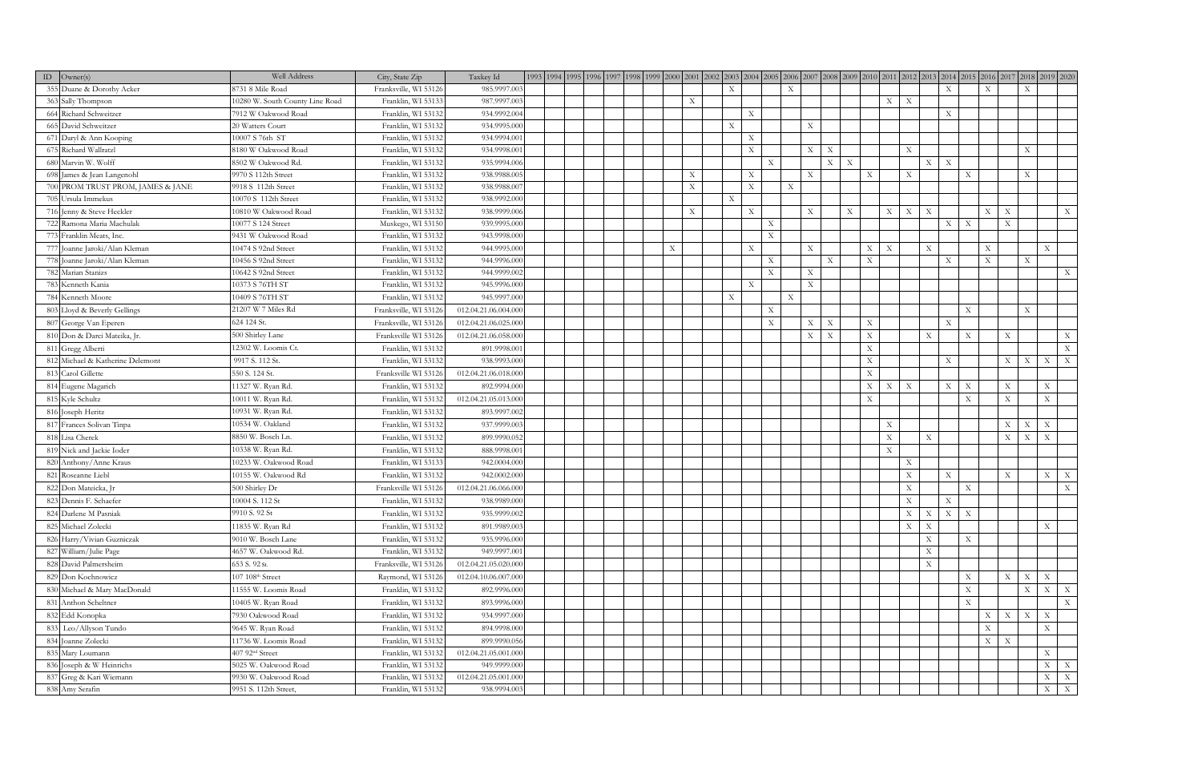| ID | Owner(s) | Well Address | City, State Zip | Taxkey Id | 1993 | 1994 | 1995 | 1996 | 1997 | 1998 | 1999 | 2000 | 2001 | 2002 | 2003 | 2004 | 2005 | 2006 | 2007 | 2008 | 2009 | 2010 | 2011 | 2012 | 2013 | 2014 | 2015 | 2016 | 2017 | 2018 | 2019 | 2020 |
|---|---|---|---|---|---|---|---|---|---|---|---|---|---|---|---|---|---|---|---|---|---|---|---|---|---|---|---|---|---|---|---|---|
| 355 | Duane & Dorothy Acker | 8731 8 Mile Road | Franksville, WI 53126 | 985.9997.003 | | | | | | | | | | | X | | | X | | | | | | | X | | X | | | X | | |
| 363 | Sally Thompson | 10280 W. South County Line Road | Franklin, WI 53133 | 987.9997.003 | | | | | | | | | X | | | | | | | | | | X | X | | | | | | | | |
| 664 | Richard Schweitzer | 7912 W Oakwood Road | Franklin, WI 53132 | 934.9992.004 | | | | | | | | | | | | X | | | | | | | | | X | | | | | | | |
| 665 | David Schweitzer | 20 Watters Court | Franklin, WI 53132 | 934.9995.000 | | | | | | | | | | | X | | | | X | | | | | | | | | | | | | |
| 671 | Daryl & Ann Kooping | 10007 S 76th ST | Franklin, WI 53132 | 934.9994.001 | | | | | | | | | | | | X | | | | | | | | | | | | | | | | |
| 675 | Richard Wallratzl | 8180 W Oakwood Road | Franklin, WI 53132 | 934.9998.001 | | | | | | | | | | | | X | | | X | X | | | | X | | | | | | X | | |
| 680 | Marvin W. Wolff | 8502 W Oakwood Rd. | Franklin, WI 53132 | 935.9994.006 | | | | | | | | | | | | | X | | | X | X | | | | X | X | | | | | | |
| 698 | James & Jean Langenohl | 9970 S 112th Street | Franklin, WI 53132 | 938.9988.005 | | | | | | | | | X | | | X | | | X | | | X | | X | | | X | | | X | | |
| 700 | PROM TRUST PROM, JAMES & JANE | 9918 S 112th Street | Franklin, WI 53132 | 938.9988.007 | | | | | | | | | X | | | X | | X | | | | | | | | | | | | | | |
| 705 | Ursula Immekus | 10070 S 112th Street | Franklin, WI 53132 | 938.9992.000 | | | | | | | | | | | X | | | | | | | | | | | | | | | | | |
| 716 | Jenny & Steve Heckler | 10810 W Oakwood Road | Franklin, WI 53132 | 938.9999.006 | | | | | | | | | X | | | X | | | X | | X | | X | X | X | | | X | X | | | X |
| 722 | Ramona Maria Machulak | 10077 S 124 Street | Muskego, WI 53150 | 939.9995.000 | | | | | | | | | | | | | X | | | | | | | | X | X | | | X | | | |
| 773 | Franklin Meats, Inc. | 9431 W Oakwood Road | Franklin, WI 53132 | 943.9998.000 | | | | | | | | | | | | | X | | | | | | | | | | | | | | | |
| 777 | Joanne Jaroki/Alan Kleman | 10474 S 92nd Street | Franklin, WI 53132 | 944.9995.000 | | | | | | | | X | | | | X | | | X | | | X | X | | X | | | X | | | X | |
| 778 | Joanne Jaroki/Alan Kleman | 10456 S 92nd Street | Franklin, WI 53132 | 944.9996.000 | | | | | | | | | | | | | X | | | X | | X | | | X | | | X | | X | | |
| 782 | Marian Stanizs | 10642 S 92nd Street | Franklin, WI 53132 | 944.9999.002 | | | | | | | | | | | | | X | | X | | | | | | | | | | | | | X |
| 783 | Kenneth Kania | 10373 S 76TH ST | Franklin, WI 53132 | 945.9996.000 | | | | | | | | | | | | X | | | X | | | | | | | | | | | | | |
| 784 | Kenneth Moore | 10409 S 76TH ST | Franklin, WI 53132 | 945.9997.000 | | | | | | | | | | | X | | | X | | | | | | | | | | | | | | |
| 803 | Lloyd & Beverly Gellings | 21207 W 7 Miles Rd | Franksville, WI 53126 | 012.04.21.06.004.000 | | | | | | | | | | | | | X | | | | | | | | | | X | | | X | | |
| 807 | George Van Eperen | 624 124 St. | Franksville, WI 53126 | 012.04.21.06.025.000 | | | | | | | | | | | | | X | | X | X | | X | | | X | | | | | | | |
| 810 | Don & Darci Mateika, Jr. | 500 Shirley Lane | Franksville WI 53126 | 012.04.21.06.058.000 | | | | | | | | | | | | | | | X | X | | X | | | X | | X | | X | | | X |
| 811 | Gregg Alberti | 12302 W. Loomis Ct. | Franklin, WI 53132 | 891.9998.001 | | | | | | | | | | | | | | | | | | X | | | | | | | | | | X |
| 812 | Michael & Katherine Delemont | 9917 S. 112 St. | Franklin, WI 53132 | 938.9993.000 | | | | | | | | | | | | | | | | | | X | | | X | | | | X | X | X | X |
| 813 | Carol Gillette | 550 S. 124 St. | Franksville WI 53126 | 012.04.21.06.018.000 | | | | | | | | | | | | | | | | | | X | | | | | | | | | | |
| 814 | Eugene Magarich | 11327 W. Ryan Rd. | Franklin, WI 53132 | 892.9994.000 | | | | | | | | | | | | | | | | | | X | X | X | | X | X | | X | | X | |
| 815 | Kyle Schultz | 10011 W. Ryan Rd. | Franklin, WI 53132 | 012.04.21.05.013.000 | | | | | | | | | | | | | | | | | | | | | | | X | | X | | X | |
| 816 | Joseph Heritz | 10931 W. Ryan Rd. | Franklin, WI 53132 | 893.9997.002 | | | | | | | | | | | | | | | | | | | | | | | | | | | | |
| 817 | Frances Solivan Tinpa | 10534 W. Oakland | Franklin, WI 53132 | 937.9999.003 | | | | | | | | | | | | | | | | | | | X | | | | | | X | X | X | |
| 818 | Lisa Cherek | 8850 W. Bosch Ln. | Franklin, WI 53132 | 899.9990.052 | | | | | | | | | | | | | | | | | | | X | | X | | | | X | X | X | |
| 819 | Nick and Jackie Ioder | 10338 W. Ryan Rd. | Franklin, WI 53132 | 888.9998.001 | | | | | | | | | | | | | | | | | | | X | | | | | | | | | |
| 820 | Anthony/Anne Kraus | 10233 W. Oakwood Road | Franklin, WI 53133 | 942.0004.000 | | | | | | | | | | | | | | | | | | | | X | | | | | | | | |
| 821 | Roseanne Liebl | 10155 W. Oakwood Rd | Franklin, WI 53132 | 942.0002.000 | | | | | | | | | | | | | | | | | | | | X | X | | | | X | | X | X |
| 822 | Don Mateicka, Jr | 500 Shirley Dr | Franksville WI 53126 | 012.04.21.06.066.000 | | | | | | | | | | | | | | | | | | | | X | | | X | | | | | X |
| 823 | Dennis F. Schaefer | 10004 S. 112 St | Franklin, WI 53132 | 938.9989.000 | | | | | | | | | | | | | | | | | | | | X | X | | | | | | | |
| 824 | Darlene M Pasniak | 9910 S. 92 St | Franklin, WI 53132 | 935.9999.002 | | | | | | | | | | | | | | | | | | | | X | X | X | X | | | | | |
| 825 | Michael Zolecki | 11835 W. Ryan Rd | Franklin, WI 53132 | 891.9989.003 | | | | | | | | | | | | | | | | | | | | X | X | | | | | | X | |
| 826 | Harry/Vivian Guzniczak | 9010 W. Bosch Lane | Franklin, WI 53132 | 935.9996.000 | | | | | | | | | | | | | | | | | | | | | X | | X | | | | | |
| 827 | William/Julie Page | 4657 W. Oakwood Rd. | Franklin, WI 53132 | 949.9997.001 | | | | | | | | | | | | | | | | | | | | | X | | | | | | | |
| 828 | David Palmersheim | 653 S. 92 St. | Franksville, WI 53126 | 012.04.21.05.020.000 | | | | | | | | | | | | | | | | | | | | | X | | | | | | | |
| 829 | Don Kochnowicz | 107 108th Street | Raymond, WI 53126 | 012.04.10.06.007.000 | | | | | | | | | | | | | | | | | | | | | | | X | | X | X | X | |
| 830 | Michael & Mary MacDonald | 11555 W. Loomis Road | Franklin, WI 53132 | 892.9996.000 | | | | | | | | | | | | | | | | | | | | | | | X | | | X | X | X |
| 831 | Anthon Scheltner | 10405 W. Ryan Road | Franklin, WI 53132 | 893.9996.000 | | | | | | | | | | | | | | | | | | | | | | | X | | | | | X |
| 832 | Edd Konopka | 7930 Oakwood Road | Franklin, WI 53132 | 934.9997.000 | | | | | | | | | | | | | | | | | | | | | | | | X | X | X | X | |
| 833 | Leo/Allyson Tundo | 9645 W. Ryan Road | Franklin, WI 53132 | 894.9998.000 | | | | | | | | | | | | | | | | | | | | | | | | X | | | X | |
| 834 | Joanne Zolecki | 11736 W. Loomis Road | Franklin, WI 53132 | 899.9990.056 | | | | | | | | | | | | | | | | | | | | | | | | X | X | | | |
| 835 | Mary Loumann | 407 92nd Street | Franklin, WI 53132 | 012.04.21.05.001.000 | | | | | | | | | | | | | | | | | | | | | | | | | | | X | |
| 836 | Joseph & W Heinrichs | 5025 W. Oakwood Road | Franklin, WI 53132 | 949.9999.000 | | | | | | | | | | | | | | | | | | | | | | | | | | | X | X |
| 837 | Greg & Kari Wiemann | 9930 W. Oakwood Road | Franklin, WI 53132 | 012.04.21.05.001.000 | | | | | | | | | | | | | | | | | | | | | | | | | | | X | X |
| 838 | Amy Serafin | 9951 S. 112th Street, | Franklin, WI 53132 | 938.9994.003 | | | | | | | | | | | | | | | | | | | | | | | | | | | X | X |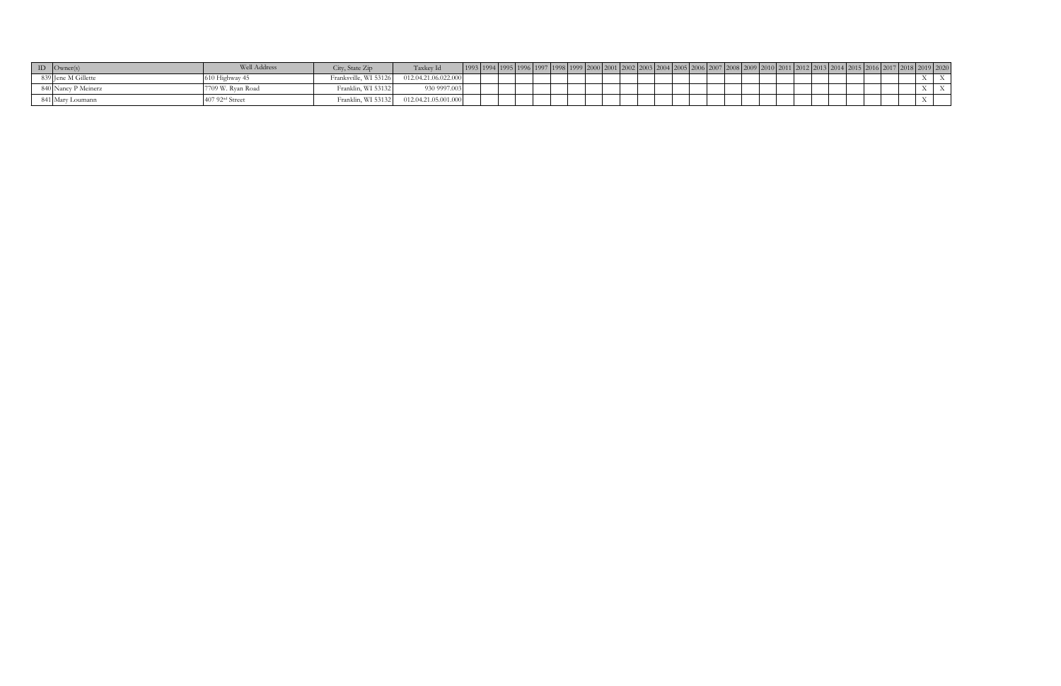| ID | Owner(s) | Well Address | City, State Zip | Taxkey Id | 1993 | 1994 | 1995 | 1996 | 1997 | 1998 | 1999 | 2000 | 2001 | 2002 | 2003 | 2004 | 2005 | 2006 | 2007 | 2008 | 2009 | 2010 | 2011 | 2012 | 2013 | 2014 | 2015 | 2016 | 2017 | 2018 | 2019 | 2020 |
|---|---|---|---|---|---|---|---|---|---|---|---|---|---|---|---|---|---|---|---|---|---|---|---|---|---|---|---|---|---|---|---|---|
| 839 | Jene M Gillette | 610 Highway 45 | Franksville, WI 53126 | 012.04.21.06.022.000 | | | | | | | | | | | | | | | | | | | | | | | | | | | X | X |
| 840 | Nancy P Meinerz | 7709 W. Ryan Road | Franklin, WI 53132 | 930 9997.003 | | | | | | | | | | | | | | | | | | | | | | | | | | | X | X |
| 841 | Mary Loumann | 407 92nd Street | Franklin, WI 53132 | 012.04.21.05.001.000 | | | | | | | | | | | | | | | | | | | | | | | | | | | X | |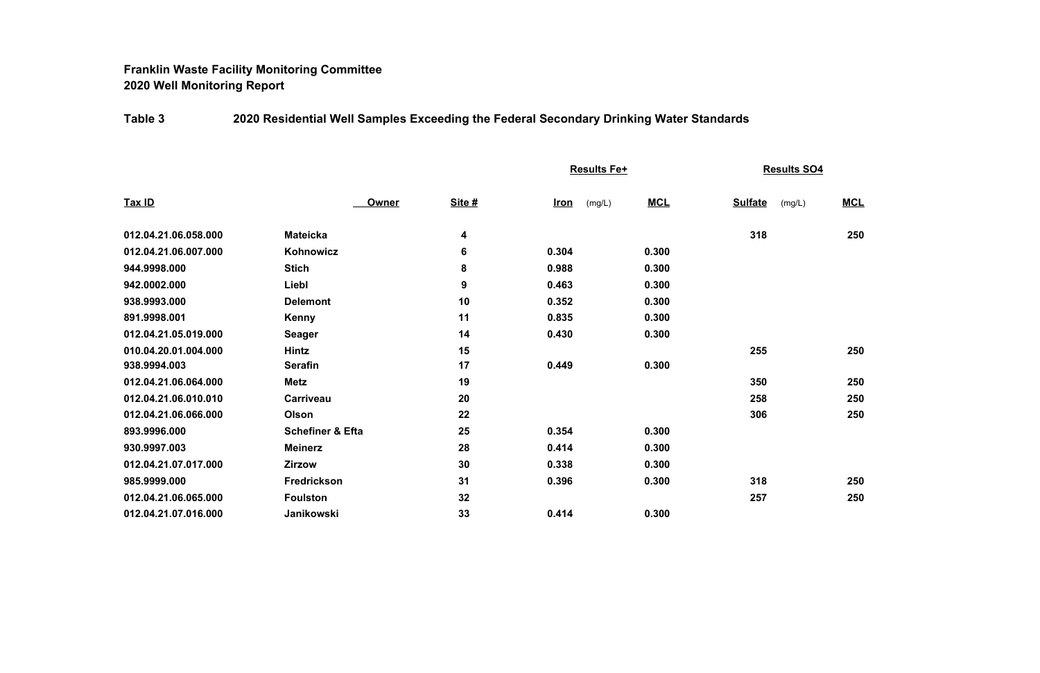**Franklin Waste Facility Monitoring Committee**
**2020 Well Monitoring Report**

**Table 3** **2020 Residential Well Samples Exceeding the Federal Secondary Drinking Water Standards**

| | | | Results Fe+ | | Results SO4 | |
|---|---|---|---|---|---|---|
| **Tax ID** | **Owner** | **Site #** | **Iron** (mg/L) | **MCL** | **Sulfate** (mg/L) | **MCL** |
| 012.04.21.06.058.000 | Mateicka | 4 | | | 318 | 250 |
| 012.04.21.06.007.000 | Kohnowicz | 6 | 0.304 | 0.300 | | |
| 944.9998.000 | Stich | 8 | 0.988 | 0.300 | | |
| 942.0002.000 | Liebl | 9 | 0.463 | 0.300 | | |
| 938.9993.000 | Delemont | 10 | 0.352 | 0.300 | | |
| 891.9998.001 | Kenny | 11 | 0.835 | 0.300 | | |
| 012.04.21.05.019.000 | Seager | 14 | 0.430 | 0.300 | | |
| 010.04.20.01.004.000 | Hintz | 15 | | | 255 | 250 |
| 938.9994.003 | Serafin | 17 | 0.449 | 0.300 | | |
| 012.04.21.06.064.000 | Metz | 19 | | | 350 | 250 |
| 012.04.21.06.010.010 | Carriveau | 20 | | | 258 | 250 |
| 012.04.21.06.066.000 | Olson | 22 | | | 306 | 250 |
| 893.9996.000 | Schefiner & Efta | 25 | 0.354 | 0.300 | | |
| 930.9997.003 | Meinerz | 28 | 0.414 | 0.300 | | |
| 012.04.21.07.017.000 | Zirzow | 30 | 0.338 | 0.300 | | |
| 985.9999.000 | Fredrickson | 31 | 0.396 | 0.300 | 318 | 250 |
| 012.04.21.06.065.000 | Foulston | 32 | | | 257 | 250 |
| 012.04.21.07.016.000 | Janikowski | 33 | 0.414 | 0.300 | | |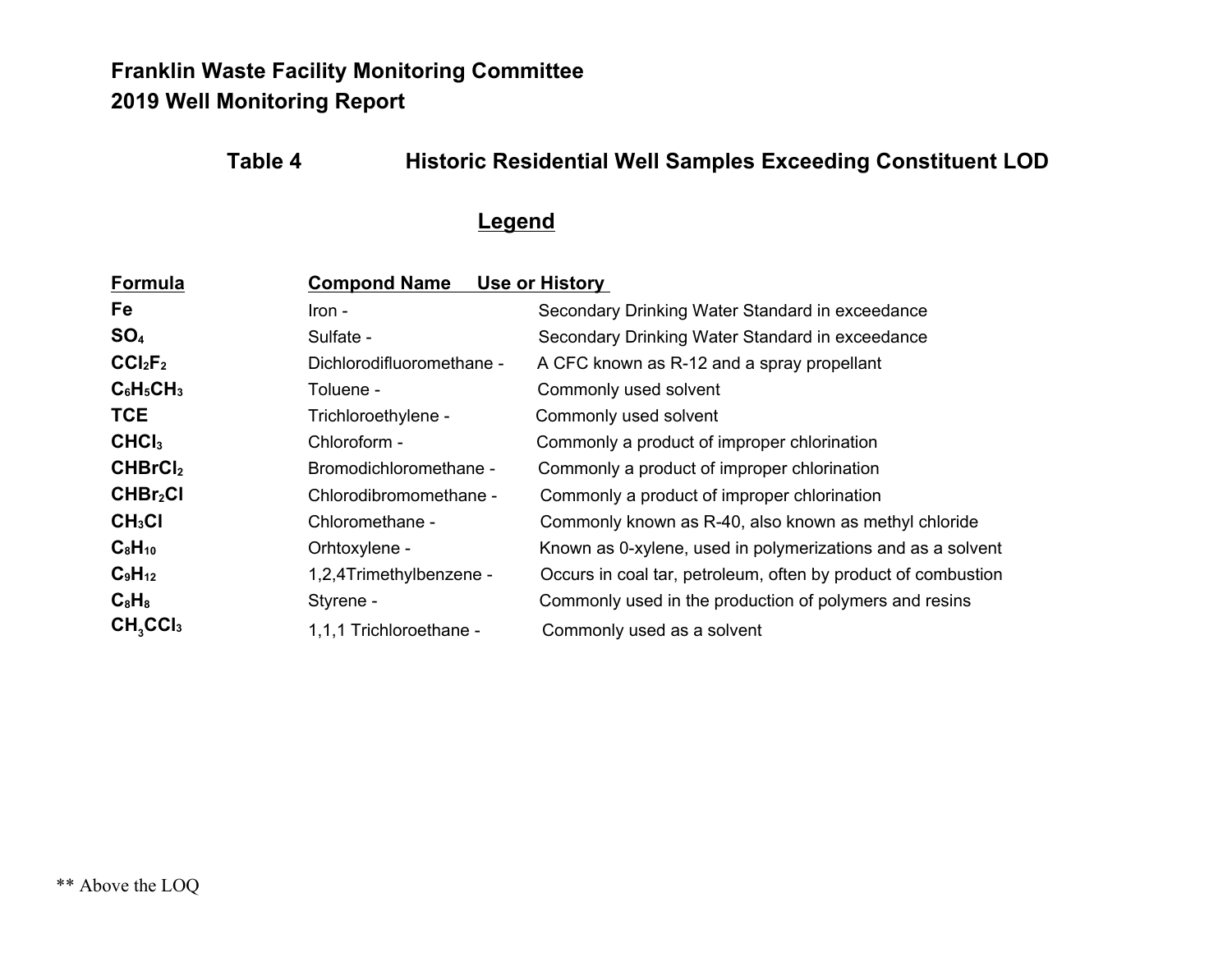**Franklin Waste Facility Monitoring Committee**
**2019 Well Monitoring Report**

## Table 4 Historic Residential Well Samples Exceeding Constituent LOD

### Legend

| Formula | Compond Name | Use or History |
|---|---|---|
| **Fe** | Iron - | Secondary Drinking Water Standard in exceedance |
| **$SO_4$** | Sulfate - | Secondary Drinking Water Standard in exceedance |
| **$CCl_2F_2$** | Dichlorodifluoromethane - | A CFC known as R-12 and a spray propellant |
| **$C_6H_5CH_3$** | Toluene - | Commonly used solvent |
| **TCE** | Trichloroethylene - | Commonly used solvent |
| **$CHCl_3$** | Chloroform - | Commonly a product of improper chlorination |
| **$CHBrCl_2$** | Bromodichloromethane - | Commonly a product of improper chlorination |
| **$CHBr_2Cl$** | Chlorodibromomethane - | Commonly a product of improper chlorination |
| **$CH_3Cl$** | Chloromethane - | Commonly known as R-40, also known as methyl chloride |
| **$C_8H_{10}$** | Orhtoxylene - | Known as 0-xylene, used in polymerizations and as a solvent |
| **$C_9H_{12}$** | 1,2,4Trimethylbenzene - | Occurs in coal tar, petroleum, often by product of combustion |
| **$C_8H_8$** | Styrene - | Commonly used in the production of polymers and resins |
| **$CH_3CCl_3$** | 1,1,1 Trichloroethane - | Commonly used as a solvent |

** Above the LOQ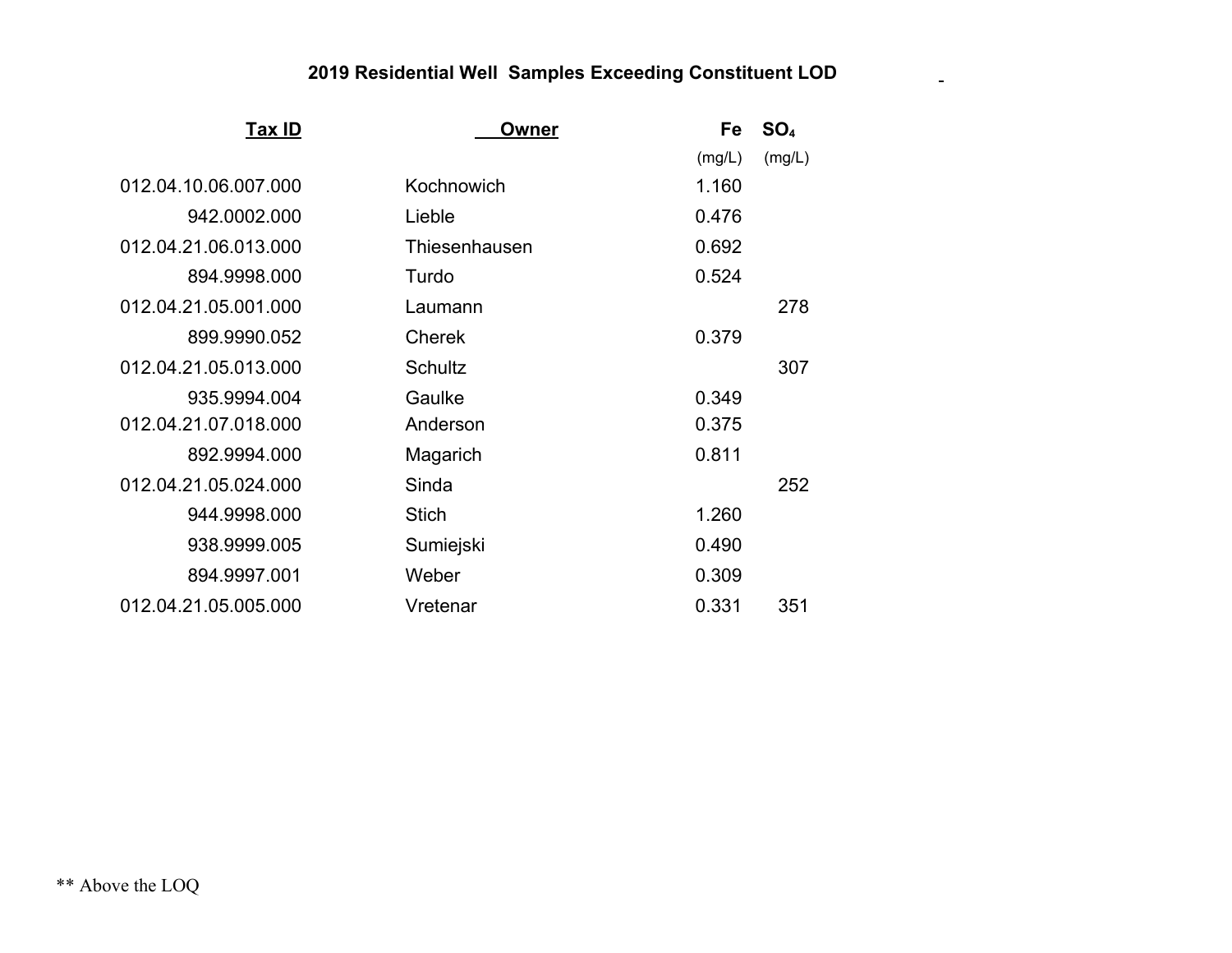## 2019 Residential Well Samples Exceeding Constituent LOD

| Tax ID | Owner | Fe (mg/L) | $SO_4$ (mg/L) |
|---|---|---|---|
| 012.04.10.06.007.000 | Kochnowich | 1.160 | |
| 942.0002.000 | Lieble | 0.476 | |
| 012.04.21.06.013.000 | Thiesenhausen | 0.692 | |
| 894.9998.000 | Turdo | 0.524 | |
| 012.04.21.05.001.000 | Laumann | | 278 |
| 899.9990.052 | Cherek | 0.379 | |
| 012.04.21.05.013.000 | Schultz | | 307 |
| 935.9994.004 | Gaulke | 0.349 | |
| 012.04.21.07.018.000 | Anderson | 0.375 | |
| 892.9994.000 | Magarich | 0.811 | |
| 012.04.21.05.024.000 | Sinda | | 252 |
| 944.9998.000 | Stich | 1.260 | |
| 938.9999.005 | Sumiejski | 0.490 | |
| 894.9997.001 | Weber | 0.309 | |
| 012.04.21.05.005.000 | Vretenar | 0.331 | 351 |

** Above the LOQ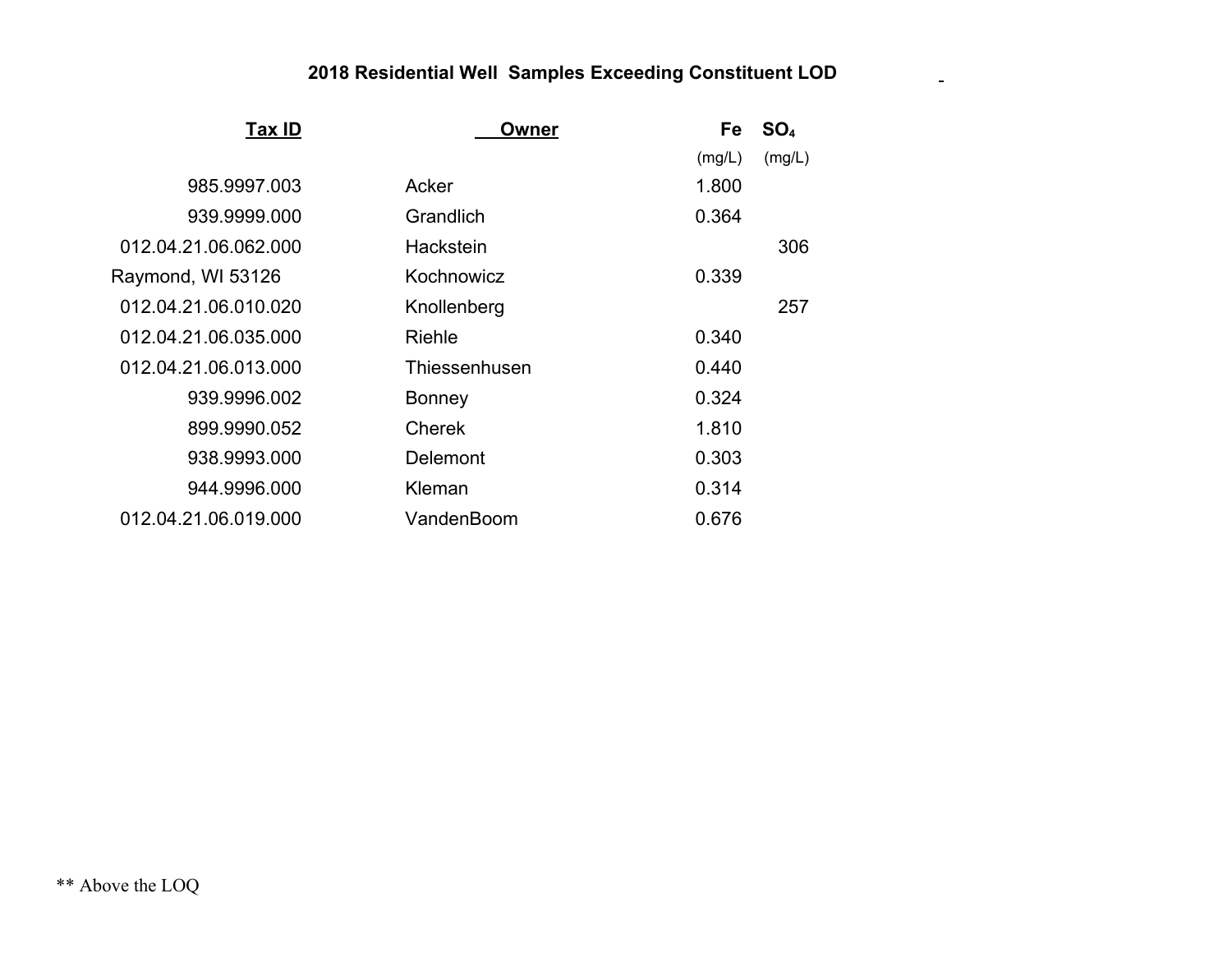## 2018 Residential Well Samples Exceeding Constituent LOD

| Tax ID | Owner | Fe (mg/L) | $SO_4$ (mg/L) |
|---|---|---|---|
| 985.9997.003 | Acker | 1.800 | |
| 939.9999.000 | Grandlich | 0.364 | |
| 012.04.21.06.062.000 | Hackstein | | 306 |
| Raymond, WI 53126 | Kochnowicz | 0.339 | |
| 012.04.21.06.010.020 | Knollenberg | | 257 |
| 012.04.21.06.035.000 | Riehle | 0.340 | |
| 012.04.21.06.013.000 | Thiessenhusen | 0.440 | |
| 939.9996.002 | Bonney | 0.324 | |
| 899.9990.052 | Cherek | 1.810 | |
| 938.9993.000 | Delemont | 0.303 | |
| 944.9996.000 | Kleman | 0.314 | |
| 012.04.21.06.019.000 | VandenBoom | 0.676 | |

** Above the LOQ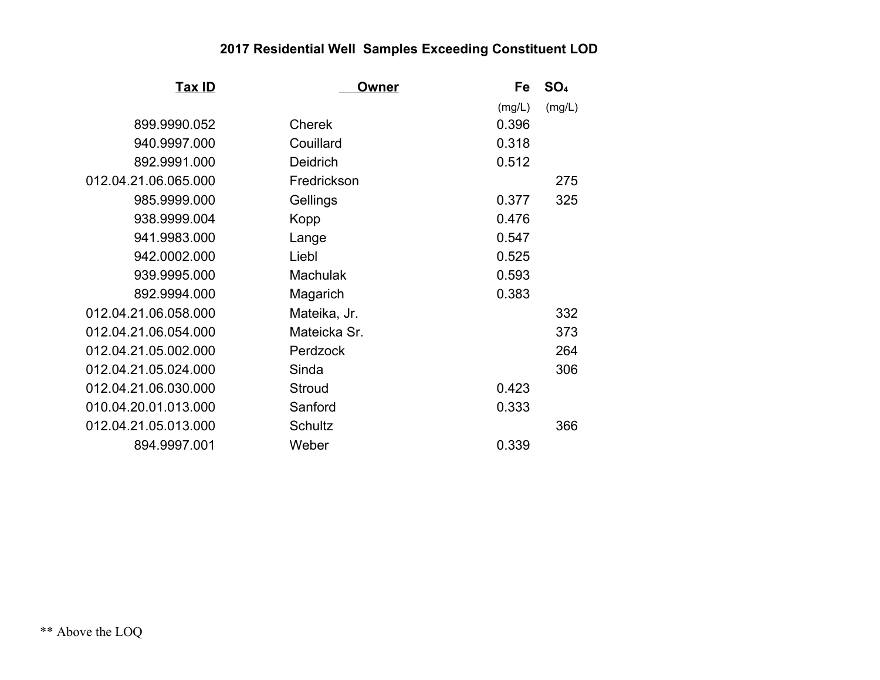## 2017 Residential Well Samples Exceeding Constituent LOD

| Tax ID | Owner | Fe (mg/L) | $SO_4$ (mg/L) |
|---|---|---|---|
| 899.9990.052 | Cherek | 0.396 | |
| 940.9997.000 | Couillard | 0.318 | |
| 892.9991.000 | Deidrich | 0.512 | |
| 012.04.21.06.065.000 | Fredrickson | | 275 |
| 985.9999.000 | Gellings | 0.377 | 325 |
| 938.9999.004 | Kopp | 0.476 | |
| 941.9983.000 | Lange | 0.547 | |
| 942.0002.000 | Liebl | 0.525 | |
| 939.9995.000 | Machulak | 0.593 | |
| 892.9994.000 | Magarich | 0.383 | |
| 012.04.21.06.058.000 | Mateika, Jr. | | 332 |
| 012.04.21.06.054.000 | Mateicka Sr. | | 373 |
| 012.04.21.05.002.000 | Perdzock | | 264 |
| 012.04.21.05.024.000 | Sinda | | 306 |
| 012.04.21.06.030.000 | Stroud | 0.423 | |
| 010.04.20.01.013.000 | Sanford | 0.333 | |
| 012.04.21.05.013.000 | Schultz | | 366 |
| 894.9997.001 | Weber | 0.339 | |

** Above the LOQ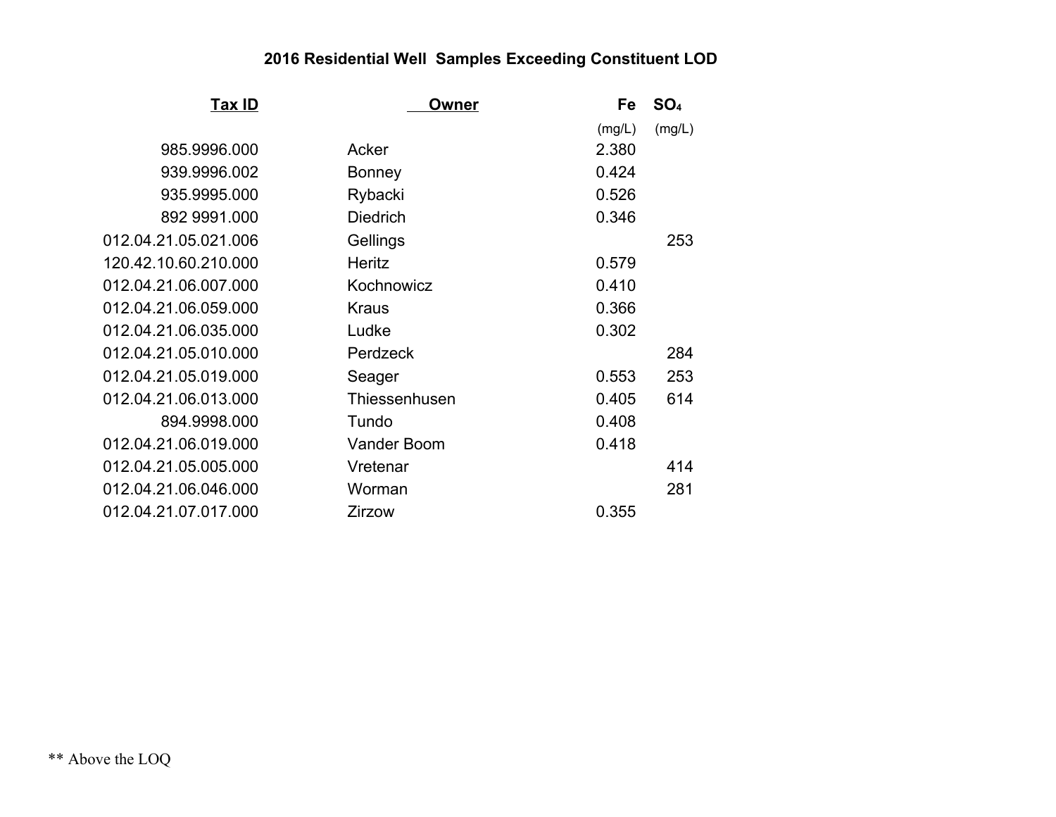# 2016 Residential Well Samples Exceeding Constituent LOD

| Tax ID | Owner | Fe (mg/L) | $SO_4$ (mg/L) |
|---|---|---|---|
| 985.9996.000 | Acker | 2.380 | |
| 939.9996.002 | Bonney | 0.424 | |
| 935.9995.000 | Rybacki | 0.526 | |
| 892 9991.000 | Diedrich | 0.346 | |
| 012.04.21.05.021.006 | Gellings | | 253 |
| 120.42.10.60.210.000 | Heritz | 0.579 | |
| 012.04.21.06.007.000 | Kochnowicz | 0.410 | |
| 012.04.21.06.059.000 | Kraus | 0.366 | |
| 012.04.21.06.035.000 | Ludke | 0.302 | |
| 012.04.21.05.010.000 | Perdzeck | | 284 |
| 012.04.21.05.019.000 | Seager | 0.553 | 253 |
| 012.04.21.06.013.000 | Thiessenhusen | 0.405 | 614 |
| 894.9998.000 | Tundo | 0.408 | |
| 012.04.21.06.019.000 | Vander Boom | 0.418 | |
| 012.04.21.05.005.000 | Vretenar | | 414 |
| 012.04.21.06.046.000 | Worman | | 281 |
| 012.04.21.07.017.000 | Zirzow | 0.355 | |

** Above the LOQ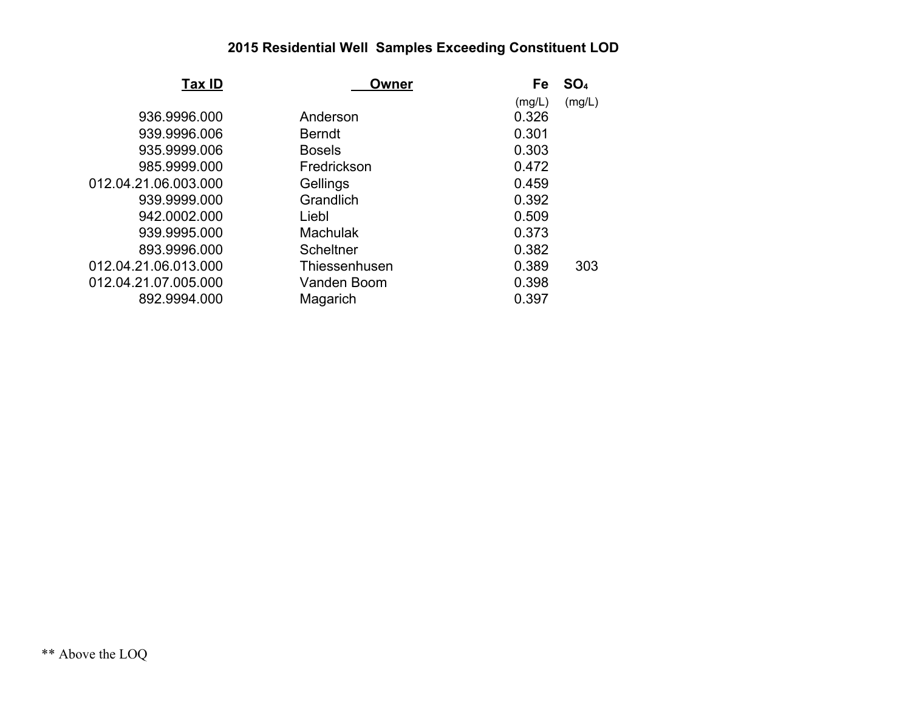# 2015 Residential Well Samples Exceeding Constituent LOD

| Tax ID | Owner | Fe (mg/L) | $SO_4$ (mg/L) |
|---|---|---|---|
| 936.9996.000 | Anderson | 0.326 | |
| 939.9996.006 | Berndt | 0.301 | |
| 935.9999.006 | Bosels | 0.303 | |
| 985.9999.000 | Fredrickson | 0.472 | |
| 012.04.21.06.003.000 | Gellings | 0.459 | |
| 939.9999.000 | Grandlich | 0.392 | |
| 942.0002.000 | Liebl | 0.509 | |
| 939.9995.000 | Machulak | 0.373 | |
| 893.9996.000 | Scheltner | 0.382 | |
| 012.04.21.06.013.000 | Thiessenhusen | 0.389 | 303 |
| 012.04.21.07.005.000 | Vanden Boom | 0.398 | |
| 892.9994.000 | Magarich | 0.397 | |

** Above the LOQ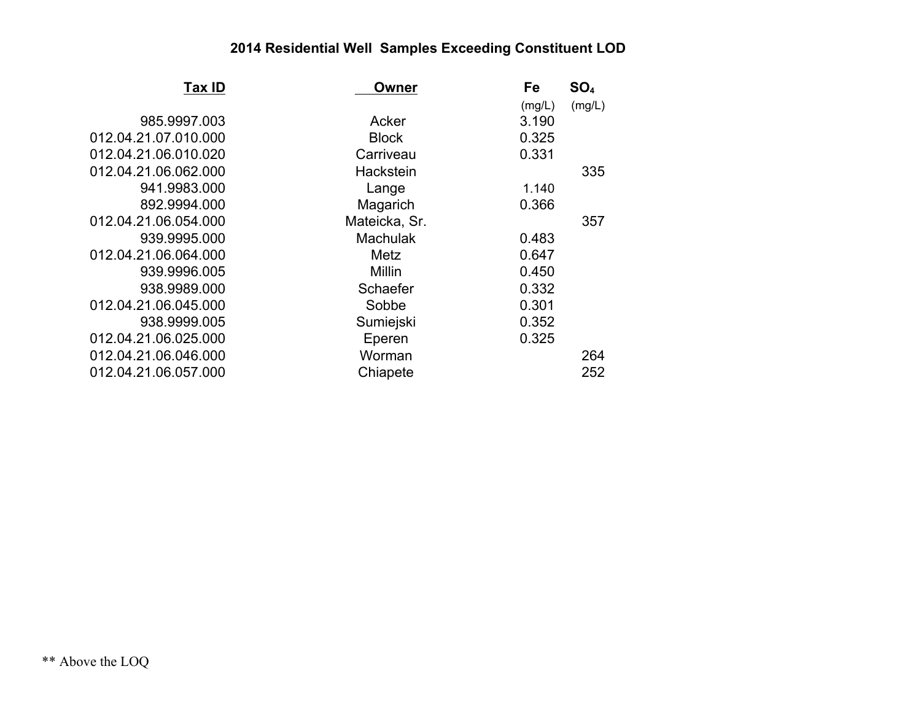### 2014 Residential Well Samples Exceeding Constituent LOD

| Tax ID | Owner | Fe (mg/L) | $SO_4$ (mg/L) |
|---|---|---|---|
| 985.9997.003 | Acker | 3.190 | |
| 012.04.21.07.010.000 | Block | 0.325 | |
| 012.04.21.06.010.020 | Carriveau | 0.331 | |
| 012.04.21.06.062.000 | Hackstein | | 335 |
| 941.9983.000 | Lange | 1.140 | |
| 892.9994.000 | Magarich | 0.366 | |
| 012.04.21.06.054.000 | Mateicka, Sr. | | 357 |
| 939.9995.000 | Machulak | 0.483 | |
| 012.04.21.06.064.000 | Metz | 0.647 | |
| 939.9996.005 | Millin | 0.450 | |
| 938.9989.000 | Schaefer | 0.332 | |
| 012.04.21.06.045.000 | Sobbe | 0.301 | |
| 938.9999.005 | Sumiejski | 0.352 | |
| 012.04.21.06.025.000 | Eperen | 0.325 | |
| 012.04.21.06.046.000 | Worman | | 264 |
| 012.04.21.06.057.000 | Chiapete | | 252 |

** Above the LOQ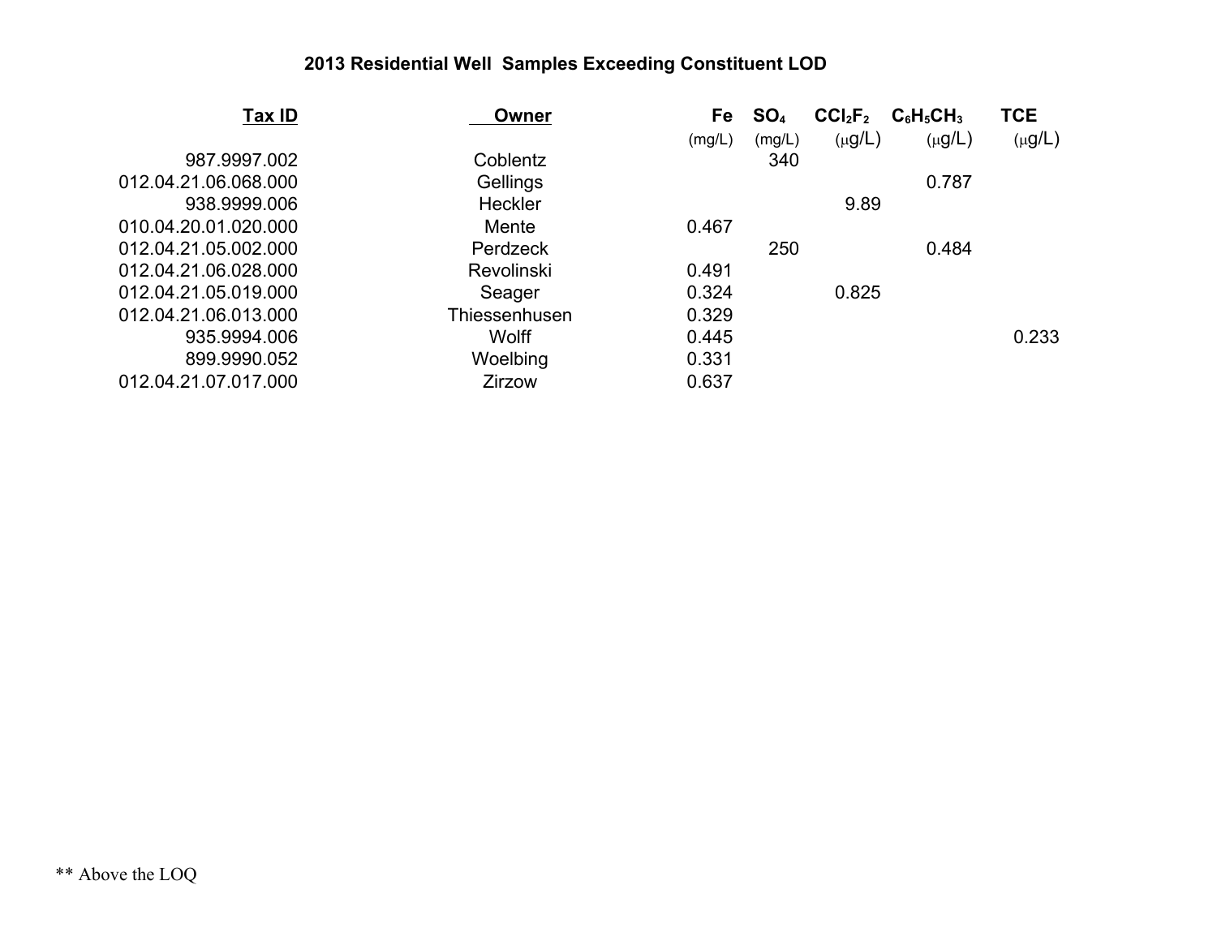## 2013 Residential Well Samples Exceeding Constituent LOD

| Tax ID | Owner | Fe (mg/L) | $SO_4$ (mg/L) | $CCl_2F_2$ (μg/L) | $C_6H_5CH_3$ (μg/L) | TCE (μg/L) |
|---|---|---|---|---|---|---|
| 987.9997.002 | Coblentz | | 340 | | | |
| 012.04.21.06.068.000 | Gellings | | | | 0.787 | |
| 938.9999.006 | Heckler | | | 9.89 | | |
| 010.04.20.01.020.000 | Mente | 0.467 | | | | |
| 012.04.21.05.002.000 | Perdzeck | | 250 | | 0.484 | |
| 012.04.21.06.028.000 | Revolinski | 0.491 | | | | |
| 012.04.21.05.019.000 | Seager | 0.324 | | 0.825 | | |
| 012.04.21.06.013.000 | Thiessenhusen | 0.329 | | | | |
| 935.9994.006 | Wolff | 0.445 | | | | 0.233 |
| 899.9990.052 | Woelbing | 0.331 | | | | |
| 012.04.21.07.017.000 | Zirzow | 0.637 | | | | |

** Above the LOQ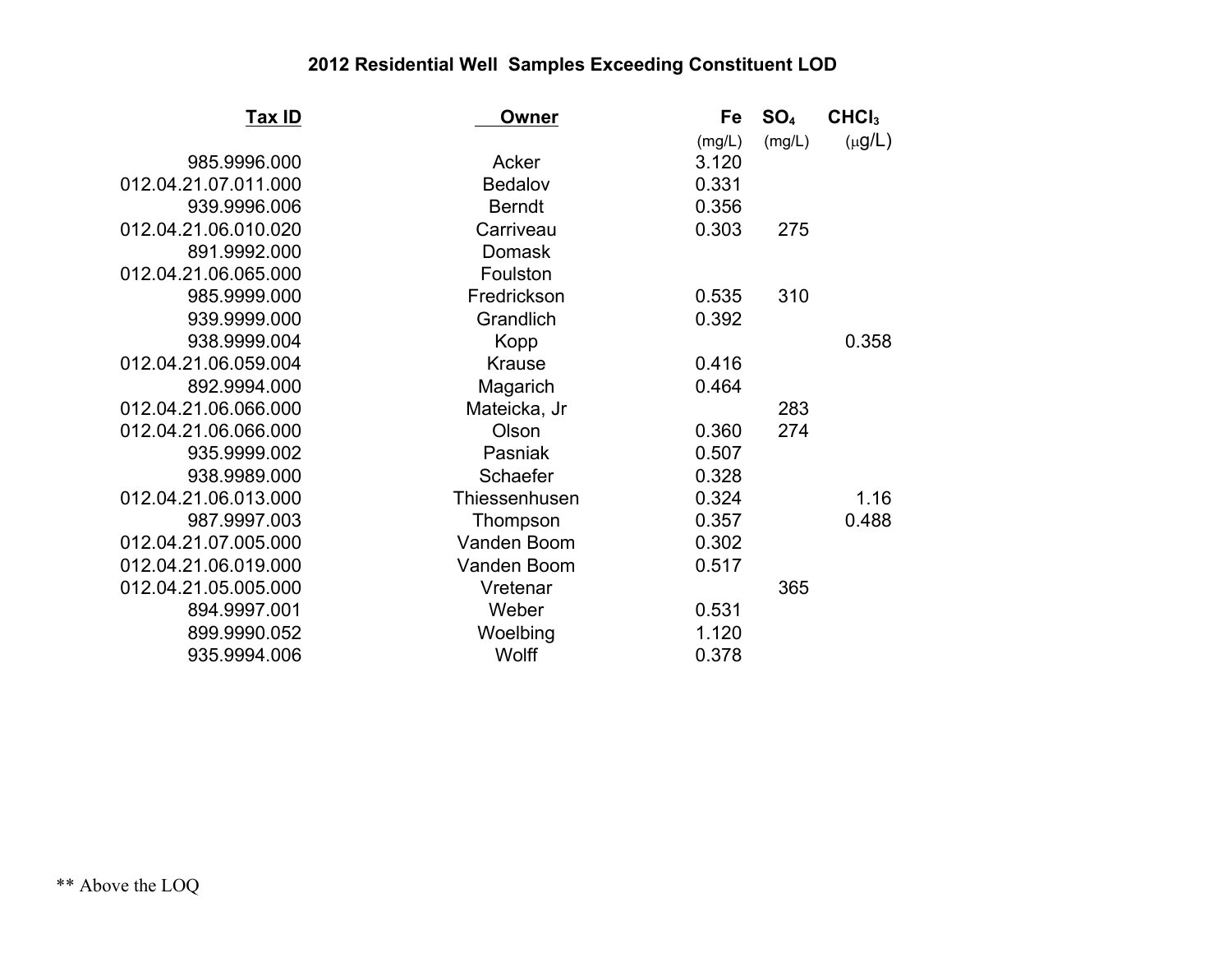## 2012 Residential Well Samples Exceeding Constituent LOD

| Tax ID | Owner | Fe (mg/L) | $SO_4$ (mg/L) | $CHCl_3$ ($\mu$g/L) |
|---|---|---|---|---|
| 985.9996.000 | Acker | 3.120 | | |
| 012.04.21.07.011.000 | Bedalov | 0.331 | | |
| 939.9996.006 | Berndt | 0.356 | | |
| 012.04.21.06.010.020 | Carriveau | 0.303 | 275 | |
| 891.9992.000 | Domask | | | |
| 012.04.21.06.065.000 | Foulston | | | |
| 985.9999.000 | Fredrickson | 0.535 | 310 | |
| 939.9999.000 | Grandlich | 0.392 | | |
| 938.9999.004 | Kopp | | | 0.358 |
| 012.04.21.06.059.004 | Krause | 0.416 | | |
| 892.9994.000 | Magarich | 0.464 | | |
| 012.04.21.06.066.000 | Mateicka, Jr | | 283 | |
| 012.04.21.06.066.000 | Olson | 0.360 | 274 | |
| 935.9999.002 | Pasniak | 0.507 | | |
| 938.9989.000 | Schaefer | 0.328 | | |
| 012.04.21.06.013.000 | Thiessenhusen | 0.324 | | 1.16 |
| 987.9997.003 | Thompson | 0.357 | | 0.488 |
| 012.04.21.07.005.000 | Vanden Boom | 0.302 | | |
| 012.04.21.06.019.000 | Vanden Boom | 0.517 | | |
| 012.04.21.05.005.000 | Vretenar | | 365 | |
| 894.9997.001 | Weber | 0.531 | | |
| 899.9990.052 | Woelbing | 1.120 | | |
| 935.9994.006 | Wolff | 0.378 | | |

** Above the LOQ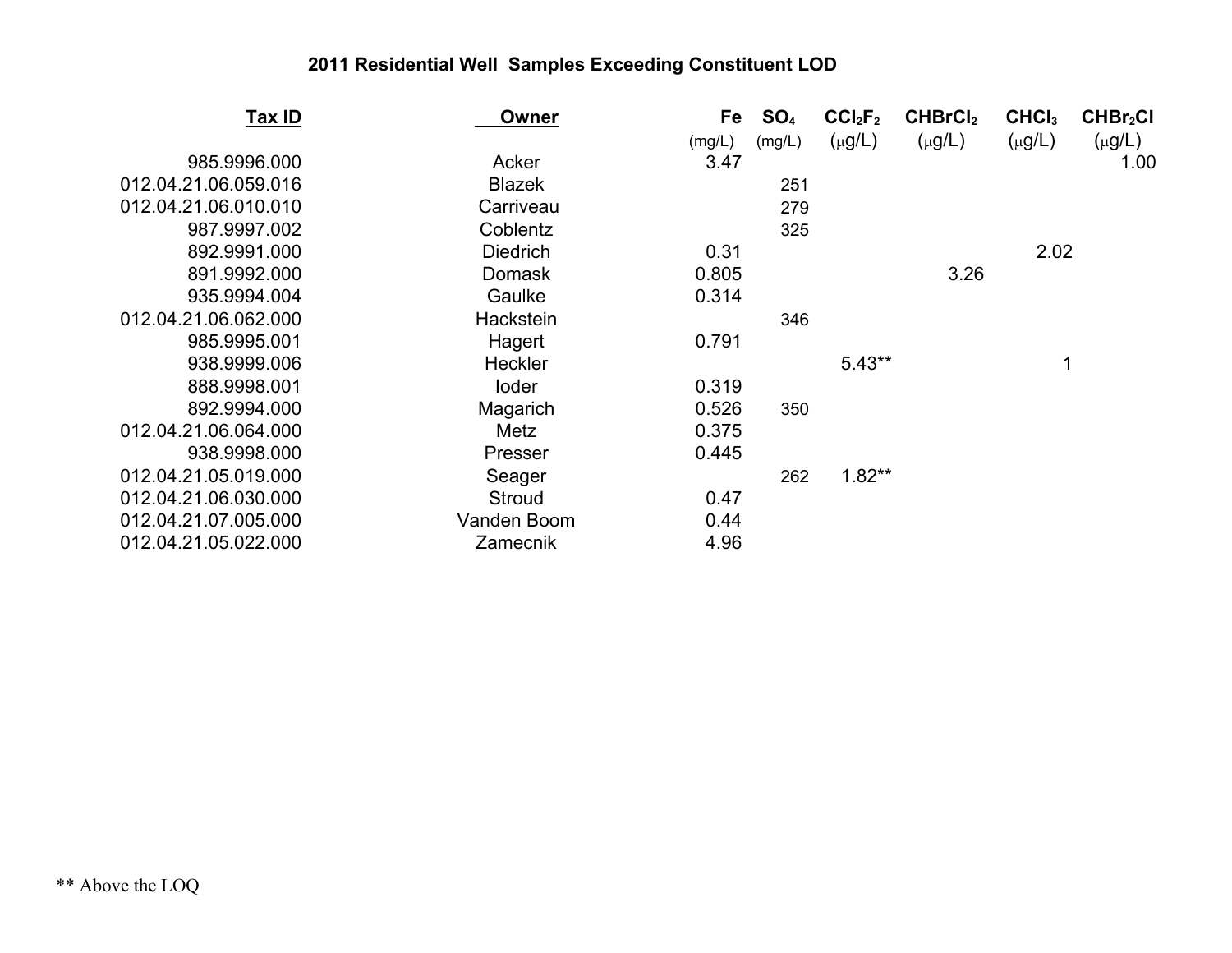## 2011 Residential Well Samples Exceeding Constituent LOD

| Tax ID | Owner | Fe (mg/L) | $SO_4$ (mg/L) | $CCl_2F_2$ (μg/L) | $CHBrCl_2$ (μg/L) | $CHCl_3$ (μg/L) | $CHBr_2Cl$ (μg/L) |
|---|---|---|---|---|---|---|---|
| 985.9996.000 | Acker | 3.47 | | | | | 1.00 |
| 012.04.21.06.059.016 | Blazek | | 251 | | | | |
| 012.04.21.06.010.010 | Carriveau | | 279 | | | | |
| 987.9997.002 | Coblentz | | 325 | | | | |
| 892.9991.000 | Diedrich | 0.31 | | | | 2.02 | |
| 891.9992.000 | Domask | 0.805 | | | 3.26 | | |
| 935.9994.004 | Gaulke | 0.314 | | | | | |
| 012.04.21.06.062.000 | Hackstein | | 346 | | | | |
| 985.9995.001 | Hagert | 0.791 | | | | | |
| 938.9999.006 | Heckler | | | 5.43** | | 1 | |
| 888.9998.001 | Ioder | 0.319 | | | | | |
| 892.9994.000 | Magarich | 0.526 | 350 | | | | |
| 012.04.21.06.064.000 | Metz | 0.375 | | | | | |
| 938.9998.000 | Presser | 0.445 | | | | | |
| 012.04.21.05.019.000 | Seager | | 262 | 1.82** | | | |
| 012.04.21.06.030.000 | Stroud | 0.47 | | | | | |
| 012.04.21.07.005.000 | Vanden Boom | 0.44 | | | | | |
| 012.04.21.05.022.000 | Zamecnik | 4.96 | | | | | |

** Above the LOQ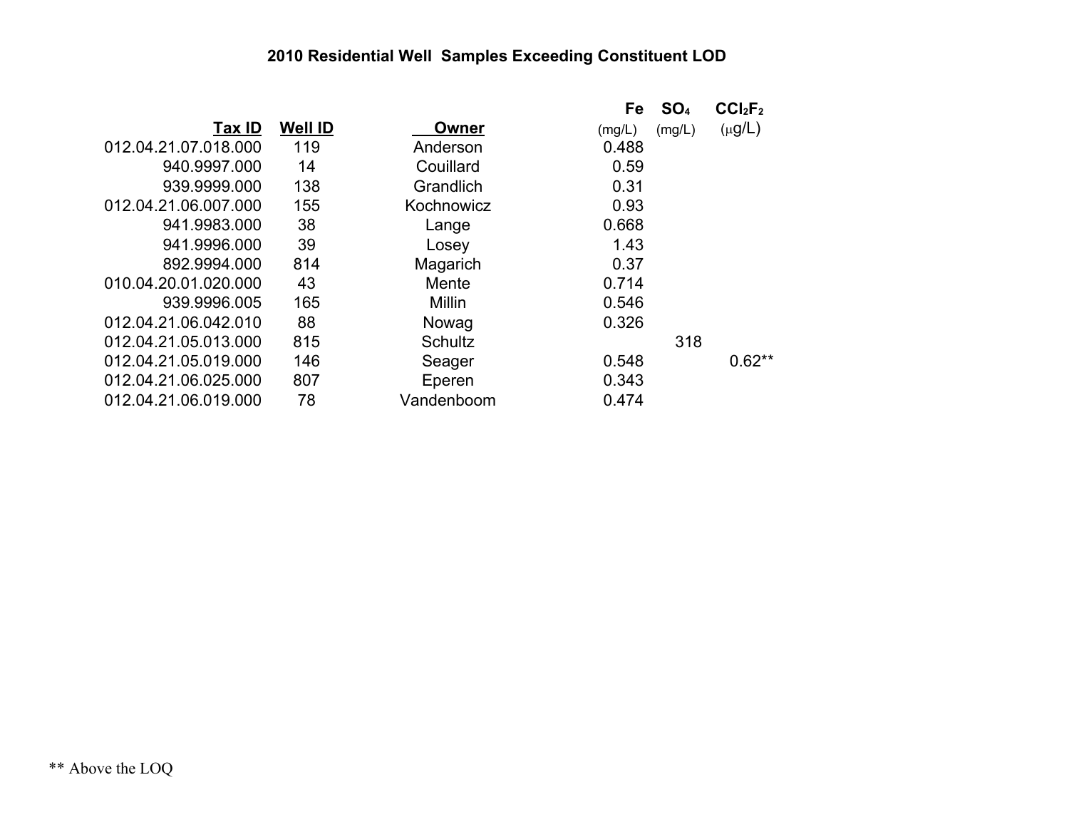## 2010 Residential Well Samples Exceeding Constituent LOD

| Tax ID | Well ID | Owner | Fe (mg/L) | $SO_4$ (mg/L) | $CCl_2F_2$ ($\mu$g/L) |
|---|---|---|---|---|---|
| 012.04.21.07.018.000 | 119 | Anderson | 0.488 | | |
| 940.9997.000 | 14 | Couillard | 0.59 | | |
| 939.9999.000 | 138 | Grandlich | 0.31 | | |
| 012.04.21.06.007.000 | 155 | Kochnowicz | 0.93 | | |
| 941.9983.000 | 38 | Lange | 0.668 | | |
| 941.9996.000 | 39 | Losey | 1.43 | | |
| 892.9994.000 | 814 | Magarich | 0.37 | | |
| 010.04.20.01.020.000 | 43 | Mente | 0.714 | | |
| 939.9996.005 | 165 | Millin | 0.546 | | |
| 012.04.21.06.042.010 | 88 | Nowag | 0.326 | | |
| 012.04.21.05.013.000 | 815 | Schultz | | 318 | |
| 012.04.21.05.019.000 | 146 | Seager | 0.548 | | 0.62** |
| 012.04.21.06.025.000 | 807 | Eperen | 0.343 | | |
| 012.04.21.06.019.000 | 78 | Vandenboom | 0.474 | | |

** Above the LOQ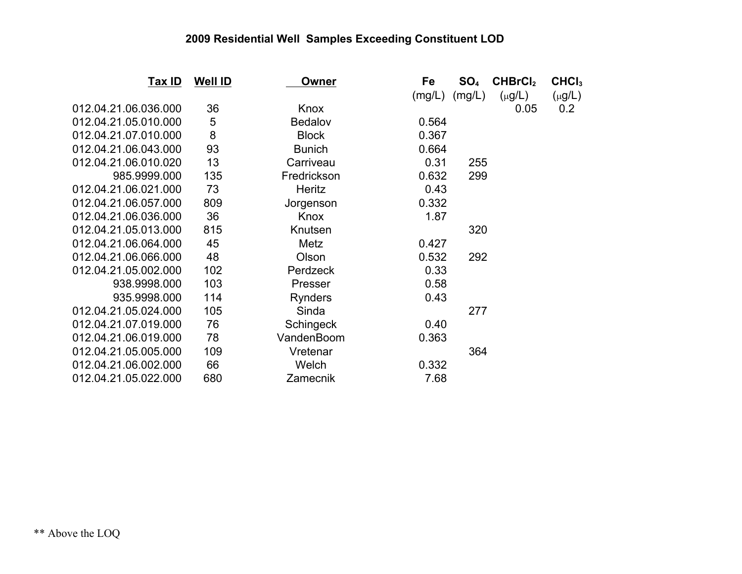# 2009 Residential Well Samples Exceeding Constituent LOD

| Tax ID | Well ID | Owner | Fe (mg/L) | $SO_4$ (mg/L) | $CHBrCl_2$ (μg/L) | $CHCl_3$ (μg/L) |
|---|---|---|---|---|---|---|
| 012.04.21.06.036.000 | 36 | Knox | | | 0.05 | 0.2 |
| 012.04.21.05.010.000 | 5 | Bedalov | 0.564 | | | |
| 012.04.21.07.010.000 | 8 | Block | 0.367 | | | |
| 012.04.21.06.043.000 | 93 | Bunich | 0.664 | | | |
| 012.04.21.06.010.020 | 13 | Carriveau | 0.31 | 255 | | |
| 985.9999.000 | 135 | Fredrickson | 0.632 | 299 | | |
| 012.04.21.06.021.000 | 73 | Heritz | 0.43 | | | |
| 012.04.21.06.057.000 | 809 | Jorgenson | 0.332 | | | |
| 012.04.21.06.036.000 | 36 | Knox | 1.87 | | | |
| 012.04.21.05.013.000 | 815 | Knutsen | | 320 | | |
| 012.04.21.06.064.000 | 45 | Metz | 0.427 | | | |
| 012.04.21.06.066.000 | 48 | Olson | 0.532 | 292 | | |
| 012.04.21.05.002.000 | 102 | Perdzeck | 0.33 | | | |
| 938.9998.000 | 103 | Presser | 0.58 | | | |
| 935.9998.000 | 114 | Rynders | 0.43 | | | |
| 012.04.21.05.024.000 | 105 | Sinda | | 277 | | |
| 012.04.21.07.019.000 | 76 | Schingeck | 0.40 | | | |
| 012.04.21.06.019.000 | 78 | VandenBoom | 0.363 | | | |
| 012.04.21.05.005.000 | 109 | Vretenar | | 364 | | |
| 012.04.21.06.002.000 | 66 | Welch | 0.332 | | | |
| 012.04.21.05.022.000 | 680 | Zamecnik | 7.68 | | | |

** Above the LOQ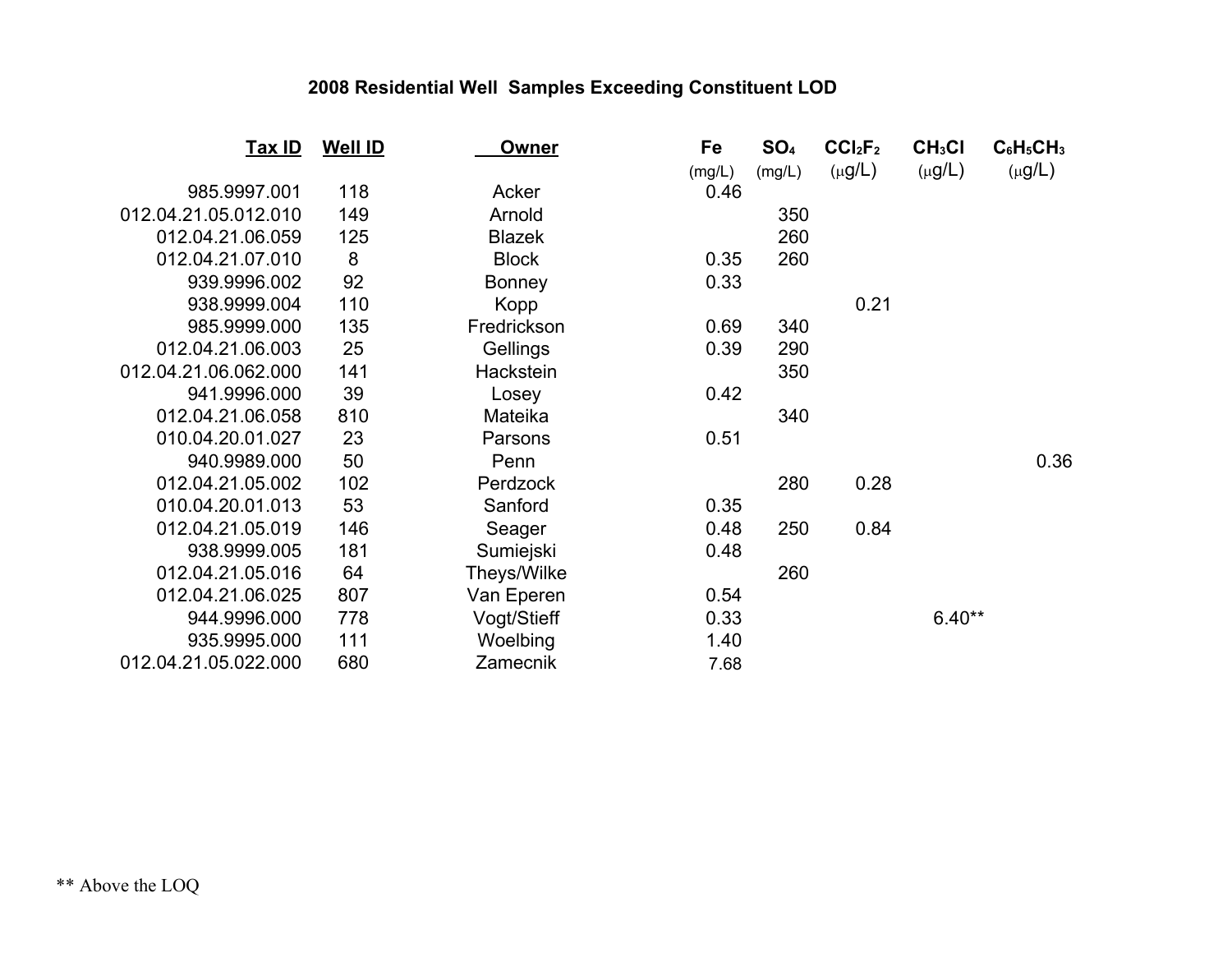## 2008 Residential Well Samples Exceeding Constituent LOD

| Tax ID | Well ID | Owner | Fe (mg/L) | $SO_4$ (mg/L) | $CCl_2F_2$ (μg/L) | $CH_3Cl$ (μg/L) | $C_6H_5CH_3$ (μg/L) |
|---|---|---|---|---|---|---|---|
| 985.9997.001 | 118 | Acker | 0.46 | | | | |
| 012.04.21.05.012.010 | 149 | Arnold | | 350 | | | |
| 012.04.21.06.059 | 125 | Blazek | | 260 | | | |
| 012.04.21.07.010 | 8 | Block | 0.35 | 260 | | | |
| 939.9996.002 | 92 | Bonney | 0.33 | | | | |
| 938.9999.004 | 110 | Kopp | | | 0.21 | | |
| 985.9999.000 | 135 | Fredrickson | 0.69 | 340 | | | |
| 012.04.21.06.003 | 25 | Gellings | 0.39 | 290 | | | |
| 012.04.21.06.062.000 | 141 | Hackstein | | 350 | | | |
| 941.9996.000 | 39 | Losey | 0.42 | | | | |
| 012.04.21.06.058 | 810 | Mateika | | 340 | | | |
| 010.04.20.01.027 | 23 | Parsons | 0.51 | | | | |
| 940.9989.000 | 50 | Penn | | | | | 0.36 |
| 012.04.21.05.002 | 102 | Perdzock | | 280 | 0.28 | | |
| 010.04.20.01.013 | 53 | Sanford | 0.35 | | | | |
| 012.04.21.05.019 | 146 | Seager | 0.48 | 250 | 0.84 | | |
| 938.9999.005 | 181 | Sumiejski | 0.48 | | | | |
| 012.04.21.05.016 | 64 | Theys/Wilke | | 260 | | | |
| 012.04.21.06.025 | 807 | Van Eperen | 0.54 | | | | |
| 944.9996.000 | 778 | Vogt/Stieff | 0.33 | | | 6.40** | |
| 935.9995.000 | 111 | Woelbing | 1.40 | | | | |
| 012.04.21.05.022.000 | 680 | Zamecnik | 7.68 | | | | |

** Above the LOQ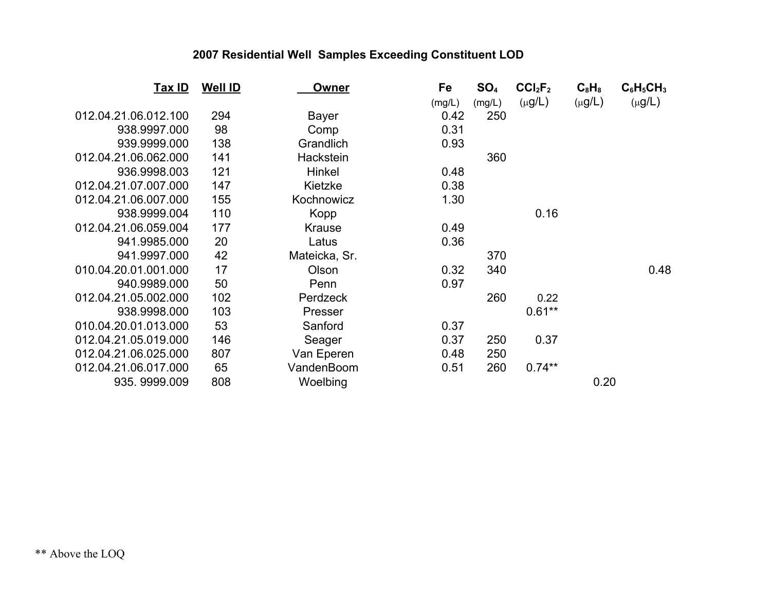# 2007 Residential Well Samples Exceeding Constituent LOD

| Tax ID | Well ID | Owner | Fe (mg/L) | $SO_4$ (mg/L) | $CCl_2F_2$ ($\mu$g/L) | $C_8H_8$ ($\mu$g/L) | $C_6H_5CH_3$ ($\mu$g/L) |
|---|---|---|---|---|---|---|---|
| 012.04.21.06.012.100 | 294 | Bayer | 0.42 | 250 | | | |
| 938.9997.000 | 98 | Comp | 0.31 | | | | |
| 939.9999.000 | 138 | Grandlich | 0.93 | | | | |
| 012.04.21.06.062.000 | 141 | Hackstein | | 360 | | | |
| 936.9998.003 | 121 | Hinkel | 0.48 | | | | |
| 012.04.21.07.007.000 | 147 | Kietzke | 0.38 | | | | |
| 012.04.21.06.007.000 | 155 | Kochnowicz | 1.30 | | | | |
| 938.9999.004 | 110 | Kopp | | | 0.16 | | |
| 012.04.21.06.059.004 | 177 | Krause | 0.49 | | | | |
| 941.9985.000 | 20 | Latus | 0.36 | | | | |
| 941.9997.000 | 42 | Mateicka, Sr. | | 370 | | | |
| 010.04.20.01.001.000 | 17 | Olson | 0.32 | 340 | | | 0.48 |
| 940.9989.000 | 50 | Penn | 0.97 | | | | |
| 012.04.21.05.002.000 | 102 | Perdzeck | | 260 | 0.22 | | |
| 938.9998.000 | 103 | Presser | | | 0.61** | | |
| 010.04.20.01.013.000 | 53 | Sanford | 0.37 | | | | |
| 012.04.21.05.019.000 | 146 | Seager | 0.37 | 250 | 0.37 | | |
| 012.04.21.06.025.000 | 807 | Van Eperen | 0.48 | 250 | | | |
| 012.04.21.06.017.000 | 65 | VandenBoom | 0.51 | 260 | 0.74** | | |
| 935. 9999.009 | 808 | Woelbing | | | | 0.20 | |

** Above the LOQ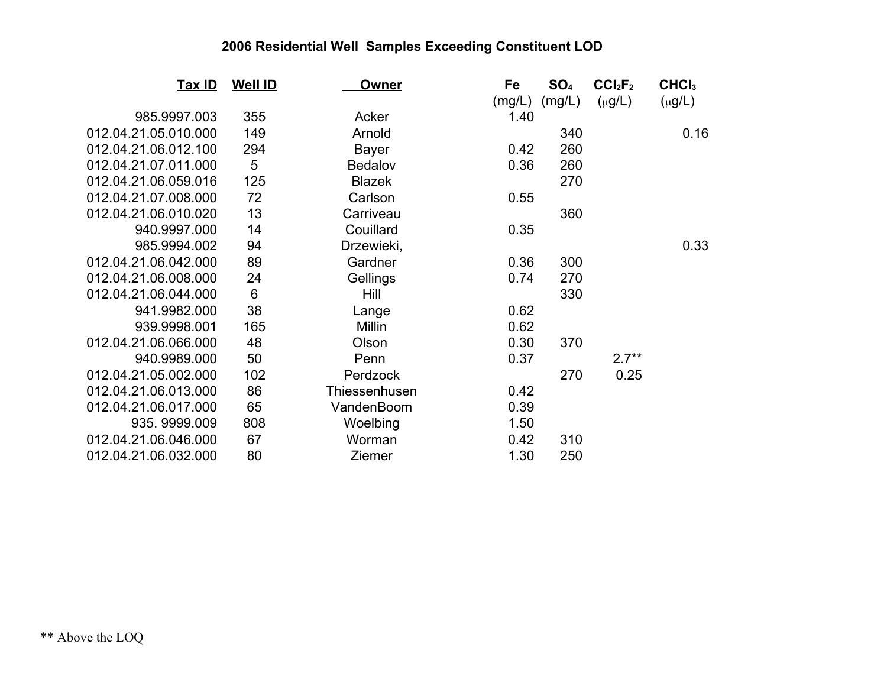## 2006 Residential Well Samples Exceeding Constituent LOD

| Tax ID | Well ID | Owner | Fe (mg/L) | $SO_4$ (mg/L) | $CCl_2F_2$ (μg/L) | $CHCl_3$ (μg/L) |
|---|---|---|---|---|---|---|
| 985.9997.003 | 355 | Acker | 1.40 | | | |
| 012.04.21.05.010.000 | 149 | Arnold | | 340 | | 0.16 |
| 012.04.21.06.012.100 | 294 | Bayer | 0.42 | 260 | | |
| 012.04.21.07.011.000 | 5 | Bedalov | 0.36 | 260 | | |
| 012.04.21.06.059.016 | 125 | Blazek | | 270 | | |
| 012.04.21.07.008.000 | 72 | Carlson | 0.55 | | | |
| 012.04.21.06.010.020 | 13 | Carriveau | | 360 | | |
| 940.9997.000 | 14 | Couillard | 0.35 | | | |
| 985.9994.002 | 94 | Drzewieki, | | | | 0.33 |
| 012.04.21.06.042.000 | 89 | Gardner | 0.36 | 300 | | |
| 012.04.21.06.008.000 | 24 | Gellings | 0.74 | 270 | | |
| 012.04.21.06.044.000 | 6 | Hill | | 330 | | |
| 941.9982.000 | 38 | Lange | 0.62 | | | |
| 939.9998.001 | 165 | Millin | 0.62 | | | |
| 012.04.21.06.066.000 | 48 | Olson | 0.30 | 370 | | |
| 940.9989.000 | 50 | Penn | 0.37 | | 2.7** | |
| 012.04.21.05.002.000 | 102 | Perdzock | | 270 | 0.25 | |
| 012.04.21.06.013.000 | 86 | Thiessenhusen | 0.42 | | | |
| 012.04.21.06.017.000 | 65 | VandenBoom | 0.39 | | | |
| 935. 9999.009 | 808 | Woelbing | 1.50 | | | |
| 012.04.21.06.046.000 | 67 | Worman | 0.42 | 310 | | |
| 012.04.21.06.032.000 | 80 | Ziemer | 1.30 | 250 | | |

** Above the LOQ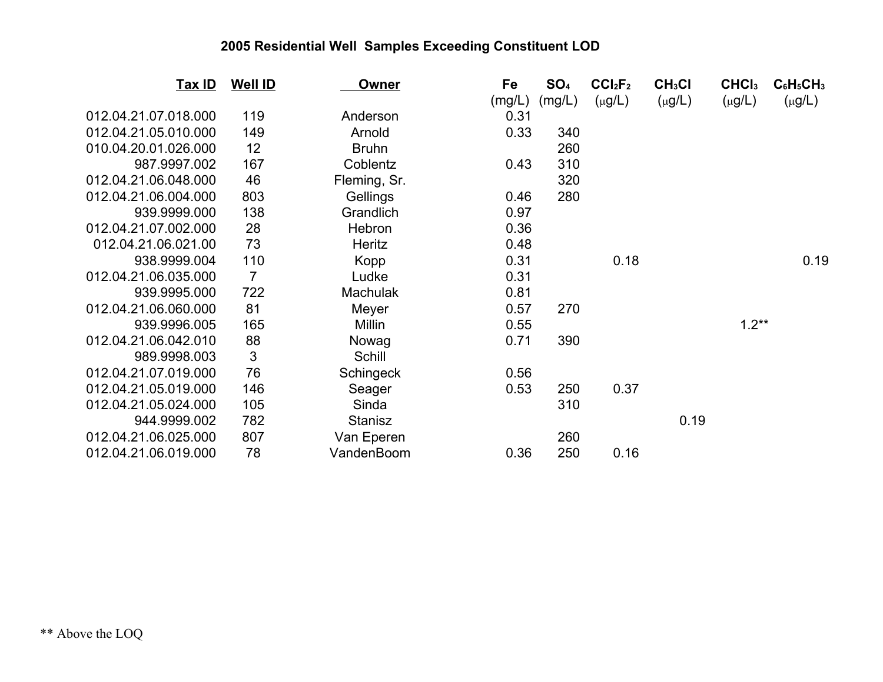### 2005 Residential Well Samples Exceeding Constituent LOD

| Tax ID | Well ID | Owner | Fe (mg/L) | $SO_4$ (mg/L) | $CCl_2F_2$ ($\mu$g/L) | $CH_3Cl$ ($\mu$g/L) | $CHCl_3$ ($\mu$g/L) | $C_6H_5CH_3$ ($\mu$g/L) |
|---|---|---|---|---|---|---|---|---|
| 012.04.21.07.018.000 | 119 | Anderson | 0.31 | | | | | |
| 012.04.21.05.010.000 | 149 | Arnold | 0.33 | 340 | | | | |
| 010.04.20.01.026.000 | 12 | Bruhn | | 260 | | | | |
| 987.9997.002 | 167 | Coblentz | 0.43 | 310 | | | | |
| 012.04.21.06.048.000 | 46 | Fleming, Sr. | | 320 | | | | |
| 012.04.21.06.004.000 | 803 | Gellings | 0.46 | 280 | | | | |
| 939.9999.000 | 138 | Grandlich | 0.97 | | | | | |
| 012.04.21.07.002.000 | 28 | Hebron | 0.36 | | | | | |
| 012.04.21.06.021.00 | 73 | Heritz | 0.48 | | | | | |
| 938.9999.004 | 110 | Kopp | 0.31 | | 0.18 | | | 0.19 |
| 012.04.21.06.035.000 | 7 | Ludke | 0.31 | | | | | |
| 939.9995.000 | 722 | Machulak | 0.81 | | | | | |
| 012.04.21.06.060.000 | 81 | Meyer | 0.57 | 270 | | | | |
| 939.9996.005 | 165 | Millin | 0.55 | | | | 1.2** | |
| 012.04.21.06.042.010 | 88 | Nowag | 0.71 | 390 | | | | |
| 989.9998.003 | 3 | Schill | | | | | | |
| 012.04.21.07.019.000 | 76 | Schingeck | 0.56 | | | | | |
| 012.04.21.05.019.000 | 146 | Seager | 0.53 | 250 | 0.37 | | | |
| 012.04.21.05.024.000 | 105 | Sinda | | 310 | | | | |
| 944.9999.002 | 782 | Stanisz | | | | 0.19 | | |
| 012.04.21.06.025.000 | 807 | Van Eperen | | 260 | | | | |
| 012.04.21.06.019.000 | 78 | VandenBoom | 0.36 | 250 | 0.16 | | | |

** Above the LOQ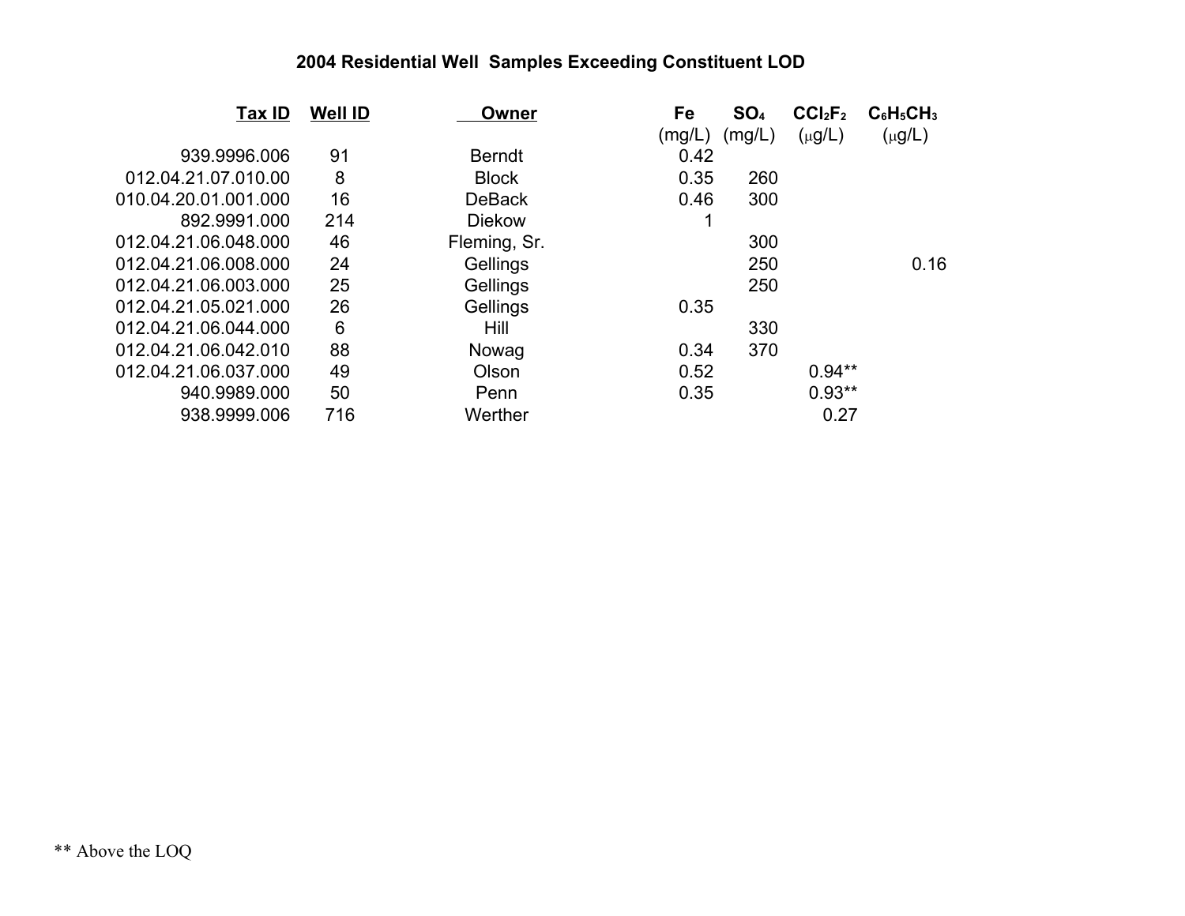## 2004 Residential Well Samples Exceeding Constituent LOD

| Tax ID | Well ID | Owner | Fe (mg/L) | $SO_4$ (mg/L) | $CCl_2F_2$ ($\mu$g/L) | $C_6H_5CH_3$ ($\mu$g/L) |
|---|---|---|---|---|---|---|
| 939.9996.006 | 91 | Berndt | 0.42 | | | |
| 012.04.21.07.010.00 | 8 | Block | 0.35 | 260 | | |
| 010.04.20.01.001.000 | 16 | DeBack | 0.46 | 300 | | |
| 892.9991.000 | 214 | Diekow | 1 | | | |
| 012.04.21.06.048.000 | 46 | Fleming, Sr. | | 300 | | |
| 012.04.21.06.008.000 | 24 | Gellings | | 250 | | 0.16 |
| 012.04.21.06.003.000 | 25 | Gellings | | 250 | | |
| 012.04.21.05.021.000 | 26 | Gellings | 0.35 | | | |
| 012.04.21.06.044.000 | 6 | Hill | | 330 | | |
| 012.04.21.06.042.010 | 88 | Nowag | 0.34 | 370 | | |
| 012.04.21.06.037.000 | 49 | Olson | 0.52 | | 0.94** | |
| 940.9989.000 | 50 | Penn | 0.35 | | 0.93** | |
| 938.9999.006 | 716 | Werther | | | 0.27 | |

** Above the LOQ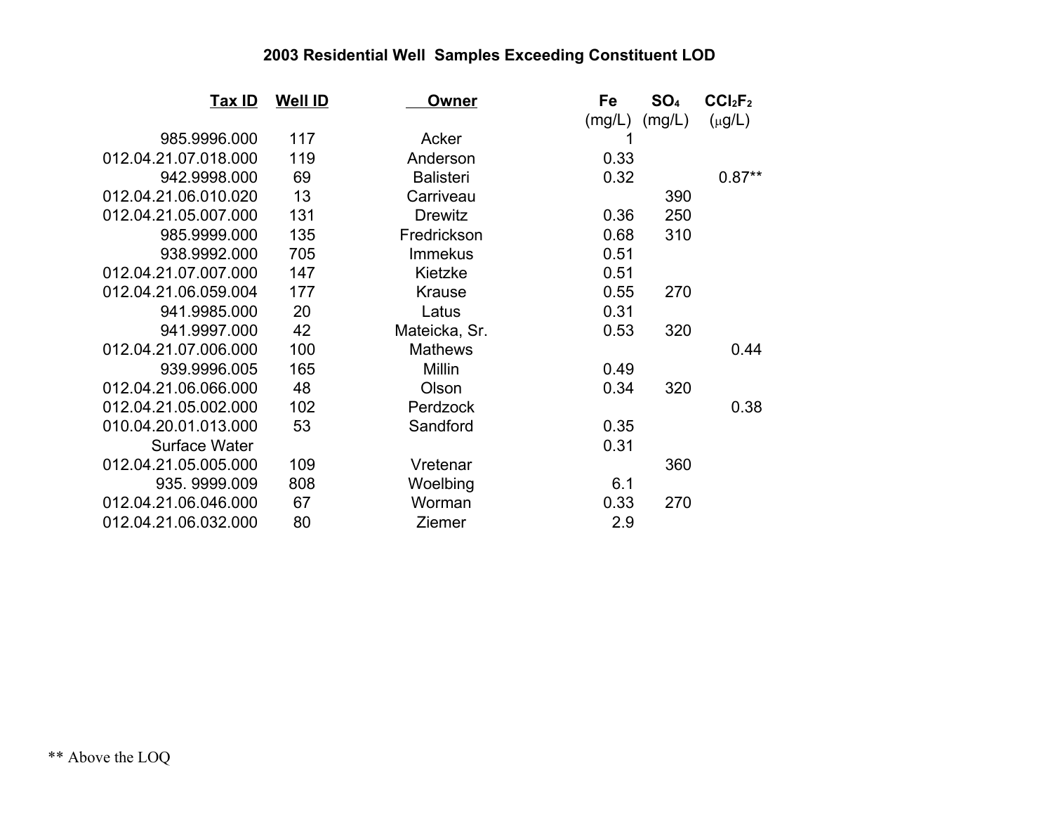# 2003 Residential Well Samples Exceeding Constituent LOD

| Tax ID | Well ID | Owner | Fe (mg/L) | $SO_4$ (mg/L) | $CCl_2F_2$ (μg/L) |
|---|---|---|---|---|---|
| 985.9996.000 | 117 | Acker | 1 | | |
| 012.04.21.07.018.000 | 119 | Anderson | 0.33 | | |
| 942.9998.000 | 69 | Balisteri | 0.32 | | 0.87** |
| 012.04.21.06.010.020 | 13 | Carriveau | | 390 | |
| 012.04.21.05.007.000 | 131 | Drewitz | 0.36 | 250 | |
| 985.9999.000 | 135 | Fredrickson | 0.68 | 310 | |
| 938.9992.000 | 705 | Immekus | 0.51 | | |
| 012.04.21.07.007.000 | 147 | Kietzke | 0.51 | | |
| 012.04.21.06.059.004 | 177 | Krause | 0.55 | 270 | |
| 941.9985.000 | 20 | Latus | 0.31 | | |
| 941.9997.000 | 42 | Mateicka, Sr. | 0.53 | 320 | |
| 012.04.21.07.006.000 | 100 | Mathews | | | 0.44 |
| 939.9996.005 | 165 | Millin | 0.49 | | |
| 012.04.21.06.066.000 | 48 | Olson | 0.34 | 320 | |
| 012.04.21.05.002.000 | 102 | Perdzock | | | 0.38 |
| 010.04.20.01.013.000 | 53 | Sandford | 0.35 | | |
| Surface Water | | | 0.31 | | |
| 012.04.21.05.005.000 | 109 | Vretenar | | 360 | |
| 935. 9999.009 | 808 | Woelbing | 6.1 | | |
| 012.04.21.06.046.000 | 67 | Worman | 0.33 | 270 | |
| 012.04.21.06.032.000 | 80 | Ziemer | 2.9 | | |

** Above the LOQ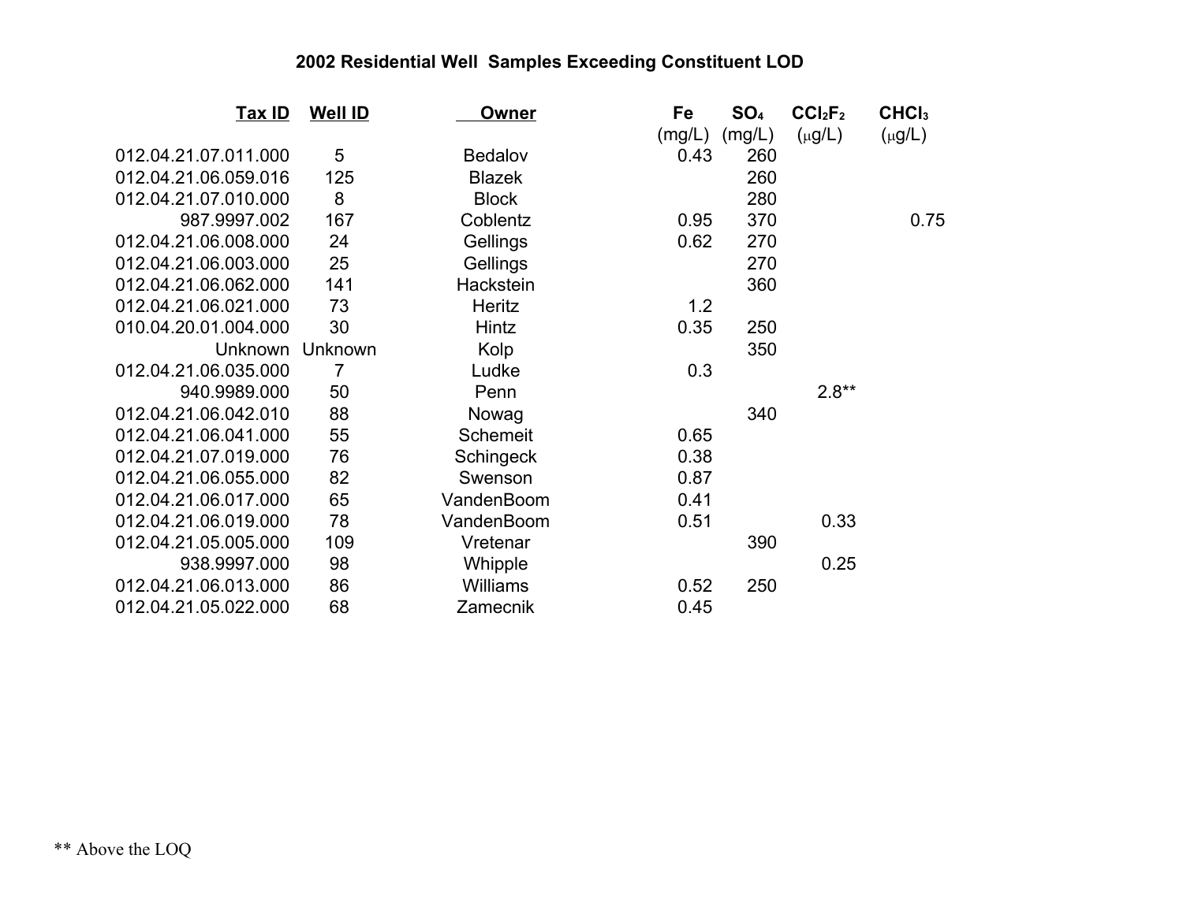## 2002 Residential Well Samples Exceeding Constituent LOD

| Tax ID | Well ID | Owner | Fe (mg/L) | $SO_4$ (mg/L) | $CCl_2F_2$ (μg/L) | $CHCl_3$ (μg/L) |
|---|---|---|---|---|---|---|
| 012.04.21.07.011.000 | 5 | Bedalov | 0.43 | 260 | | |
| 012.04.21.06.059.016 | 125 | Blazek | | 260 | | |
| 012.04.21.07.010.000 | 8 | Block | | 280 | | |
| 987.9997.002 | 167 | Coblentz | 0.95 | 370 | | 0.75 |
| 012.04.21.06.008.000 | 24 | Gellings | 0.62 | 270 | | |
| 012.04.21.06.003.000 | 25 | Gellings | | 270 | | |
| 012.04.21.06.062.000 | 141 | Hackstein | | 360 | | |
| 012.04.21.06.021.000 | 73 | Heritz | 1.2 | | | |
| 010.04.20.01.004.000 | 30 | Hintz | 0.35 | 250 | | |
| Unknown | Unknown | Kolp | | 350 | | |
| 012.04.21.06.035.000 | 7 | Ludke | 0.3 | | | |
| 940.9989.000 | 50 | Penn | | | 2.8** | |
| 012.04.21.06.042.010 | 88 | Nowag | | 340 | | |
| 012.04.21.06.041.000 | 55 | Schemeit | 0.65 | | | |
| 012.04.21.07.019.000 | 76 | Schingeck | 0.38 | | | |
| 012.04.21.06.055.000 | 82 | Swenson | 0.87 | | | |
| 012.04.21.06.017.000 | 65 | VandenBoom | 0.41 | | | |
| 012.04.21.06.019.000 | 78 | VandenBoom | 0.51 | | 0.33 | |
| 012.04.21.05.005.000 | 109 | Vretenar | | 390 | | |
| 938.9997.000 | 98 | Whipple | | | 0.25 | |
| 012.04.21.06.013.000 | 86 | Williams | 0.52 | 250 | | |
| 012.04.21.05.022.000 | 68 | Zamecnik | 0.45 | | | |

** Above the LOQ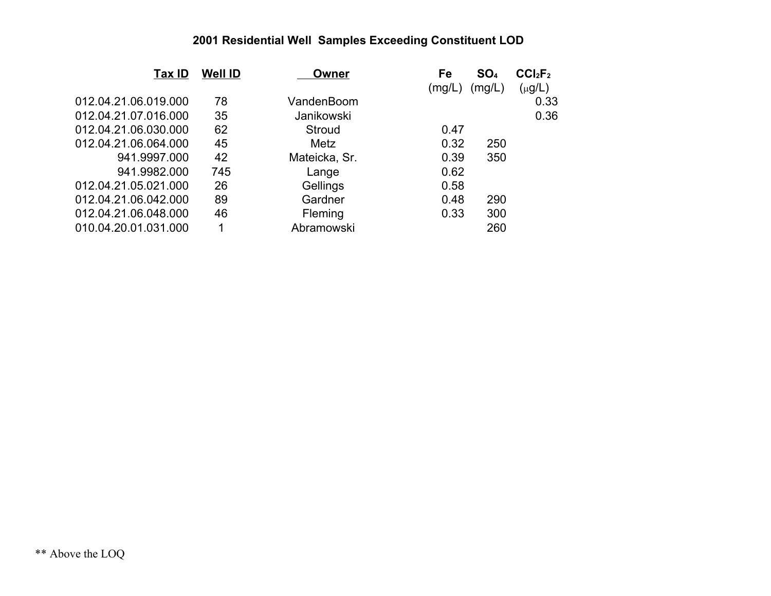**2001 Residential Well Samples Exceeding Constituent LOD**

| Tax ID | Well ID | Owner | Fe (mg/L) | $SO_4$ (mg/L) | $CCl_2F_2$ (μg/L) |
|---|---|---|---|---|---|
| 012.04.21.06.019.000 | 78 | VandenBoom | | | 0.33 |
| 012.04.21.07.016.000 | 35 | Janikowski | | | 0.36 |
| 012.04.21.06.030.000 | 62 | Stroud | 0.47 | | |
| 012.04.21.06.064.000 | 45 | Metz | 0.32 | 250 | |
| 941.9997.000 | 42 | Mateicka, Sr. | 0.39 | 350 | |
| 941.9982.000 | 745 | Lange | 0.62 | | |
| 012.04.21.05.021.000 | 26 | Gellings | 0.58 | | |
| 012.04.21.06.042.000 | 89 | Gardner | 0.48 | 290 | |
| 012.04.21.06.048.000 | 46 | Fleming | 0.33 | 300 | |
| 010.04.20.01.031.000 | 1 | Abramowski | | 260 | |

** Above the LOQ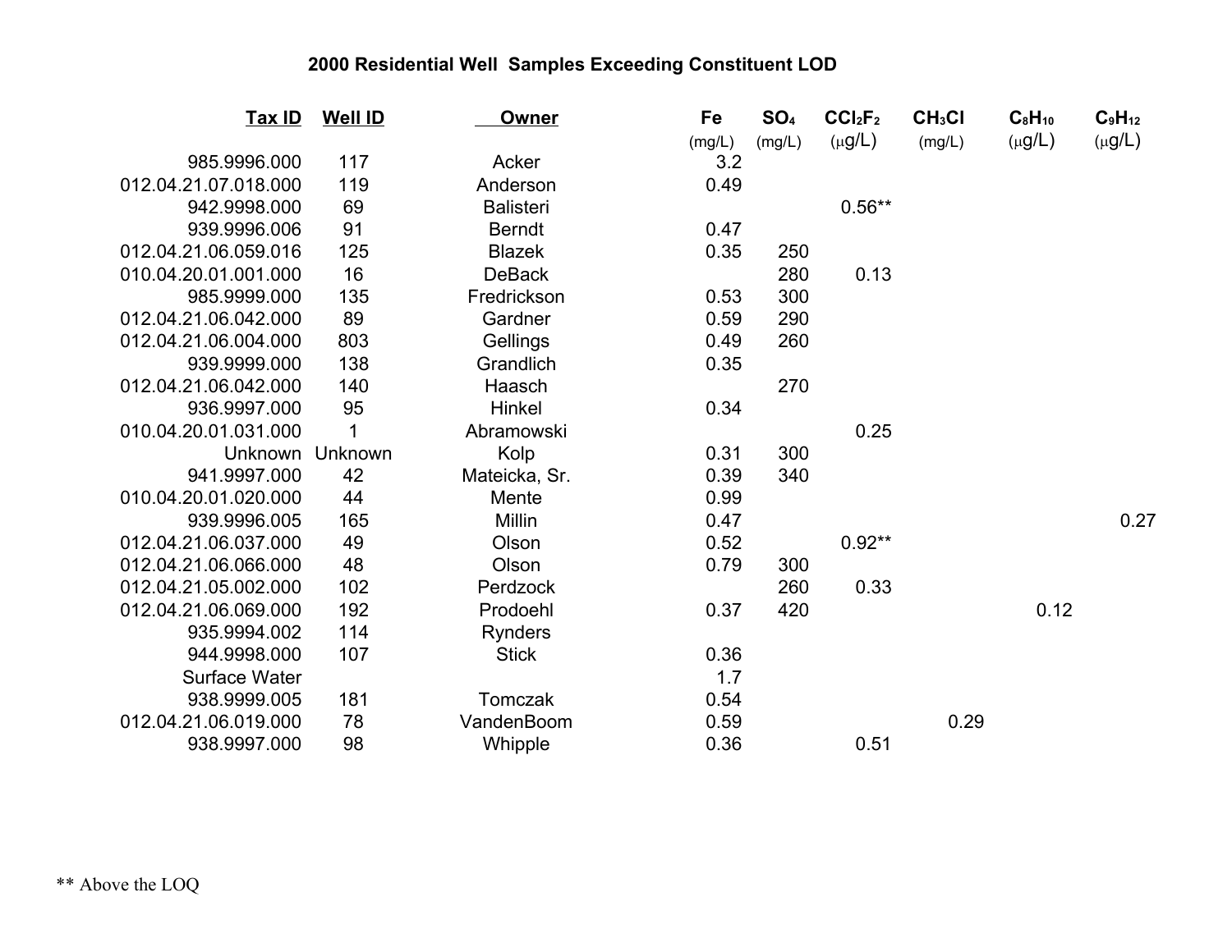# 2000 Residential Well Samples Exceeding Constituent LOD

| Tax ID | Well ID | Owner | Fe (mg/L) | $SO_4$ (mg/L) | $CCl_2F_2$ (μg/L) | $CH_3Cl$ (mg/L) | $C_8H_{10}$ (μg/L) | $C_9H_{12}$ (μg/L) |
|---|---|---|---|---|---|---|---|---|
| 985.9996.000 | 117 | Acker | 3.2 | | | | | |
| 012.04.21.07.018.000 | 119 | Anderson | 0.49 | | | | | |
| 942.9998.000 | 69 | Balisteri | | | 0.56** | | | |
| 939.9996.006 | 91 | Berndt | 0.47 | | | | | |
| 012.04.21.06.059.016 | 125 | Blazek | 0.35 | 250 | | | | |
| 010.04.20.01.001.000 | 16 | DeBack | | 280 | 0.13 | | | |
| 985.9999.000 | 135 | Fredrickson | 0.53 | 300 | | | | |
| 012.04.21.06.042.000 | 89 | Gardner | 0.59 | 290 | | | | |
| 012.04.21.06.004.000 | 803 | Gellings | 0.49 | 260 | | | | |
| 939.9999.000 | 138 | Grandlich | 0.35 | | | | | |
| 012.04.21.06.042.000 | 140 | Haasch | | 270 | | | | |
| 936.9997.000 | 95 | Hinkel | 0.34 | | | | | |
| 010.04.20.01.031.000 | 1 | Abramowski | | | 0.25 | | | |
| Unknown | Unknown | Kolp | 0.31 | 300 | | | | |
| 941.9997.000 | 42 | Mateicka, Sr. | 0.39 | 340 | | | | |
| 010.04.20.01.020.000 | 44 | Mente | 0.99 | | | | | |
| 939.9996.005 | 165 | Millin | 0.47 | | | | | 0.27 |
| 012.04.21.06.037.000 | 49 | Olson | 0.52 | | 0.92** | | | |
| 012.04.21.06.066.000 | 48 | Olson | 0.79 | 300 | | | | |
| 012.04.21.05.002.000 | 102 | Perdzock | | 260 | 0.33 | | | |
| 012.04.21.06.069.000 | 192 | Prodoehl | 0.37 | 420 | | | 0.12 | |
| 935.9994.002 | 114 | Rynders | | | | | | |
| 944.9998.000 | 107 | Stick | 0.36 | | | | | |
| Surface Water | | | 1.7 | | | | | |
| 938.9999.005 | 181 | Tomczak | 0.54 | | | | | |
| 012.04.21.06.019.000 | 78 | VandenBoom | 0.59 | | | 0.29 | | |
| 938.9997.000 | 98 | Whipple | 0.36 | | 0.51 | | | |

** Above the LOQ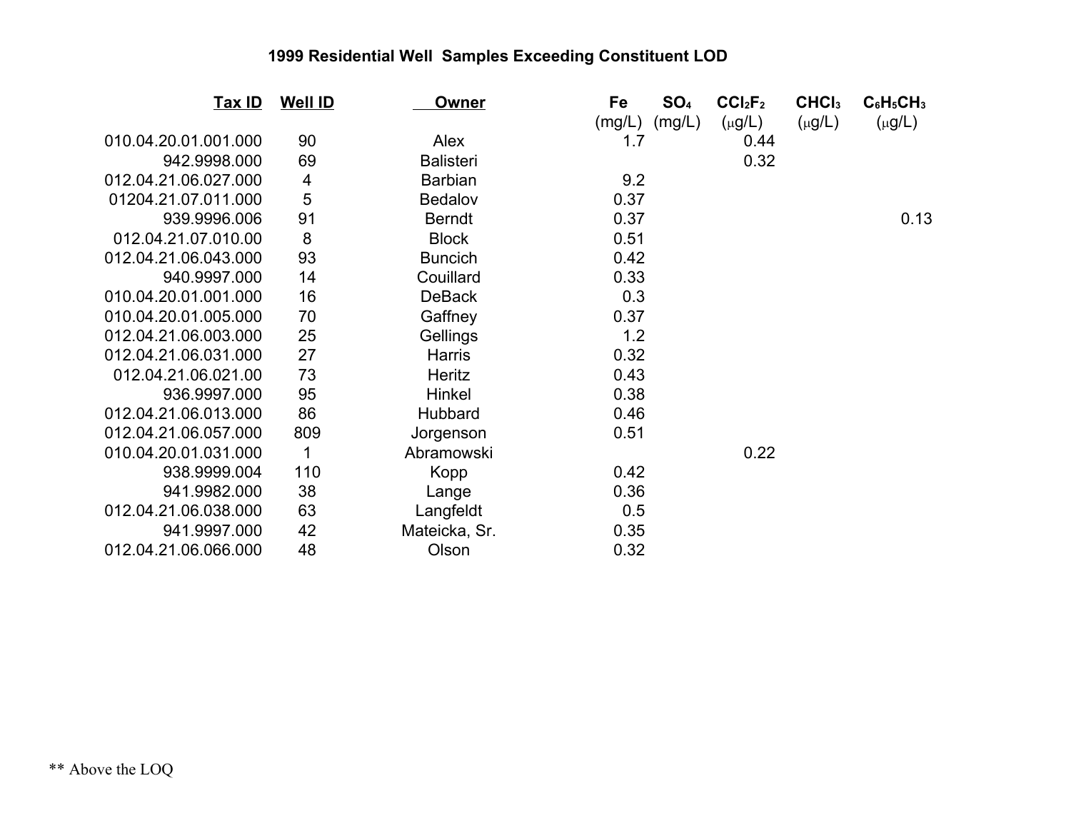# 1999 Residential Well Samples Exceeding Constituent LOD

| Tax ID | Well ID | Owner | Fe (mg/L) | $SO_4$ (mg/L) | $CCl_2F_2$ (μg/L) | $CHCl_3$ (μg/L) | $C_6H_5CH_3$ (μg/L) |
|---|---|---|---|---|---|---|---|
| 010.04.20.01.001.000 | 90 | Alex | 1.7 | | 0.44 | | |
| 942.9998.000 | 69 | Balisteri | | | 0.32 | | |
| 012.04.21.06.027.000 | 4 | Barbian | 9.2 | | | | |
| 01204.21.07.011.000 | 5 | Bedalov | 0.37 | | | | |
| 939.9996.006 | 91 | Berndt | 0.37 | | | | 0.13 |
| 012.04.21.07.010.00 | 8 | Block | 0.51 | | | | |
| 012.04.21.06.043.000 | 93 | Buncich | 0.42 | | | | |
| 940.9997.000 | 14 | Couillard | 0.33 | | | | |
| 010.04.20.01.001.000 | 16 | DeBack | 0.3 | | | | |
| 010.04.20.01.005.000 | 70 | Gaffney | 0.37 | | | | |
| 012.04.21.06.003.000 | 25 | Gellings | 1.2 | | | | |
| 012.04.21.06.031.000 | 27 | Harris | 0.32 | | | | |
| 012.04.21.06.021.00 | 73 | Heritz | 0.43 | | | | |
| 936.9997.000 | 95 | Hinkel | 0.38 | | | | |
| 012.04.21.06.013.000 | 86 | Hubbard | 0.46 | | | | |
| 012.04.21.06.057.000 | 809 | Jorgenson | 0.51 | | | | |
| 010.04.20.01.031.000 | 1 | Abramowski | | | 0.22 | | |
| 938.9999.004 | 110 | Kopp | 0.42 | | | | |
| 941.9982.000 | 38 | Lange | 0.36 | | | | |
| 012.04.21.06.038.000 | 63 | Langfeldt | 0.5 | | | | |
| 941.9997.000 | 42 | Mateicka, Sr. | 0.35 | | | | |
| 012.04.21.06.066.000 | 48 | Olson | 0.32 | | | | |

** Above the LOQ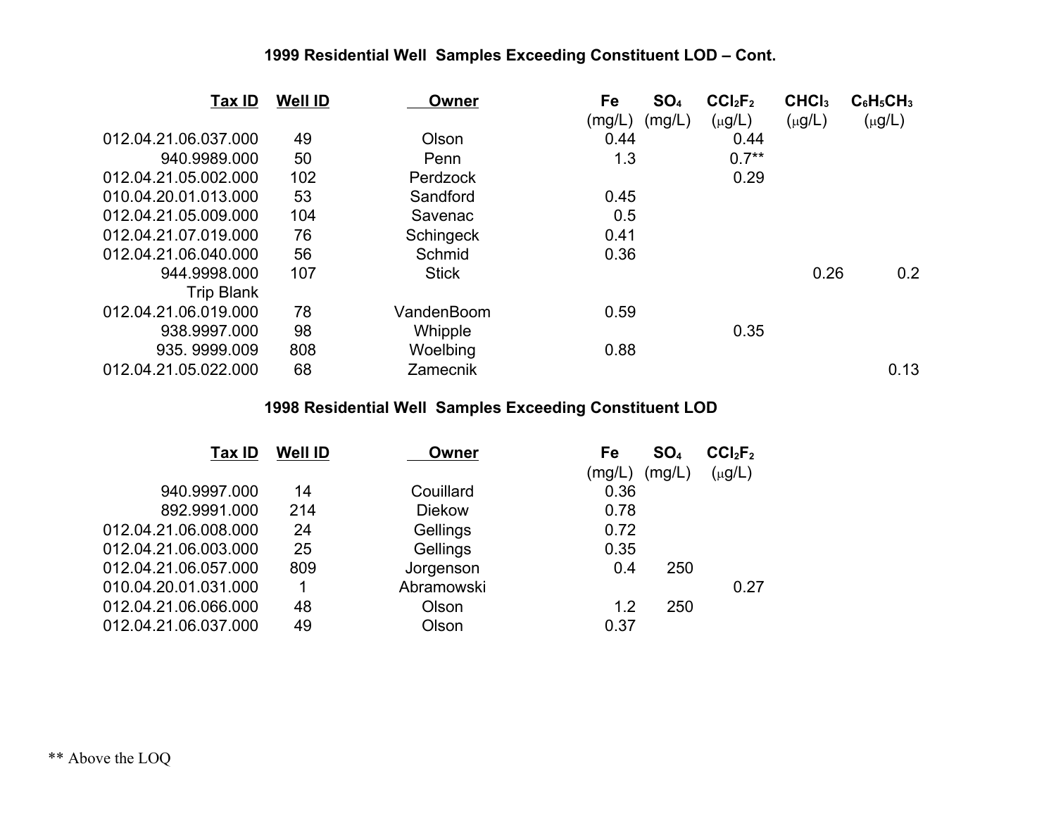### 1999 Residential Well Samples Exceeding Constituent LOD – Cont.

| Tax ID | Well ID | Owner | Fe (mg/L) | $SO_4$ (mg/L) | $CCl_2F_2$ (μg/L) | $CHCl_3$ (μg/L) | $C_6H_5CH_3$ (μg/L) |
|---|---|---|---|---|---|---|---|
| 012.04.21.06.037.000 | 49 | Olson | 0.44 | | 0.44 | | |
| 940.9989.000 | 50 | Penn | 1.3 | | 0.7** | | |
| 012.04.21.05.002.000 | 102 | Perdzock | | | 0.29 | | |
| 010.04.20.01.013.000 | 53 | Sandford | 0.45 | | | | |
| 012.04.21.05.009.000 | 104 | Savenac | 0.5 | | | | |
| 012.04.21.07.019.000 | 76 | Schingeck | 0.41 | | | | |
| 012.04.21.06.040.000 | 56 | Schmid | 0.36 | | | | |
| 944.9998.000 | 107 | Stick | | | | 0.26 | 0.2 |
| Trip Blank | | | | | | | |
| 012.04.21.06.019.000 | 78 | VandenBoom | 0.59 | | | | |
| 938.9997.000 | 98 | Whipple | | | 0.35 | | |
| 935. 9999.009 | 808 | Woelbing | 0.88 | | | | |
| 012.04.21.05.022.000 | 68 | Zamecnik | | | | | 0.13 |

### 1998 Residential Well Samples Exceeding Constituent LOD

| Tax ID | Well ID | Owner | Fe (mg/L) | $SO_4$ (mg/L) | $CCl_2F_2$ (μg/L) |
|---|---|---|---|---|---|
| 940.9997.000 | 14 | Couillard | 0.36 | | |
| 892.9991.000 | 214 | Diekow | 0.78 | | |
| 012.04.21.06.008.000 | 24 | Gellings | 0.72 | | |
| 012.04.21.06.003.000 | 25 | Gellings | 0.35 | | |
| 012.04.21.06.057.000 | 809 | Jorgenson | 0.4 | 250 | |
| 010.04.20.01.031.000 | 1 | Abramowski | | | 0.27 |
| 012.04.21.06.066.000 | 48 | Olson | 1.2 | 250 | |
| 012.04.21.06.037.000 | 49 | Olson | 0.37 | | |

** Above the LOQ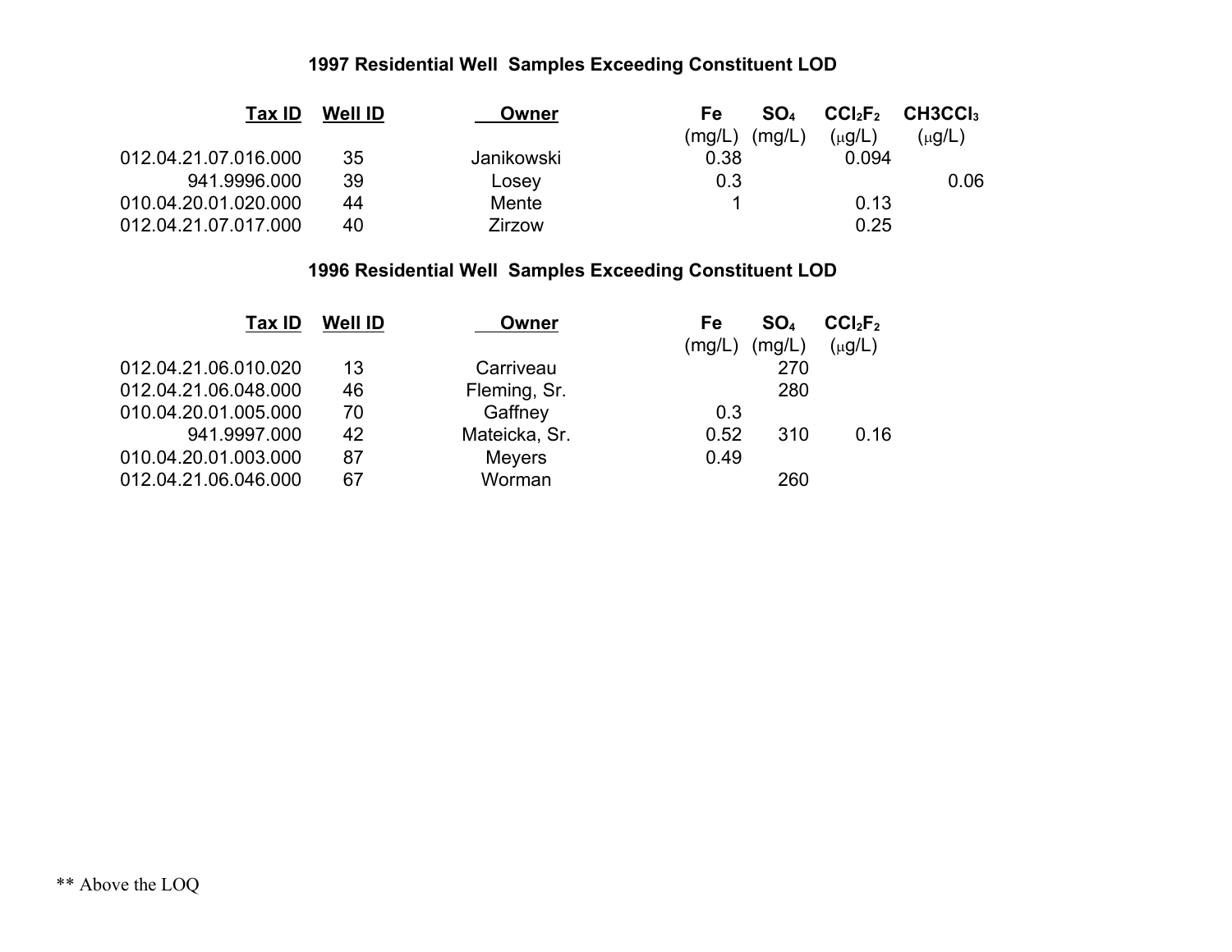### 1997 Residential Well Samples Exceeding Constituent LOD

| Tax ID | Well ID | Owner | Fe (mg/L) | $SO_4$ (mg/L) | $CCl_2F_2$ (μg/L) | $CH_3CCl_3$ (μg/L) |
|---|---|---|---|---|---|---|
| 012.04.21.07.016.000 | 35 | Janikowski | 0.38 | | 0.094 | |
| 941.9996.000 | 39 | Losey | 0.3 | | | 0.06 |
| 010.04.20.01.020.000 | 44 | Mente | 1 | | 0.13 | |
| 012.04.21.07.017.000 | 40 | Zirzow | | | 0.25 | |

### 1996 Residential Well Samples Exceeding Constituent LOD

| Tax ID | Well ID | Owner | Fe (mg/L) | $SO_4$ (mg/L) | $CCl_2F_2$ (μg/L) |
|---|---|---|---|---|---|
| 012.04.21.06.010.020 | 13 | Carriveau | | 270 | |
| 012.04.21.06.048.000 | 46 | Fleming, Sr. | | 280 | |
| 010.04.20.01.005.000 | 70 | Gaffney | 0.3 | | |
| 941.9997.000 | 42 | Mateicka, Sr. | 0.52 | 310 | 0.16 |
| 010.04.20.01.003.000 | 87 | Meyers | 0.49 | | |
| 012.04.21.06.046.000 | 67 | Worman | | 260 | |

** Above the LOQ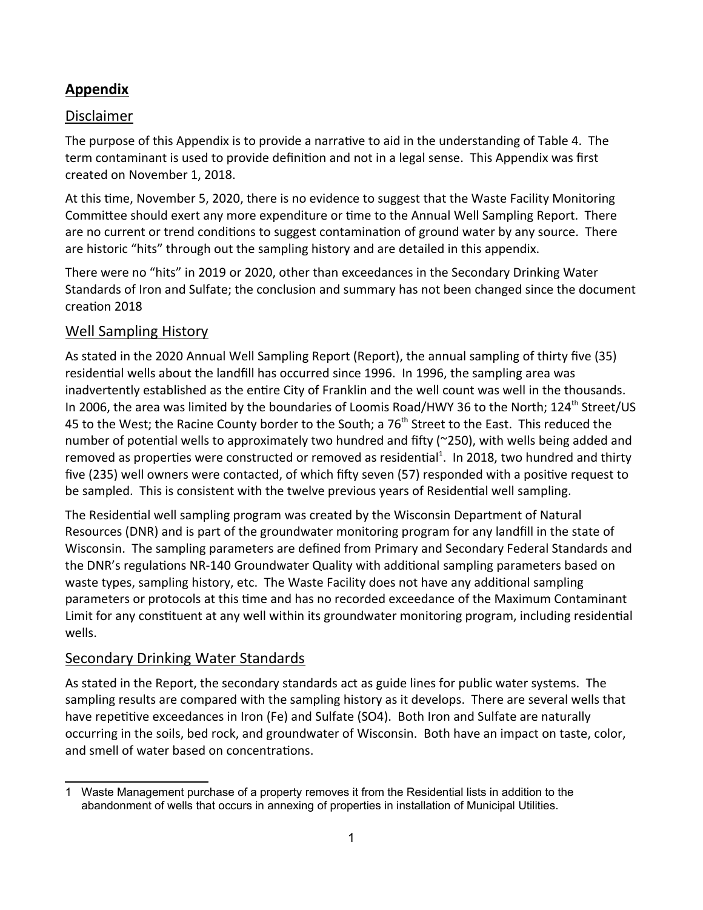## Appendix

### Disclaimer

The purpose of this Appendix is to provide a narrative to aid in the understanding of Table 4. The term contaminant is used to provide definition and not in a legal sense. This Appendix was first created on November 1, 2018.

At this time, November 5, 2020, there is no evidence to suggest that the Waste Facility Monitoring Committee should exert any more expenditure or time to the Annual Well Sampling Report. There are no current or trend conditions to suggest contamination of ground water by any source. There are historic "hits" through out the sampling history and are detailed in this appendix.

There were no "hits" in 2019 or 2020, other than exceedances in the Secondary Drinking Water Standards of Iron and Sulfate; the conclusion and summary has not been changed since the document creation 2018

### Well Sampling History

As stated in the 2020 Annual Well Sampling Report (Report), the annual sampling of thirty five (35) residential wells about the landfill has occurred since 1996. In 1996, the sampling area was inadvertently established as the entire City of Franklin and the well count was well in the thousands. In 2006, the area was limited by the boundaries of Loomis Road/HWY 36 to the North; 124th Street/US 45 to the West; the Racine County border to the South; a 76th Street to the East. This reduced the number of potential wells to approximately two hundred and fifty (~250), with wells being added and removed as properties were constructed or removed as residential[1]. In 2018, two hundred and thirty five (235) well owners were contacted, of which fifty seven (57) responded with a positive request to be sampled. This is consistent with the twelve previous years of Residential well sampling.

The Residential well sampling program was created by the Wisconsin Department of Natural Resources (DNR) and is part of the groundwater monitoring program for any landfill in the state of Wisconsin. The sampling parameters are defined from Primary and Secondary Federal Standards and the DNR's regulations NR-140 Groundwater Quality with additional sampling parameters based on waste types, sampling history, etc. The Waste Facility does not have any additional sampling parameters or protocols at this time and has no recorded exceedance of the Maximum Contaminant Limit for any constituent at any well within its groundwater monitoring program, including residential wells.

### Secondary Drinking Water Standards

As stated in the Report, the secondary standards act as guide lines for public water systems. The sampling results are compared with the sampling history as it develops. There are several wells that have repetitive exceedances in Iron (Fe) and Sulfate ($SO_4$). Both Iron and Sulfate are naturally occurring in the soils, bed rock, and groundwater of Wisconsin. Both have an impact on taste, color, and smell of water based on concentrations.

---

1 Waste Management purchase of a property removes it from the Residential lists in addition to the abandonment of wells that occurs in annexing of properties in installation of Municipal Utilities.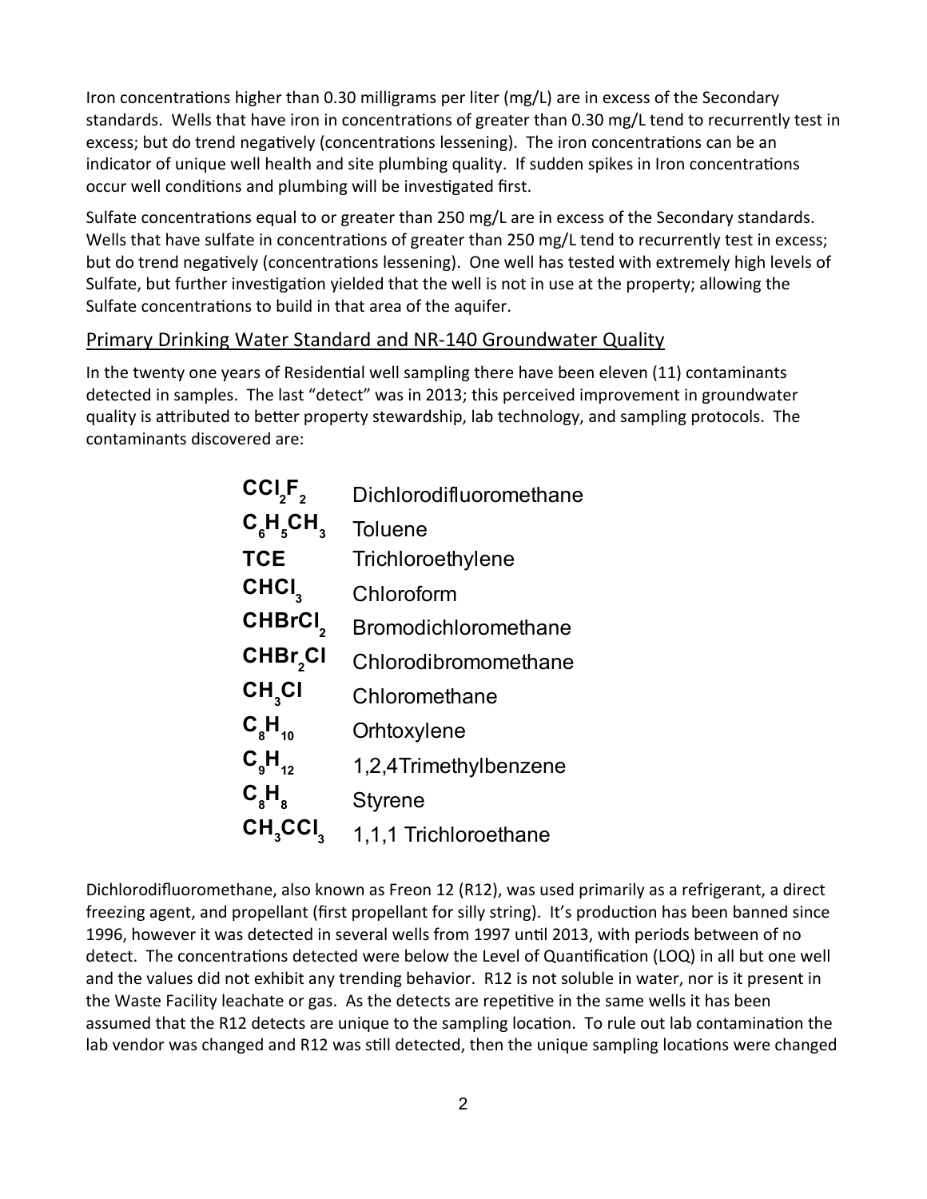Iron concentrations higher than 0.30 milligrams per liter (mg/L) are in excess of the Secondary standards. Wells that have iron in concentrations of greater than 0.30 mg/L tend to recurrently test in excess; but do trend negatively (concentrations lessening). The iron concentrations can be an indicator of unique well health and site plumbing quality. If sudden spikes in Iron concentrations occur well conditions and plumbing will be investigated first.

Sulfate concentrations equal to or greater than 250 mg/L are in excess of the Secondary standards. Wells that have sulfate in concentrations of greater than 250 mg/L tend to recurrently test in excess; but do trend negatively (concentrations lessening). One well has tested with extremely high levels of Sulfate, but further investigation yielded that the well is not in use at the property; allowing the Sulfate concentrations to build in that area of the aquifer.

## Primary Drinking Water Standard and NR-140 Groundwater Quality

In the twenty one years of Residential well sampling there have been eleven (11) contaminants detected in samples. The last "detect" was in 2013; this perceived improvement in groundwater quality is attributed to better property stewardship, lab technology, and sampling protocols. The contaminants discovered are:

| | |
|---|---|
| $CCl_2F_2$ | Dichlorodifluoromethane |
| $C_6H_5CH_3$ | Toluene |
| **TCE** | Trichloroethylene |
| $CHCl_3$ | Chloroform |
| $CHBrCl_2$ | Bromodichloromethane |
| $CHBr_2Cl$ | Chlorodibromomethane |
| $CH_3Cl$ | Chloromethane |
| $C_8H_{10}$ | Orhtoxylene |
| $C_9H_{12}$ | 1,2,4Trimethylbenzene |
| $C_8H_8$ | Styrene |
| $CH_3CCl_3$ | 1,1,1 Trichloroethane |

Dichlorodifluoromethane, also known as Freon 12 (R12), was used primarily as a refrigerant, a direct freezing agent, and propellant (first propellant for silly string). It's production has been banned since 1996, however it was detected in several wells from 1997 until 2013, with periods between of no detect. The concentrations detected were below the Level of Quantification (LOQ) in all but one well and the values did not exhibit any trending behavior. R12 is not soluble in water, nor is it present in the Waste Facility leachate or gas. As the detects are repetitive in the same wells it has been assumed that the R12 detects are unique to the sampling location. To rule out lab contamination the lab vendor was changed and R12 was still detected, then the unique sampling locations were changed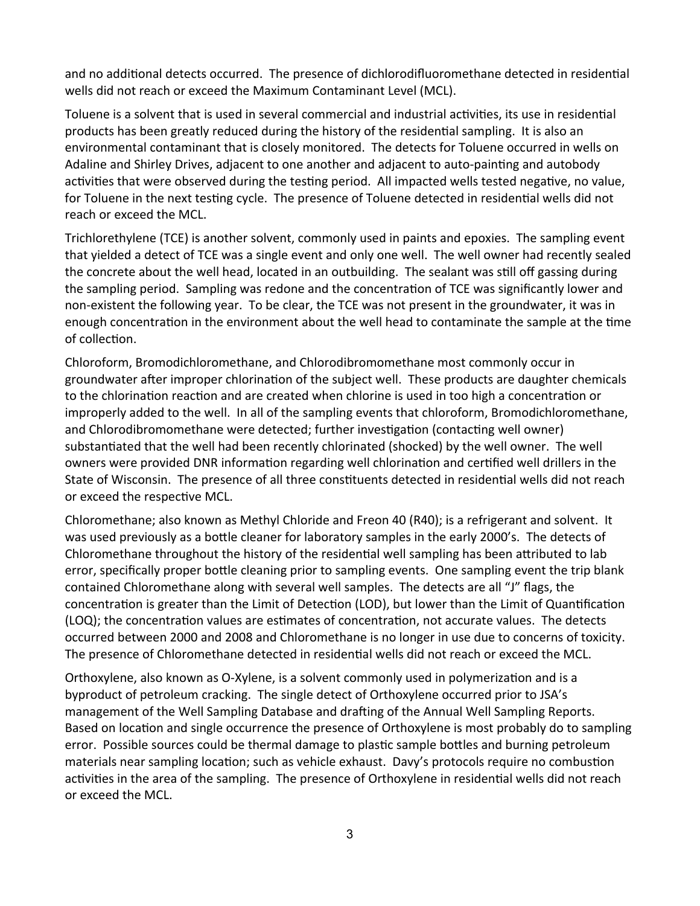and no additional detects occurred. The presence of dichlorodifluoromethane detected in residential wells did not reach or exceed the Maximum Contaminant Level (MCL).

Toluene is a solvent that is used in several commercial and industrial activities, its use in residential products has been greatly reduced during the history of the residential sampling. It is also an environmental contaminant that is closely monitored. The detects for Toluene occurred in wells on Adaline and Shirley Drives, adjacent to one another and adjacent to auto-painting and autobody activities that were observed during the testing period. All impacted wells tested negative, no value, for Toluene in the next testing cycle. The presence of Toluene detected in residential wells did not reach or exceed the MCL.

Trichlorethylene (TCE) is another solvent, commonly used in paints and epoxies. The sampling event that yielded a detect of TCE was a single event and only one well. The well owner had recently sealed the concrete about the well head, located in an outbuilding. The sealant was still off gassing during the sampling period. Sampling was redone and the concentration of TCE was significantly lower and non-existent the following year. To be clear, the TCE was not present in the groundwater, it was in enough concentration in the environment about the well head to contaminate the sample at the time of collection.

Chloroform, Bromodichloromethane, and Chlorodibromomethane most commonly occur in groundwater after improper chlorination of the subject well. These products are daughter chemicals to the chlorination reaction and are created when chlorine is used in too high a concentration or improperly added to the well. In all of the sampling events that chloroform, Bromodichloromethane, and Chlorodibromomethane were detected; further investigation (contacting well owner) substantiated that the well had been recently chlorinated (shocked) by the well owner. The well owners were provided DNR information regarding well chlorination and certified well drillers in the State of Wisconsin. The presence of all three constituents detected in residential wells did not reach or exceed the respective MCL.

Chloromethane; also known as Methyl Chloride and Freon 40 (R40); is a refrigerant and solvent. It was used previously as a bottle cleaner for laboratory samples in the early 2000's. The detects of Chloromethane throughout the history of the residential well sampling has been attributed to lab error, specifically proper bottle cleaning prior to sampling events. One sampling event the trip blank contained Chloromethane along with several well samples. The detects are all "J" flags, the concentration is greater than the Limit of Detection (LOD), but lower than the Limit of Quantification (LOQ); the concentration values are estimates of concentration, not accurate values. The detects occurred between 2000 and 2008 and Chloromethane is no longer in use due to concerns of toxicity. The presence of Chloromethane detected in residential wells did not reach or exceed the MCL.

Orthoxylene, also known as O-Xylene, is a solvent commonly used in polymerization and is a byproduct of petroleum cracking. The single detect of Orthoxylene occurred prior to JSA's management of the Well Sampling Database and drafting of the Annual Well Sampling Reports. Based on location and single occurrence the presence of Orthoxylene is most probably do to sampling error. Possible sources could be thermal damage to plastic sample bottles and burning petroleum materials near sampling location; such as vehicle exhaust. Davy's protocols require no combustion activities in the area of the sampling. The presence of Orthoxylene in residential wells did not reach or exceed the MCL.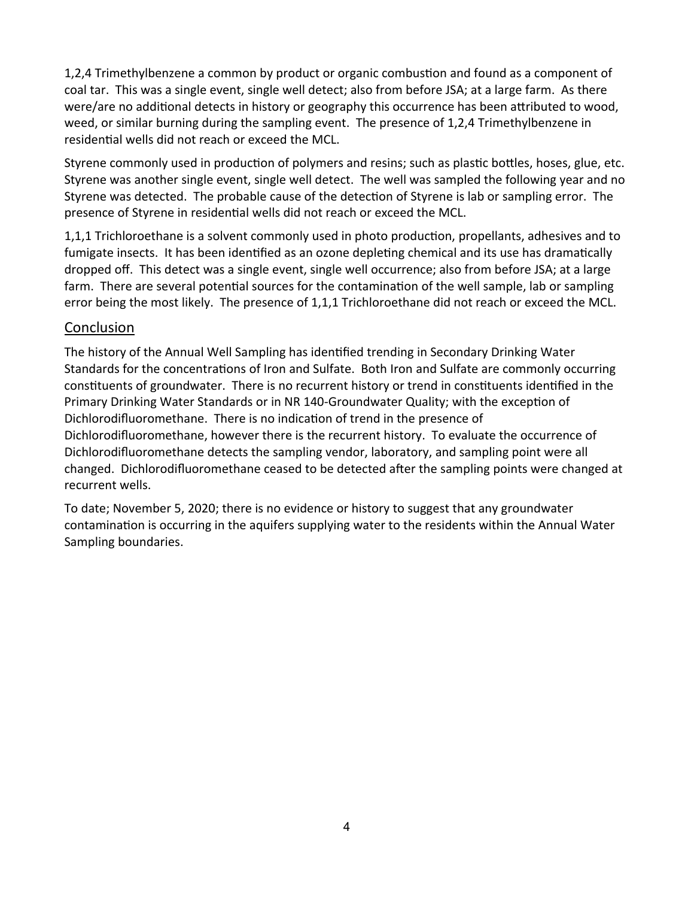1,2,4 Trimethylbenzene a common by product or organic combustion and found as a component of coal tar. This was a single event, single well detect; also from before JSA; at a large farm. As there were/are no additional detects in history or geography this occurrence has been attributed to wood, weed, or similar burning during the sampling event. The presence of 1,2,4 Trimethylbenzene in residential wells did not reach or exceed the MCL.

Styrene commonly used in production of polymers and resins; such as plastic bottles, hoses, glue, etc. Styrene was another single event, single well detect. The well was sampled the following year and no Styrene was detected. The probable cause of the detection of Styrene is lab or sampling error. The presence of Styrene in residential wells did not reach or exceed the MCL.

1,1,1 Trichloroethane is a solvent commonly used in photo production, propellants, adhesives and to fumigate insects. It has been identified as an ozone depleting chemical and its use has dramatically dropped off. This detect was a single event, single well occurrence; also from before JSA; at a large farm. There are several potential sources for the contamination of the well sample, lab or sampling error being the most likely. The presence of 1,1,1 Trichloroethane did not reach or exceed the MCL.

## Conclusion

The history of the Annual Well Sampling has identified trending in Secondary Drinking Water Standards for the concentrations of Iron and Sulfate. Both Iron and Sulfate are commonly occurring constituents of groundwater. There is no recurrent history or trend in constituents identified in the Primary Drinking Water Standards or in NR 140-Groundwater Quality; with the exception of Dichlorodifluoromethane. There is no indication of trend in the presence of Dichlorodifluoromethane, however there is the recurrent history. To evaluate the occurrence of Dichlorodifluoromethane detects the sampling vendor, laboratory, and sampling point were all changed. Dichlorodifluoromethane ceased to be detected after the sampling points were changed at recurrent wells.

To date; November 5, 2020; there is no evidence or history to suggest that any groundwater contamination is occurring in the aquifers supplying water to the residents within the Annual Water Sampling boundaries.